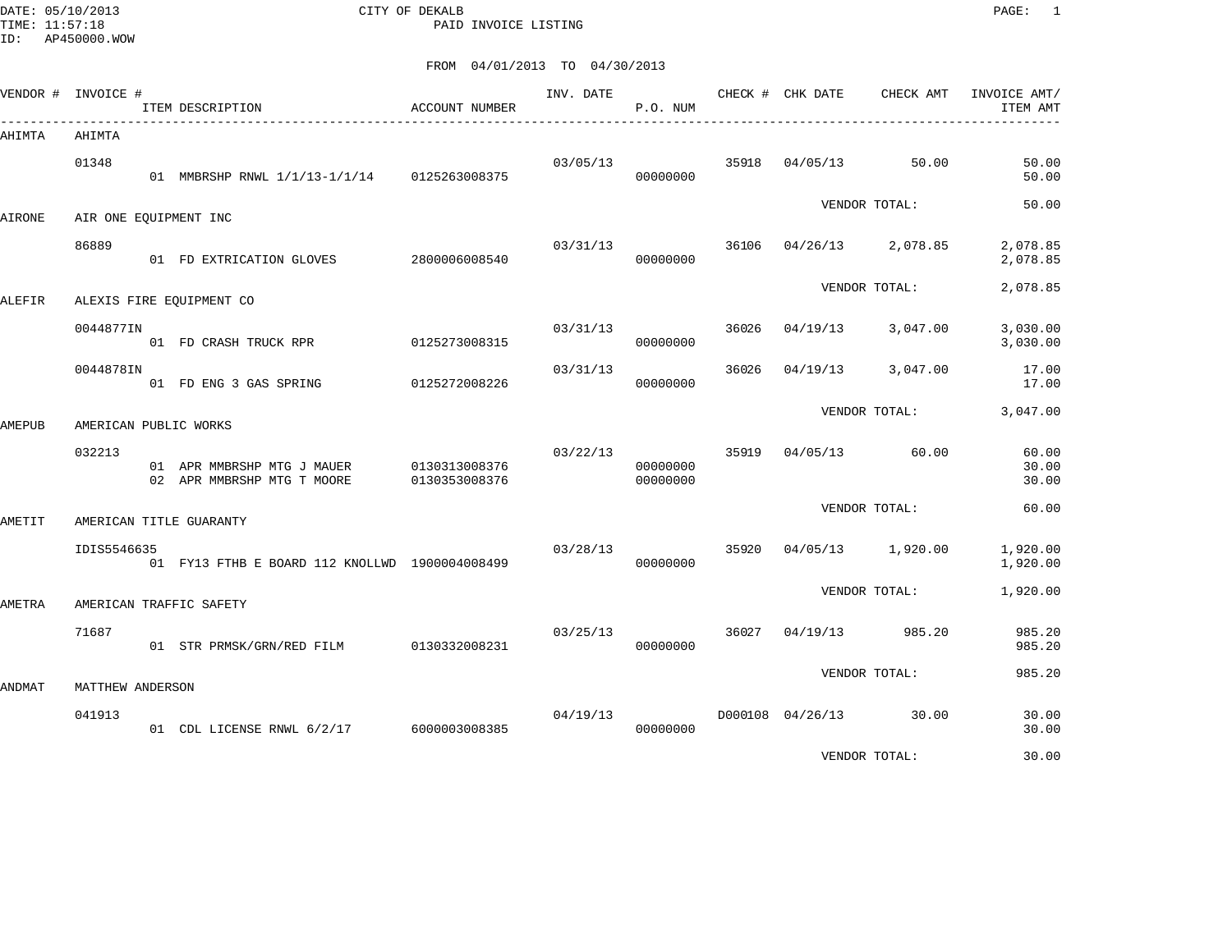DATE: 05/10/2013
TIME: 11:57:18
ID: AP450000.WOW

# CITY OF DEKALB

## PAID INVOICE LISTING

FROM 04/01/2013 TO 04/30/2013

| VENDOR # | INVOICE # / ITEM DESCRIPTION | ACCOUNT NUMBER | INV. DATE | P.O. NUM | CHECK # | CHK DATE | CHECK AMT | INVOICE AMT/ ITEM AMT |
|---|---|---|---|---|---|---|---|---|
| AHIMTA | AHIMTA | | | | | | | |
| | 01348 | | 03/05/13 | | 35918 | 04/05/13 | 50.00 | 50.00 |
| | 01 MMBRSHP RNWL 1/1/13-1/1/14 | 0125263008375 | | 00000000 | | | | 50.00 |
| | | | | | | VENDOR TOTAL: | | 50.00 |
| AIRONE | AIR ONE EQUIPMENT INC | | | | | | | |
| | 86889 | | 03/31/13 | | 36106 | 04/26/13 | 2,078.85 | 2,078.85 |
| | 01 FD EXTRICATION GLOVES | 2800006008540 | | 00000000 | | | | 2,078.85 |
| | | | | | | VENDOR TOTAL: | | 2,078.85 |
| ALEFIR | ALEXIS FIRE EQUIPMENT CO | | | | | | | |
| | 0044877IN | | 03/31/13 | | 36026 | 04/19/13 | 3,047.00 | 3,030.00 |
| | 01 FD CRASH TRUCK RPR | 0125273008315 | | 00000000 | | | | 3,030.00 |
| | 0044878IN | | 03/31/13 | | 36026 | 04/19/13 | 3,047.00 | 17.00 |
| | 01 FD ENG 3 GAS SPRING | 0125272008226 | | 00000000 | | | | 17.00 |
| | | | | | | VENDOR TOTAL: | | 3,047.00 |
| AMEPUB | AMERICAN PUBLIC WORKS | | | | | | | |
| | 032213 | | 03/22/13 | | 35919 | 04/05/13 | 60.00 | 60.00 |
| | 01 APR MMBRSHP MTG J MAUER | 0130313008376 | | 00000000 | | | | 30.00 |
| | 02 APR MMBRSHP MTG T MOORE | 0130353008376 | | 00000000 | | | | 30.00 |
| | | | | | | VENDOR TOTAL: | | 60.00 |
| AMETIT | AMERICAN TITLE GUARANTY | | | | | | | |
| | IDIS5546635 | | 03/28/13 | | 35920 | 04/05/13 | 1,920.00 | 1,920.00 |
| | 01 FY13 FTHB E BOARD 112 KNOLLWD | 1900004008499 | | 00000000 | | | | 1,920.00 |
| | | | | | | VENDOR TOTAL: | | 1,920.00 |
| AMETRA | AMERICAN TRAFFIC SAFETY | | | | | | | |
| | 71687 | | 03/25/13 | | 36027 | 04/19/13 | 985.20 | 985.20 |
| | 01 STR PRMSK/GRN/RED FILM | 0130332008231 | | 00000000 | | | | 985.20 |
| | | | | | | VENDOR TOTAL: | | 985.20 |
| ANDMAT | MATTHEW ANDERSON | | | | | | | |
| | 041913 | | 04/19/13 | | D000108 | 04/26/13 | 30.00 | 30.00 |
| | 01 CDL LICENSE RNWL 6/2/17 | 6000003008385 | | 00000000 | | | | 30.00 |
| | | | | | | VENDOR TOTAL: | | 30.00 |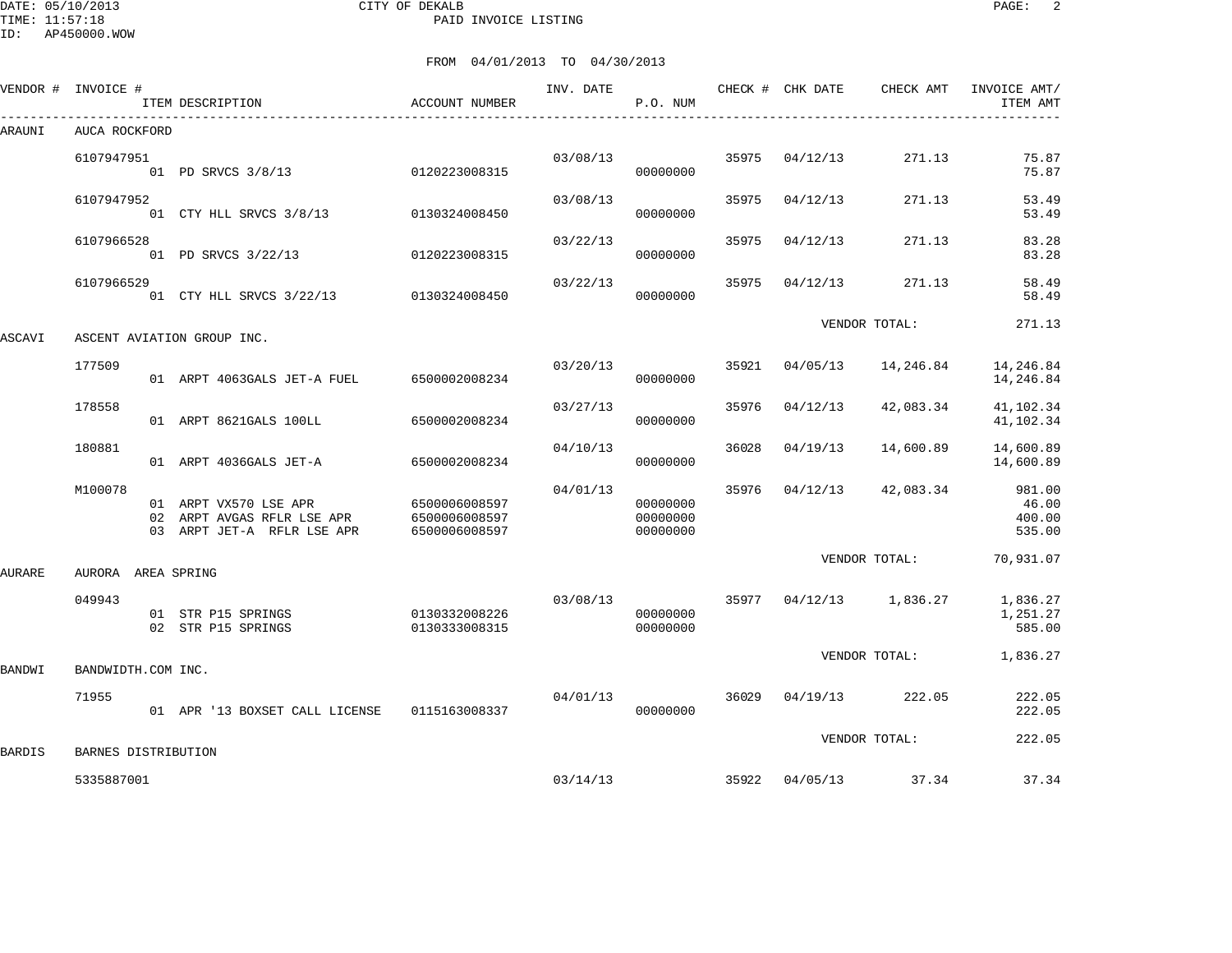DATE: 05/10/2013 CITY OF DEKALB
TIME: 11:57:18 PAID INVOICE LISTING
ID: AP450000.WOW

FROM 04/01/2013 TO 04/30/2013

| VENDOR # | INVOICE # / ITEM DESCRIPTION | ACCOUNT NUMBER | INV. DATE | P.O. NUM | CHECK # | CHK DATE | CHECK AMT | INVOICE AMT/ ITEM AMT |
|---|---|---|---|---|---|---|---|---|
| ARAUNI | AUCA ROCKFORD | | | | | | | |
| | 6107947951 | | 03/08/13 | | 35975 | 04/12/13 | 271.13 | 75.87 |
| | 01 PD SRVCS 3/8/13 | 0120223008315 | | 00000000 | | | | 75.87 |
| | 6107947952 | | 03/08/13 | | 35975 | 04/12/13 | 271.13 | 53.49 |
| | 01 CTY HLL SRVCS 3/8/13 | 0130324008450 | | 00000000 | | | | 53.49 |
| | 6107966528 | | 03/22/13 | | 35975 | 04/12/13 | 271.13 | 83.28 |
| | 01 PD SRVCS 3/22/13 | 0120223008315 | | 00000000 | | | | 83.28 |
| | 6107966529 | | 03/22/13 | | 35975 | 04/12/13 | 271.13 | 58.49 |
| | 01 CTY HLL SRVCS 3/22/13 | 0130324008450 | | 00000000 | | | | 58.49 |
| | | | | | | | VENDOR TOTAL: | 271.13 |
| ASCAVI | ASCENT AVIATION GROUP INC. | | | | | | | |
| | 177509 | | 03/20/13 | | 35921 | 04/05/13 | 14,246.84 | 14,246.84 |
| | 01 ARPT 4063GALS JET-A FUEL | 6500002008234 | | 00000000 | | | | 14,246.84 |
| | 178558 | | 03/27/13 | | 35976 | 04/12/13 | 42,083.34 | 41,102.34 |
| | 01 ARPT 8621GALS 100LL | 6500002008234 | | 00000000 | | | | 41,102.34 |
| | 180881 | | 04/10/13 | | 36028 | 04/19/13 | 14,600.89 | 14,600.89 |
| | 01 ARPT 4036GALS JET-A | 6500002008234 | | 00000000 | | | | 14,600.89 |
| | M100078 | | 04/01/13 | | 35976 | 04/12/13 | 42,083.34 | 981.00 |
| | 01 ARPT VX570 LSE APR | 6500006008597 | | 00000000 | | | | 46.00 |
| | 02 ARPT AVGAS RFLR LSE APR | 6500006008597 | | 00000000 | | | | 400.00 |
| | 03 ARPT JET-A RFLR LSE APR | 6500006008597 | | 00000000 | | | | 535.00 |
| | | | | | | | VENDOR TOTAL: | 70,931.07 |
| AURARE | AURORA AREA SPRING | | | | | | | |
| | 049943 | | 03/08/13 | | 35977 | 04/12/13 | 1,836.27 | 1,836.27 |
| | 01 STR P15 SPRINGS | 0130332008226 | | 00000000 | | | | 1,251.27 |
| | 02 STR P15 SPRINGS | 0130333008315 | | 00000000 | | | | 585.00 |
| | | | | | | | VENDOR TOTAL: | 1,836.27 |
| BANDWI | BANDWIDTH.COM INC. | | | | | | | |
| | 71955 | | 04/01/13 | | 36029 | 04/19/13 | 222.05 | 222.05 |
| | 01 APR '13 BOXSET CALL LICENSE | 0115163008337 | | 00000000 | | | | 222.05 |
| | | | | | | | VENDOR TOTAL: | 222.05 |
| BARDIS | BARNES DISTRIBUTION | | | | | | | |
| | 5335887001 | | 03/14/13 | | 35922 | 04/05/13 | 37.34 | 37.34 |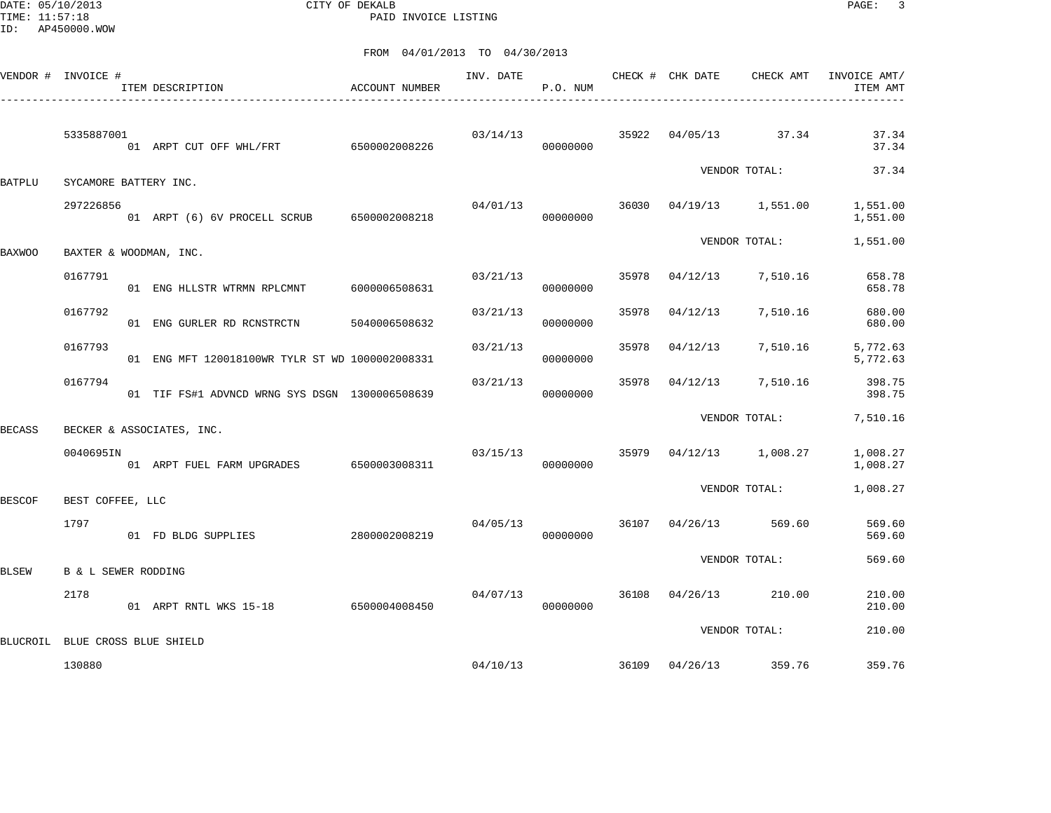CITY OF DEKALB
PAID INVOICE LISTING

DATE: 05/10/2013
TIME: 11:57:18
ID: AP450000.WOW

FROM 04/01/2013 TO 04/30/2013

| VENDOR # | INVOICE # / ITEM DESCRIPTION | ACCOUNT NUMBER | INV. DATE | P.O. NUM | CHECK # | CHK DATE | CHECK AMT | INVOICE AMT/ ITEM AMT |
|---|---|---|---|---|---|---|---|---|
| | 5335887001 | | 03/14/13 | | 35922 | 04/05/13 | 37.34 | 37.34 |
| | 01 ARPT CUT OFF WHL/FRT | 6500002008226 | | 00000000 | | | | 37.34 |
| | | | | | | VENDOR TOTAL: | | 37.34 |
| BATPLU | SYCAMORE BATTERY INC. | | | | | | | |
| | 297226856 | | 04/01/13 | | 36030 | 04/19/13 | 1,551.00 | 1,551.00 |
| | 01 ARPT (6) 6V PROCELL SCRUB | 6500002008218 | | 00000000 | | | | 1,551.00 |
| | | | | | | VENDOR TOTAL: | | 1,551.00 |
| BAXWOO | BAXTER & WOODMAN, INC. | | | | | | | |
| | 0167791 | | 03/21/13 | | 35978 | 04/12/13 | 7,510.16 | 658.78 |
| | 01 ENG HLLSTR WTRMN RPLCMNT | 6000006508631 | | 00000000 | | | | 658.78 |
| | 0167792 | | 03/21/13 | | 35978 | 04/12/13 | 7,510.16 | 680.00 |
| | 01 ENG GURLER RD RCNSTRCTN | 5040006508632 | | 00000000 | | | | 680.00 |
| | 0167793 | | 03/21/13 | | 35978 | 04/12/13 | 7,510.16 | 5,772.63 |
| | 01 ENG MFT 120018100WR TYLR ST WD | 1000002008331 | | 00000000 | | | | 5,772.63 |
| | 0167794 | | 03/21/13 | | 35978 | 04/12/13 | 7,510.16 | 398.75 |
| | 01 TIF FS#1 ADVNCD WRNG SYS DSGN | 1300006508639 | | 00000000 | | | | 398.75 |
| | | | | | | VENDOR TOTAL: | | 7,510.16 |
| BECASS | BECKER & ASSOCIATES, INC. | | | | | | | |
| | 0040695IN | | 03/15/13 | | 35979 | 04/12/13 | 1,008.27 | 1,008.27 |
| | 01 ARPT FUEL FARM UPGRADES | 6500003008311 | | 00000000 | | | | 1,008.27 |
| | | | | | | VENDOR TOTAL: | | 1,008.27 |
| BESCOF | BEST COFFEE, LLC | | | | | | | |
| | 1797 | | 04/05/13 | | 36107 | 04/26/13 | 569.60 | 569.60 |
| | 01 FD BLDG SUPPLIES | 2800002008219 | | 00000000 | | | | 569.60 |
| | | | | | | VENDOR TOTAL: | | 569.60 |
| BLSEW | B & L SEWER RODDING | | | | | | | |
| | 2178 | | 04/07/13 | | 36108 | 04/26/13 | 210.00 | 210.00 |
| | 01 ARPT RNTL WKS 15-18 | 6500004008450 | | 00000000 | | | | 210.00 |
| | | | | | | VENDOR TOTAL: | | 210.00 |
| BLUCROIL | BLUE CROSS BLUE SHIELD | | | | | | | |
| | 130880 | | 04/10/13 | | 36109 | 04/26/13 | 359.76 | 359.76 |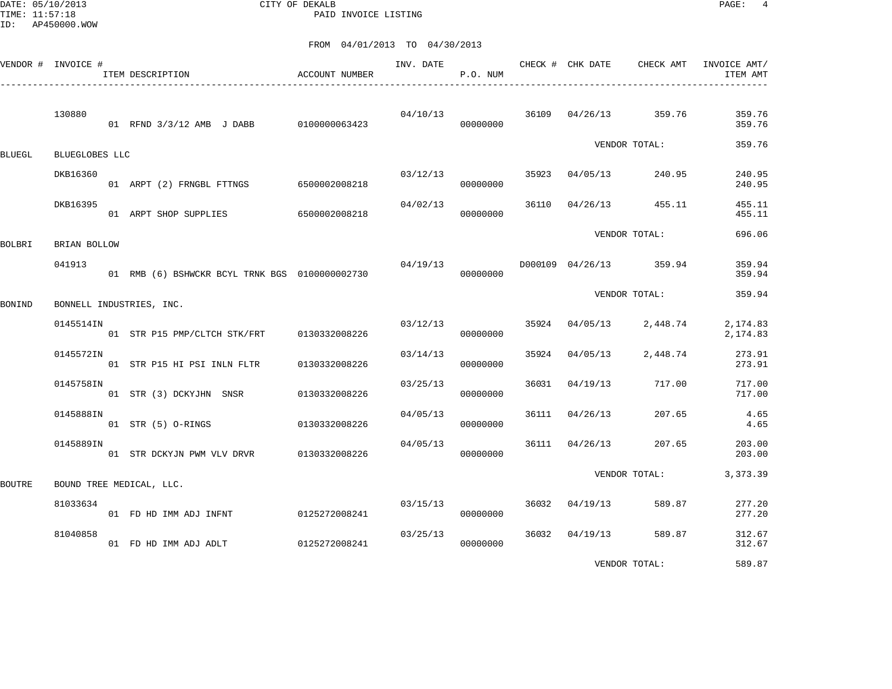CITY OF DEKALB
PAID INVOICE LISTING

DATE: 05/10/2013
TIME: 11:57:18
ID: AP450000.WOW

FROM 04/01/2013 TO 04/30/2013

| VENDOR # | INVOICE # | ITEM DESCRIPTION | ACCOUNT NUMBER | INV. DATE | P.O. NUM | CHECK # | CHK DATE | CHECK AMT | INVOICE AMT/ ITEM AMT |
|---|---|---|---|---|---|---|---|---|---|
| | 130880 | | | 04/10/13 | | 36109 | 04/26/13 | 359.76 | 359.76 |
| | | 01 RFND 3/3/12 AMB J DABB | 0100000063423 | | 00000000 | | | | 359.76 |
| | | | | | | | | VENDOR TOTAL: | 359.76 |
| BLUEGL | BLUEGLOBES LLC | | | | | | | | |
| | DKB16360 | | | 03/12/13 | | 35923 | 04/05/13 | 240.95 | 240.95 |
| | | 01 ARPT (2) FRNGBL FTTNGS | 6500002008218 | | 00000000 | | | | 240.95 |
| | DKB16395 | | | 04/02/13 | | 36110 | 04/26/13 | 455.11 | 455.11 |
| | | 01 ARPT SHOP SUPPLIES | 6500002008218 | | 00000000 | | | | 455.11 |
| | | | | | | | | VENDOR TOTAL: | 696.06 |
| BOLBRI | BRIAN BOLLOW | | | | | | | | |
| | 041913 | | | 04/19/13 | | D000109 | 04/26/13 | 359.94 | 359.94 |
| | | 01 RMB (6) BSHWCKR BCYL TRNK BGS | 0100000002730 | | 00000000 | | | | 359.94 |
| | | | | | | | | VENDOR TOTAL: | 359.94 |
| BONIND | BONNELL INDUSTRIES, INC. | | | | | | | | |
| | 0145514IN | | | 03/12/13 | | 35924 | 04/05/13 | 2,448.74 | 2,174.83 |
| | | 01 STR P15 PMP/CLTCH STK/FRT | 0130332008226 | | 00000000 | | | | 2,174.83 |
| | 0145572IN | | | 03/14/13 | | 35924 | 04/05/13 | 2,448.74 | 273.91 |
| | | 01 STR P15 HI PSI INLN FLTR | 0130332008226 | | 00000000 | | | | 273.91 |
| | 0145758IN | | | 03/25/13 | | 36031 | 04/19/13 | 717.00 | 717.00 |
| | | 01 STR (3) DCKYJHN SNSR | 0130332008226 | | 00000000 | | | | 717.00 |
| | 0145888IN | | | 04/05/13 | | 36111 | 04/26/13 | 207.65 | 4.65 |
| | | 01 STR (5) O-RINGS | 0130332008226 | | 00000000 | | | | 4.65 |
| | 0145889IN | | | 04/05/13 | | 36111 | 04/26/13 | 207.65 | 203.00 |
| | | 01 STR DCKYJN PWM VLV DRVR | 0130332008226 | | 00000000 | | | | 203.00 |
| | | | | | | | | VENDOR TOTAL: | 3,373.39 |
| BOUTRE | BOUND TREE MEDICAL, LLC. | | | | | | | | |
| | 81033634 | | | 03/15/13 | | 36032 | 04/19/13 | 589.87 | 277.20 |
| | | 01 FD HD IMM ADJ INFNT | 0125272008241 | | 00000000 | | | | 277.20 |
| | 81040858 | | | 03/25/13 | | 36032 | 04/19/13 | 589.87 | 312.67 |
| | | 01 FD HD IMM ADJ ADLT | 0125272008241 | | 00000000 | | | | 312.67 |
| | | | | | | | | VENDOR TOTAL: | 589.87 |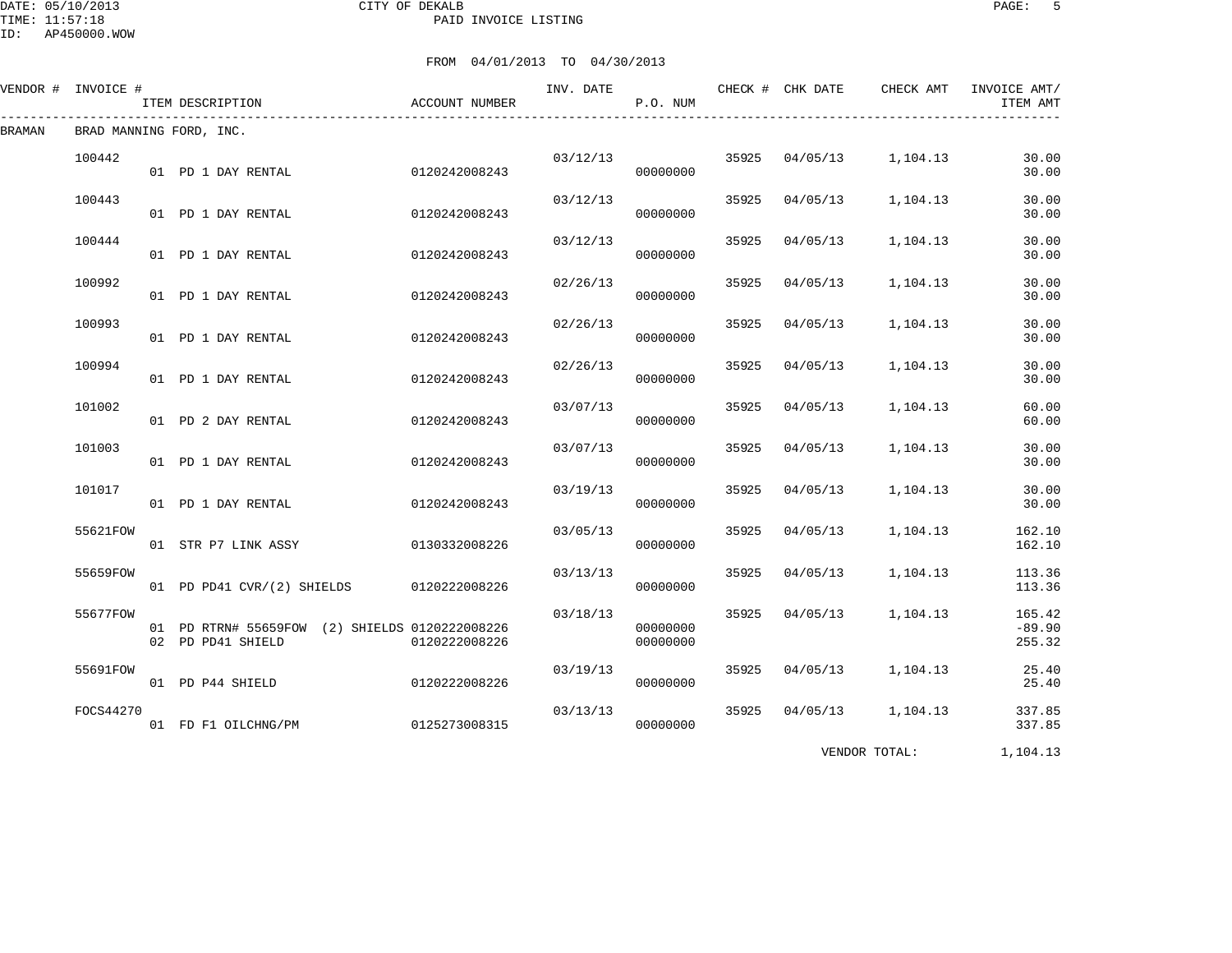CITY OF DEKALB

PAID INVOICE LISTING

DATE: 05/10/2013
TIME: 11:57:18
ID: AP450000.WOW

FROM 04/01/2013 TO 04/30/2013

| VENDOR # | INVOICE # | ITEM DESCRIPTION | ACCOUNT NUMBER | INV. DATE | P.O. NUM | CHECK # | CHK DATE | CHECK AMT | INVOICE AMT/ ITEM AMT |
|---|---|---|---|---|---|---|---|---|---|
| BRAMAN | BRAD MANNING FORD, INC. | | | | | | | | |
| | 100442 | | | 03/12/13 | | 35925 | 04/05/13 | 1,104.13 | 30.00 |
| | | 01 PD 1 DAY RENTAL | 0120242008243 | | 00000000 | | | | 30.00 |
| | 100443 | | | 03/12/13 | | 35925 | 04/05/13 | 1,104.13 | 30.00 |
| | | 01 PD 1 DAY RENTAL | 0120242008243 | | 00000000 | | | | 30.00 |
| | 100444 | | | 03/12/13 | | 35925 | 04/05/13 | 1,104.13 | 30.00 |
| | | 01 PD 1 DAY RENTAL | 0120242008243 | | 00000000 | | | | 30.00 |
| | 100992 | | | 02/26/13 | | 35925 | 04/05/13 | 1,104.13 | 30.00 |
| | | 01 PD 1 DAY RENTAL | 0120242008243 | | 00000000 | | | | 30.00 |
| | 100993 | | | 02/26/13 | | 35925 | 04/05/13 | 1,104.13 | 30.00 |
| | | 01 PD 1 DAY RENTAL | 0120242008243 | | 00000000 | | | | 30.00 |
| | 100994 | | | 02/26/13 | | 35925 | 04/05/13 | 1,104.13 | 30.00 |
| | | 01 PD 1 DAY RENTAL | 0120242008243 | | 00000000 | | | | 30.00 |
| | 101002 | | | 03/07/13 | | 35925 | 04/05/13 | 1,104.13 | 60.00 |
| | | 01 PD 2 DAY RENTAL | 0120242008243 | | 00000000 | | | | 60.00 |
| | 101003 | | | 03/07/13 | | 35925 | 04/05/13 | 1,104.13 | 30.00 |
| | | 01 PD 1 DAY RENTAL | 0120242008243 | | 00000000 | | | | 30.00 |
| | 101017 | | | 03/19/13 | | 35925 | 04/05/13 | 1,104.13 | 30.00 |
| | | 01 PD 1 DAY RENTAL | 0120242008243 | | 00000000 | | | | 30.00 |
| | 55621FOW | | | 03/05/13 | | 35925 | 04/05/13 | 1,104.13 | 162.10 |
| | | 01 STR P7 LINK ASSY | 0130332008226 | | 00000000 | | | | 162.10 |
| | 55659FOW | | | 03/13/13 | | 35925 | 04/05/13 | 1,104.13 | 113.36 |
| | | 01 PD PD41 CVR/(2) SHIELDS | 0120222008226 | | 00000000 | | | | 113.36 |
| | 55677FOW | | | 03/18/13 | | 35925 | 04/05/13 | 1,104.13 | 165.42 |
| | | 01 PD RTRN# 55659FOW (2) SHIELDS | 0120222008226 | | 00000000 | | | | -89.90 |
| | | 02 PD PD41 SHIELD | 0120222008226 | | 00000000 | | | | 255.32 |
| | 55691FOW | | | 03/19/13 | | 35925 | 04/05/13 | 1,104.13 | 25.40 |
| | | 01 PD P44 SHIELD | 0120222008226 | | 00000000 | | | | 25.40 |
| | FOCS44270 | | | 03/13/13 | | 35925 | 04/05/13 | 1,104.13 | 337.85 |
| | | 01 FD F1 OILCHNG/PM | 0125273008315 | | 00000000 | | | | 337.85 |
| | | | | | | | | VENDOR TOTAL: | 1,104.13 |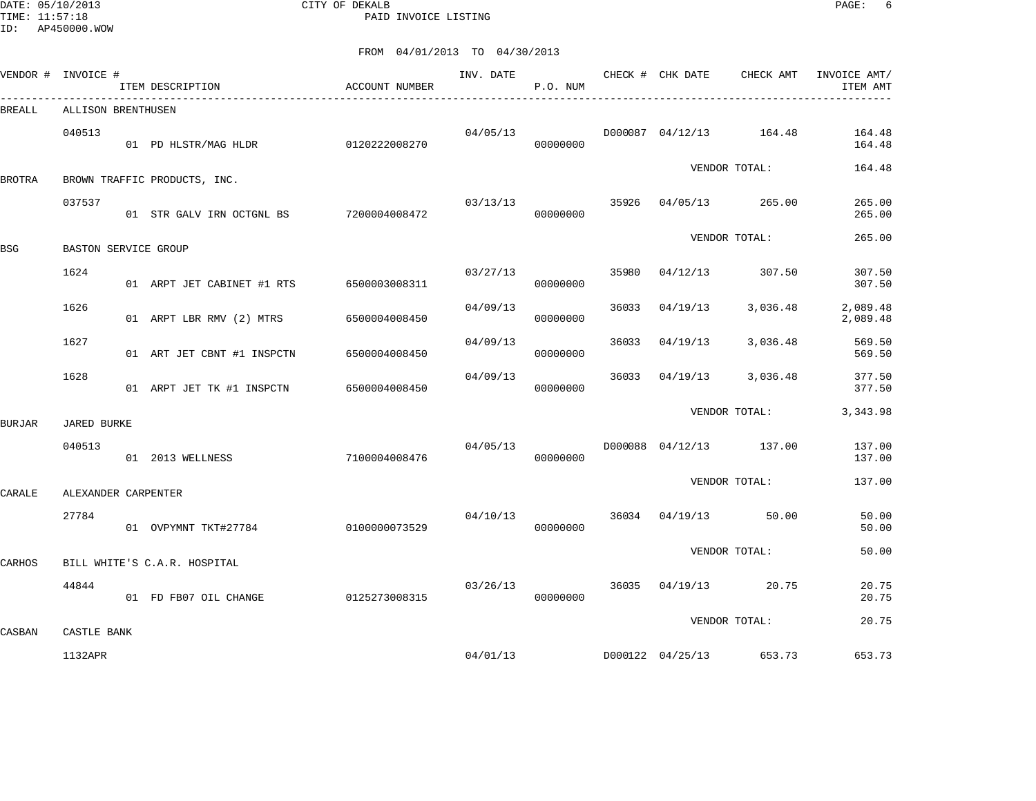CITY OF DEKALB

PAID INVOICE LISTING

DATE: 05/10/2013
TIME: 11:57:18
ID: AP450000.WOW

FROM 04/01/2013 TO 04/30/2013

| VENDOR # | INVOICE # | ITEM DESCRIPTION | ACCOUNT NUMBER | INV. DATE | P.O. NUM | CHECK # | CHK DATE | CHECK AMT | INVOICE AMT/ ITEM AMT |
|---|---|---|---|---|---|---|---|---|---|
| BREALL | ALLISON BRENTHUSEN | | | | | | | | |
| | 040513 | | | 04/05/13 | | D000087 | 04/12/13 | 164.48 | 164.48 |
| | | 01 PD HLSTR/MAG HLDR | 0120222008270 | | 00000000 | | | | 164.48 |
| | | | | | | | | VENDOR TOTAL: | 164.48 |
| BROTRA | BROWN TRAFFIC PRODUCTS, INC. | | | | | | | | |
| | 037537 | | | 03/13/13 | | 35926 | 04/05/13 | 265.00 | 265.00 |
| | | 01 STR GALV IRN OCTGNL BS | 7200004008472 | | 00000000 | | | | 265.00 |
| | | | | | | | | VENDOR TOTAL: | 265.00 |
| BSG | BASTON SERVICE GROUP | | | | | | | | |
| | 1624 | | | 03/27/13 | | 35980 | 04/12/13 | 307.50 | 307.50 |
| | | 01 ARPT JET CABINET #1 RTS | 6500003008311 | | 00000000 | | | | 307.50 |
| | 1626 | | | 04/09/13 | | 36033 | 04/19/13 | 3,036.48 | 2,089.48 |
| | | 01 ARPT LBR RMV (2) MTRS | 6500004008450 | | 00000000 | | | | 2,089.48 |
| | 1627 | | | 04/09/13 | | 36033 | 04/19/13 | 3,036.48 | 569.50 |
| | | 01 ART JET CBNT #1 INSPCTN | 6500004008450 | | 00000000 | | | | 569.50 |
| | 1628 | | | 04/09/13 | | 36033 | 04/19/13 | 3,036.48 | 377.50 |
| | | 01 ARPT JET TK #1 INSPCTN | 6500004008450 | | 00000000 | | | | 377.50 |
| | | | | | | | | VENDOR TOTAL: | 3,343.98 |
| BURJAR | JARED BURKE | | | | | | | | |
| | 040513 | | | 04/05/13 | | D000088 | 04/12/13 | 137.00 | 137.00 |
| | | 01 2013 WELLNESS | 7100004008476 | | 00000000 | | | | 137.00 |
| | | | | | | | | VENDOR TOTAL: | 137.00 |
| CARALE | ALEXANDER CARPENTER | | | | | | | | |
| | 27784 | | | 04/10/13 | | 36034 | 04/19/13 | 50.00 | 50.00 |
| | | 01 OVPYMNT TKT#27784 | 0100000073529 | | 00000000 | | | | 50.00 |
| | | | | | | | | VENDOR TOTAL: | 50.00 |
| CARHOS | BILL WHITE'S C.A.R. HOSPITAL | | | | | | | | |
| | 44844 | | | 03/26/13 | | 36035 | 04/19/13 | 20.75 | 20.75 |
| | | 01 FD FB07 OIL CHANGE | 0125273008315 | | 00000000 | | | | 20.75 |
| | | | | | | | | VENDOR TOTAL: | 20.75 |
| CASBAN | CASTLE BANK | | | | | | | | |
| | 1132APR | | | 04/01/13 | | D000122 | 04/25/13 | 653.73 | 653.73 |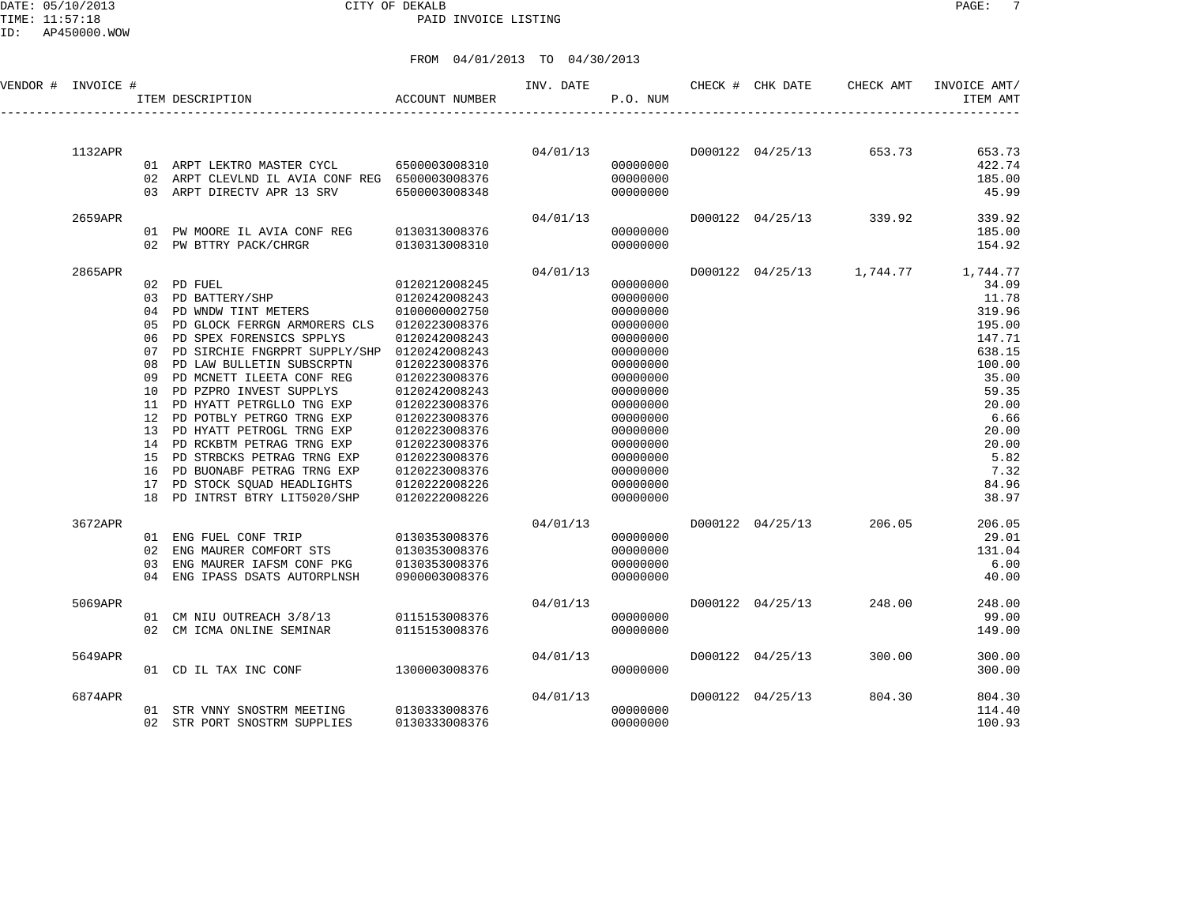CITY OF DEKALB
PAID INVOICE LISTING

DATE: 05/10/2013
TIME: 11:57:18
ID: AP450000.WOW

FROM 04/01/2013 TO 04/30/2013

| VENDOR # | INVOICE # | ITEM DESCRIPTION | ACCOUNT NUMBER | INV. DATE | P.O. NUM | CHECK # | CHK DATE | CHECK AMT | INVOICE AMT/ ITEM AMT |
|---|---|---|---|---|---|---|---|---|---|
| | 1132APR | | | 04/01/13 | | D000122 | 04/25/13 | 653.73 | 653.73 |
| | | 01 ARPT LEKTRO MASTER CYCL | 6500003008310 | | 00000000 | | | | 422.74 |
| | | 02 ARPT CLEVLND IL AVIA CONF REG | 6500003008376 | | 00000000 | | | | 185.00 |
| | | 03 ARPT DIRECTV APR 13 SRV | 6500003008348 | | 00000000 | | | | 45.99 |
| | 2659APR | | | 04/01/13 | | D000122 | 04/25/13 | 339.92 | 339.92 |
| | | 01 PW MOORE IL AVIA CONF REG | 0130313008376 | | 00000000 | | | | 185.00 |
| | | 02 PW BTTRY PACK/CHRGR | 0130313008310 | | 00000000 | | | | 154.92 |
| | 2865APR | | | 04/01/13 | | D000122 | 04/25/13 | 1,744.77 | 1,744.77 |
| | | 02 PD FUEL | 0120212008245 | | 00000000 | | | | 34.09 |
| | | 03 PD BATTERY/SHP | 0120242008243 | | 00000000 | | | | 11.78 |
| | | 04 PD WNDW TINT METERS | 0100000002750 | | 00000000 | | | | 319.96 |
| | | 05 PD GLOCK FERRGN ARMORERS CLS | 0120223008376 | | 00000000 | | | | 195.00 |
| | | 06 PD SPEX FORENSICS SPPLYS | 0120242008243 | | 00000000 | | | | 147.71 |
| | | 07 PD SIRCHIE FNGRPRT SUPPLY/SHP | 0120242008243 | | 00000000 | | | | 638.15 |
| | | 08 PD LAW BULLETIN SUBSCRPTN | 0120223008376 | | 00000000 | | | | 100.00 |
| | | 09 PD MCNETT ILEETA CONF REG | 0120223008376 | | 00000000 | | | | 35.00 |
| | | 10 PD PZPRO INVEST SUPPLYS | 0120242008243 | | 00000000 | | | | 59.35 |
| | | 11 PD HYATT PETRGLLO TNG EXP | 0120223008376 | | 00000000 | | | | 20.00 |
| | | 12 PD POTBLY PETRGO TRNG EXP | 0120223008376 | | 00000000 | | | | 6.66 |
| | | 13 PD HYATT PETROGL TRNG EXP | 0120223008376 | | 00000000 | | | | 20.00 |
| | | 14 PD RCKBTM PETRAG TRNG EXP | 0120223008376 | | 00000000 | | | | 20.00 |
| | | 15 PD STRBCKS PETRAG TRNG EXP | 0120223008376 | | 00000000 | | | | 5.82 |
| | | 16 PD BUONABF PETRAG TRNG EXP | 0120223008376 | | 00000000 | | | | 7.32 |
| | | 17 PD STOCK SQUAD HEADLIGHTS | 0120222008226 | | 00000000 | | | | 84.96 |
| | | 18 PD INTRST BTRY LIT5020/SHP | 0120222008226 | | 00000000 | | | | 38.97 |
| | 3672APR | | | 04/01/13 | | D000122 | 04/25/13 | 206.05 | 206.05 |
| | | 01 ENG FUEL CONF TRIP | 0130353008376 | | 00000000 | | | | 29.01 |
| | | 02 ENG MAURER COMFORT STS | 0130353008376 | | 00000000 | | | | 131.04 |
| | | 03 ENG MAURER IAFSM CONF PKG | 0130353008376 | | 00000000 | | | | 6.00 |
| | | 04 ENG IPASS DSATS AUTORPLNSH | 0900003008376 | | 00000000 | | | | 40.00 |
| | 5069APR | | | 04/01/13 | | D000122 | 04/25/13 | 248.00 | 248.00 |
| | | 01 CM NIU OUTREACH 3/8/13 | 0115153008376 | | 00000000 | | | | 99.00 |
| | | 02 CM ICMA ONLINE SEMINAR | 0115153008376 | | 00000000 | | | | 149.00 |
| | 5649APR | | | 04/01/13 | | D000122 | 04/25/13 | 300.00 | 300.00 |
| | | 01 CD IL TAX INC CONF | 1300003008376 | | 00000000 | | | | 300.00 |
| | 6874APR | | | 04/01/13 | | D000122 | 04/25/13 | 804.30 | 804.30 |
| | | 01 STR VNNY SNOSTRM MEETING | 0130333008376 | | 00000000 | | | | 114.40 |
| | | 02 STR PORT SNOSTRM SUPPLIES | 0130333008376 | | 00000000 | | | | 100.93 |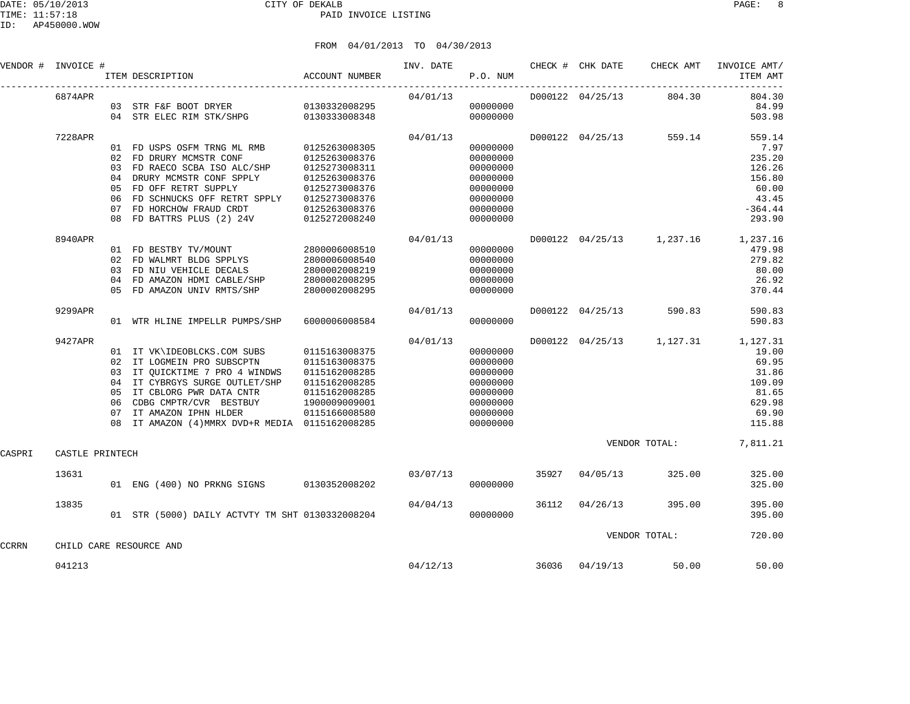CITY OF DEKALB
PAID INVOICE LISTING

DATE: 05/10/2013
TIME: 11:57:18
ID: AP450000.WOW

FROM 04/01/2013 TO 04/30/2013

| VENDOR # | INVOICE # | ITEM DESCRIPTION | ACCOUNT NUMBER | INV. DATE | P.O. NUM | CHECK # | CHK DATE | CHECK AMT | INVOICE AMT/ ITEM AMT |
|---|---|---|---|---|---|---|---|---|---|
| | 6874APR | | | 04/01/13 | | D000122 | 04/25/13 | 804.30 | 804.30 |
| | | 03 STR F&F BOOT DRYER | 0130332008295 | | 00000000 | | | | 84.99 |
| | | 04 STR ELEC RIM STK/SHPG | 0130333008348 | | 00000000 | | | | 503.98 |
| | 7228APR | | | 04/01/13 | | D000122 | 04/25/13 | 559.14 | 559.14 |
| | | 01 FD USPS OSFM TRNG ML RMB | 0125263008305 | | 00000000 | | | | 7.97 |
| | | 02 FD DRURY MCMSTR CONF | 0125263008376 | | 00000000 | | | | 235.20 |
| | | 03 FD RAECO SCBA ISO ALC/SHP | 0125273008311 | | 00000000 | | | | 126.26 |
| | | 04 DRURY MCMSTR CONF SPPLY | 0125263008376 | | 00000000 | | | | 156.80 |
| | | 05 FD OFF RETRT SUPPLY | 0125273008376 | | 00000000 | | | | 60.00 |
| | | 06 FD SCHNUCKS OFF RETRT SPPLY | 0125273008376 | | 00000000 | | | | 43.45 |
| | | 07 FD HORCHOW FRAUD CRDT | 0125263008376 | | 00000000 | | | | -364.44 |
| | | 08 FD BATTRS PLUS (2) 24V | 0125272008240 | | 00000000 | | | | 293.90 |
| | 8940APR | | | 04/01/13 | | D000122 | 04/25/13 | 1,237.16 | 1,237.16 |
| | | 01 FD BESTBY TV/MOUNT | 2800006008510 | | 00000000 | | | | 479.98 |
| | | 02 FD WALMRT BLDG SPPLYS | 2800006008540 | | 00000000 | | | | 279.82 |
| | | 03 FD NIU VEHICLE DECALS | 2800002008219 | | 00000000 | | | | 80.00 |
| | | 04 FD AMAZON HDMI CABLE/SHP | 2800002008295 | | 00000000 | | | | 26.92 |
| | | 05 FD AMAZON UNIV RMTS/SHP | 2800002008295 | | 00000000 | | | | 370.44 |
| | 9299APR | | | 04/01/13 | | D000122 | 04/25/13 | 590.83 | 590.83 |
| | | 01 WTR HLINE IMPELLR PUMPS/SHP | 6000006008584 | | 00000000 | | | | 590.83 |
| | 9427APR | | | 04/01/13 | | D000122 | 04/25/13 | 1,127.31 | 1,127.31 |
| | | 01 IT VK\IDEOBLCKS.COM SUBS | 0115163008375 | | 00000000 | | | | 19.00 |
| | | 02 IT LOGMEIN PRO SUBSCPTN | 0115163008375 | | 00000000 | | | | 69.95 |
| | | 03 IT QUICKTIME 7 PRO 4 WINDWS | 0115162008285 | | 00000000 | | | | 31.86 |
| | | 04 IT CYBRGYS SURGE OUTLET/SHP | 0115162008285 | | 00000000 | | | | 109.09 |
| | | 05 IT CBLORG PWR DATA CNTR | 0115162008285 | | 00000000 | | | | 81.65 |
| | | 06 CDBG CMPTR/CVR BESTBUY | 1900009009001 | | 00000000 | | | | 629.98 |
| | | 07 IT AMAZON IPHN HLDER | 0115166008580 | | 00000000 | | | | 69.90 |
| | | 08 IT AMAZON (4)MMRX DVD+R MEDIA | 0115162008285 | | 00000000 | | | | 115.88 |
| | | | | | | | VENDOR TOTAL: | | 7,811.21 |
| CASPRI | CASTLE PRINTECH | | | | | | | | |
| | 13631 | | | 03/07/13 | | 35927 | 04/05/13 | 325.00 | 325.00 |
| | | 01 ENG (400) NO PRKNG SIGNS | 0130352008202 | | 00000000 | | | | 325.00 |
| | 13835 | | | 04/04/13 | | 36112 | 04/26/13 | 395.00 | 395.00 |
| | | 01 STR (5000) DAILY ACTVTY TM SHT | 0130332008204 | | 00000000 | | | | 395.00 |
| | | | | | | | VENDOR TOTAL: | | 720.00 |
| CCRRN | CHILD CARE RESOURCE AND | | | | | | | | |
| | 041213 | | | 04/12/13 | | 36036 | 04/19/13 | 50.00 | 50.00 |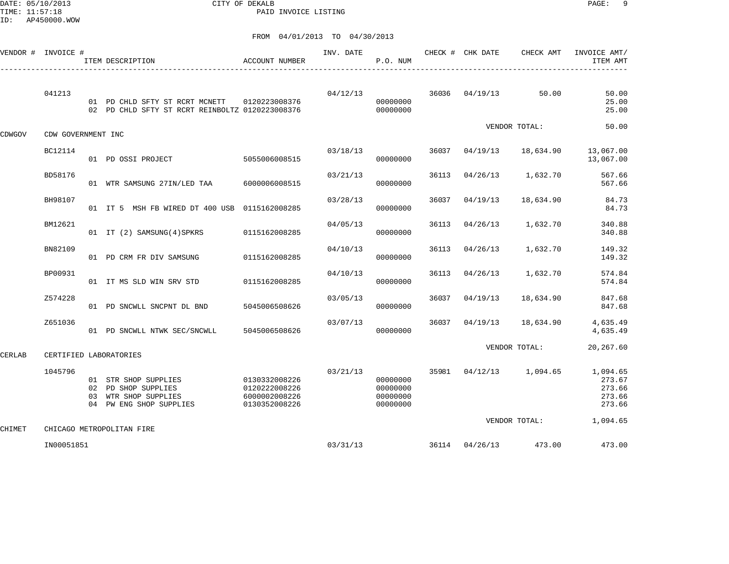CITY OF DEKALB
PAID INVOICE LISTING

DATE: 05/10/2013
TIME: 11:57:18
ID: AP450000.WOW

FROM 04/01/2013 TO 04/30/2013

| VENDOR # | INVOICE # | ITEM DESCRIPTION | ACCOUNT NUMBER | INV. DATE | P.O. NUM | CHECK # | CHK DATE | CHECK AMT | INVOICE AMT/ ITEM AMT |
|---|---|---|---|---|---|---|---|---|---|
| | 041213 | | | 04/12/13 | | 36036 | 04/19/13 | 50.00 | 50.00 |
| | | 01 PD CHLD SFTY ST RCRT MCNETT | 0120223008376 | | 00000000 | | | | 25.00 |
| | | 02 PD CHLD SFTY ST RCRT REINBOLTZ | 0120223008376 | | 00000000 | | | | 25.00 |
| | | | | | | | | VENDOR TOTAL: | 50.00 |
| CDWGOV | CDW GOVERNMENT INC | | | | | | | | |
| | BC12114 | | | 03/18/13 | | 36037 | 04/19/13 | 18,634.90 | 13,067.00 |
| | | 01 PD OSSI PROJECT | 5055006008515 | | 00000000 | | | | 13,067.00 |
| | BD58176 | | | 03/21/13 | | 36113 | 04/26/13 | 1,632.70 | 567.66 |
| | | 01 WTR SAMSUNG 27IN/LED TAA | 6000006008515 | | 00000000 | | | | 567.66 |
| | BH98107 | | | 03/28/13 | | 36037 | 04/19/13 | 18,634.90 | 84.73 |
| | | 01 IT 5 MSH FB WIRED DT 400 USB | 0115162008285 | | 00000000 | | | | 84.73 |
| | BM12621 | | | 04/05/13 | | 36113 | 04/26/13 | 1,632.70 | 340.88 |
| | | 01 IT (2) SAMSUNG(4)SPKRS | 0115162008285 | | 00000000 | | | | 340.88 |
| | BN82109 | | | 04/10/13 | | 36113 | 04/26/13 | 1,632.70 | 149.32 |
| | | 01 PD CRM FR DIV SAMSUNG | 0115162008285 | | 00000000 | | | | 149.32 |
| | BP00931 | | | 04/10/13 | | 36113 | 04/26/13 | 1,632.70 | 574.84 |
| | | 01 IT MS SLD WIN SRV STD | 0115162008285 | | 00000000 | | | | 574.84 |
| | Z574228 | | | 03/05/13 | | 36037 | 04/19/13 | 18,634.90 | 847.68 |
| | | 01 PD SNCWLL SNCPNT DL BND | 5045006508626 | | 00000000 | | | | 847.68 |
| | Z651036 | | | 03/07/13 | | 36037 | 04/19/13 | 18,634.90 | 4,635.49 |
| | | 01 PD SNCWLL NTWK SEC/SNCWLL | 5045006508626 | | 00000000 | | | | 4,635.49 |
| | | | | | | | | VENDOR TOTAL: | 20,267.60 |
| CERLAB | CERTIFIED LABORATORIES | | | | | | | | |
| | 1045796 | | | 03/21/13 | | 35981 | 04/12/13 | 1,094.65 | 1,094.65 |
| | | 01 STR SHOP SUPPLIES | 0130332008226 | | 00000000 | | | | 273.67 |
| | | 02 PD SHOP SUPPLIES | 0120222008226 | | 00000000 | | | | 273.66 |
| | | 03 WTR SHOP SUPPLIES | 6000002008226 | | 00000000 | | | | 273.66 |
| | | 04 PW ENG SHOP SUPPLIES | 0130352008226 | | 00000000 | | | | 273.66 |
| | | | | | | | | VENDOR TOTAL: | 1,094.65 |
| CHIMET | CHICAGO METROPOLITAN FIRE | | | | | | | | |
| | IN00051851 | | | 03/31/13 | | 36114 | 04/26/13 | 473.00 | 473.00 |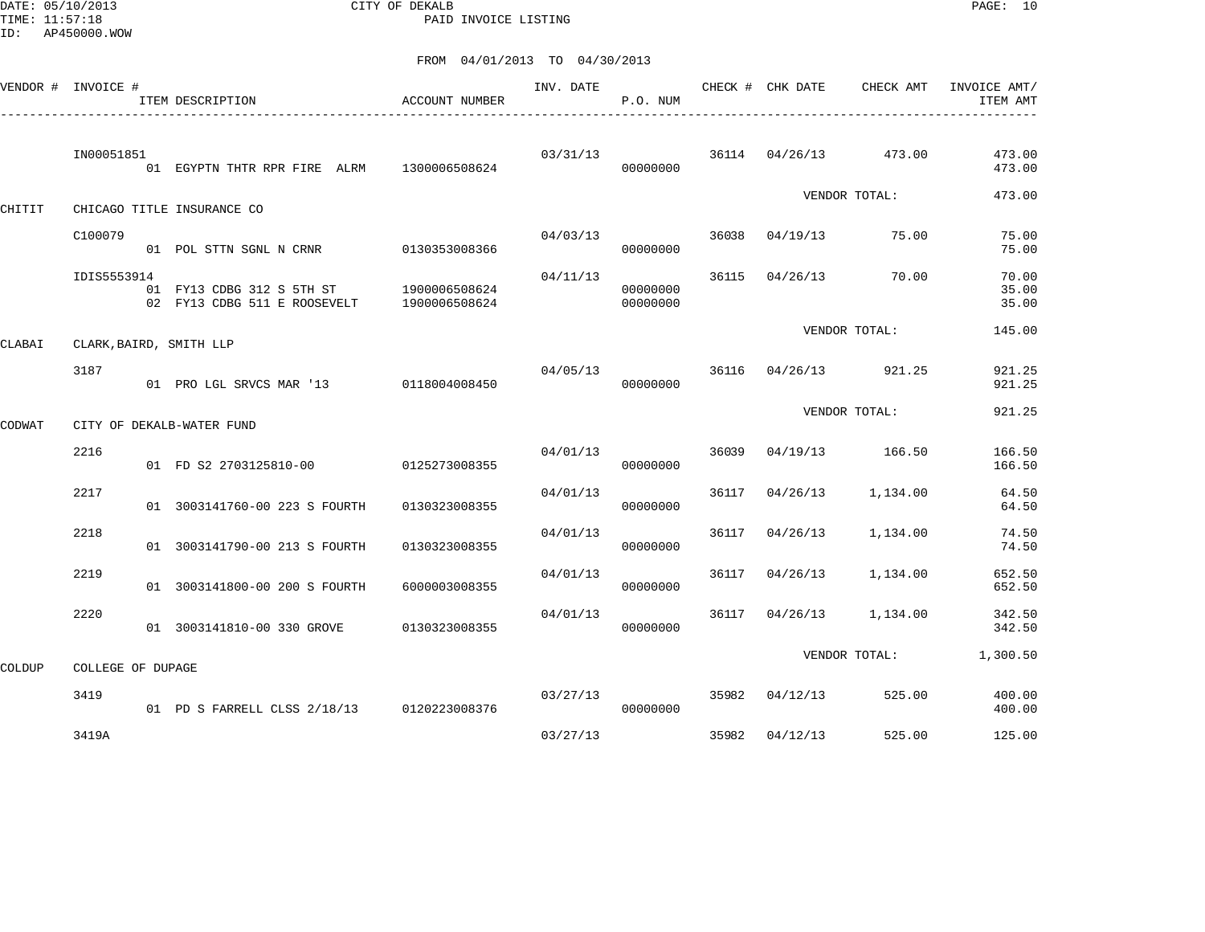DATE: 05/10/2013 CITY OF DEKALB
TIME: 11:57:18 PAID INVOICE LISTING
ID: AP450000.WOW

FROM 04/01/2013 TO 04/30/2013

| VENDOR # | INVOICE # / ITEM DESCRIPTION | ACCOUNT NUMBER | INV. DATE | P.O. NUM | CHECK # | CHK DATE | CHECK AMT | INVOICE AMT/ ITEM AMT |
|---|---|---|---|---|---|---|---|---|
| | IN00051851 | | 03/31/13 | | 36114 | 04/26/13 | 473.00 | 473.00 |
| | 01 EGYPTN THTR RPR FIRE ALRM | 1300006508624 | | 00000000 | | | | 473.00 |
| | | | | | | VENDOR TOTAL: | | 473.00 |
| CHITIT | CHICAGO TITLE INSURANCE CO | | | | | | | |
| | C100079 | | 04/03/13 | | 36038 | 04/19/13 | 75.00 | 75.00 |
| | 01 POL STTN SGNL N CRNR | 0130353008366 | | 00000000 | | | | 75.00 |
| | IDIS5553914 | | 04/11/13 | | 36115 | 04/26/13 | 70.00 | 70.00 |
| | 01 FY13 CDBG 312 S 5TH ST | 1900006508624 | | 00000000 | | | | 35.00 |
| | 02 FY13 CDBG 511 E ROOSEVELT | 1900006508624 | | 00000000 | | | | 35.00 |
| | | | | | | VENDOR TOTAL: | | 145.00 |
| CLABAI | CLARK,BAIRD, SMITH LLP | | | | | | | |
| | 3187 | | 04/05/13 | | 36116 | 04/26/13 | 921.25 | 921.25 |
| | 01 PRO LGL SRVCS MAR '13 | 0118004008450 | | 00000000 | | | | 921.25 |
| | | | | | | VENDOR TOTAL: | | 921.25 |
| CODWAT | CITY OF DEKALB-WATER FUND | | | | | | | |
| | 2216 | | 04/01/13 | | 36039 | 04/19/13 | 166.50 | 166.50 |
| | 01 FD S2 2703125810-00 | 0125273008355 | | 00000000 | | | | 166.50 |
| | 2217 | | 04/01/13 | | 36117 | 04/26/13 | 1,134.00 | 64.50 |
| | 01 3003141760-00 223 S FOURTH | 0130323008355 | | 00000000 | | | | 64.50 |
| | 2218 | | 04/01/13 | | 36117 | 04/26/13 | 1,134.00 | 74.50 |
| | 01 3003141790-00 213 S FOURTH | 0130323008355 | | 00000000 | | | | 74.50 |
| | 2219 | | 04/01/13 | | 36117 | 04/26/13 | 1,134.00 | 652.50 |
| | 01 3003141800-00 200 S FOURTH | 6000003008355 | | 00000000 | | | | 652.50 |
| | 2220 | | 04/01/13 | | 36117 | 04/26/13 | 1,134.00 | 342.50 |
| | 01 3003141810-00 330 GROVE | 0130323008355 | | 00000000 | | | | 342.50 |
| | | | | | | VENDOR TOTAL: | | 1,300.50 |
| COLDUP | COLLEGE OF DUPAGE | | | | | | | |
| | 3419 | | 03/27/13 | | 35982 | 04/12/13 | 525.00 | 400.00 |
| | 01 PD S FARRELL CLSS 2/18/13 | 0120223008376 | | 00000000 | | | | 400.00 |
| | 3419A | | 03/27/13 | | 35982 | 04/12/13 | 525.00 | 125.00 |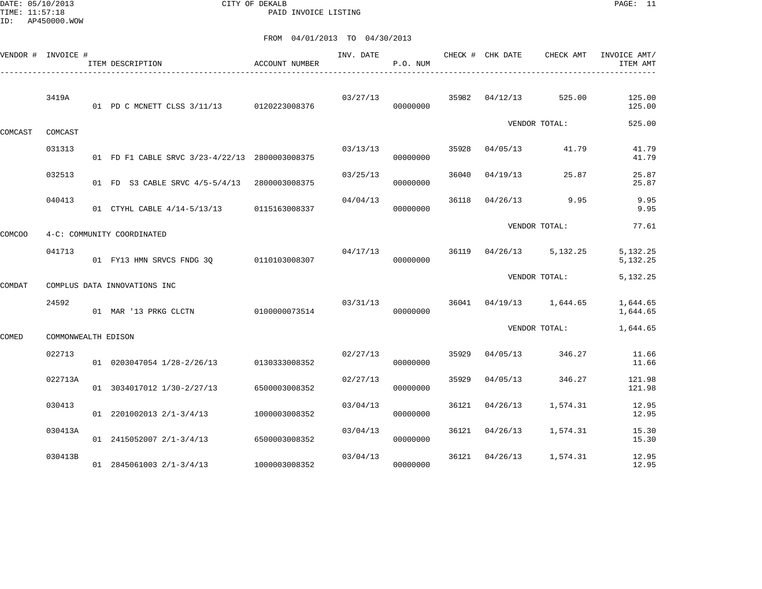DATE: 05/10/2013 CITY OF DEKALB
TIME: 11:57:18 PAID INVOICE LISTING
ID: AP450000.WOW

FROM 04/01/2013 TO 04/30/2013

| VENDOR # | INVOICE # | ITEM DESCRIPTION | ACCOUNT NUMBER | INV. DATE | P.O. NUM | CHECK # | CHK DATE | CHECK AMT | INVOICE AMT/ ITEM AMT |
|---|---|---|---|---|---|---|---|---|---|
| | 3419A | | | 03/27/13 | | 35982 | 04/12/13 | 525.00 | 125.00 |
| | | 01 PD C MCNETT CLSS 3/11/13 | 0120223008376 | | 00000000 | | | | 125.00 |
| | | | | | | | | VENDOR TOTAL: | 525.00 |
| COMCAST | COMCAST | | | | | | | | |
| | 031313 | | | 03/13/13 | | 35928 | 04/05/13 | 41.79 | 41.79 |
| | | 01 FD F1 CABLE SRVC 3/23-4/22/13 | 2800003008375 | | 00000000 | | | | 41.79 |
| | 032513 | | | 03/25/13 | | 36040 | 04/19/13 | 25.87 | 25.87 |
| | | 01 FD S3 CABLE SRVC 4/5-5/4/13 | 2800003008375 | | 00000000 | | | | 25.87 |
| | 040413 | | | 04/04/13 | | 36118 | 04/26/13 | 9.95 | 9.95 |
| | | 01 CTYHL CABLE 4/14-5/13/13 | 0115163008337 | | 00000000 | | | | 9.95 |
| | | | | | | | | VENDOR TOTAL: | 77.61 |
| COMCOO | 4-C: COMMUNITY COORDINATED | | | | | | | | |
| | 041713 | | | 04/17/13 | | 36119 | 04/26/13 | 5,132.25 | 5,132.25 |
| | | 01 FY13 HMN SRVCS FNDG 3Q | 0110103008307 | | 00000000 | | | | 5,132.25 |
| | | | | | | | | VENDOR TOTAL: | 5,132.25 |
| COMDAT | COMPLUS DATA INNOVATIONS INC | | | | | | | | |
| | 24592 | | | 03/31/13 | | 36041 | 04/19/13 | 1,644.65 | 1,644.65 |
| | | 01 MAR '13 PRKG CLCTN | 0100000073514 | | 00000000 | | | | 1,644.65 |
| | | | | | | | | VENDOR TOTAL: | 1,644.65 |
| COMED | COMMONWEALTH EDISON | | | | | | | | |
| | 022713 | | | 02/27/13 | | 35929 | 04/05/13 | 346.27 | 11.66 |
| | | 01 0203047054 1/28-2/26/13 | 0130333008352 | | 00000000 | | | | 11.66 |
| | 022713A | | | 02/27/13 | | 35929 | 04/05/13 | 346.27 | 121.98 |
| | | 01 3034017012 1/30-2/27/13 | 6500003008352 | | 00000000 | | | | 121.98 |
| | 030413 | | | 03/04/13 | | 36121 | 04/26/13 | 1,574.31 | 12.95 |
| | | 01 2201002013 2/1-3/4/13 | 1000003008352 | | 00000000 | | | | 12.95 |
| | 030413A | | | 03/04/13 | | 36121 | 04/26/13 | 1,574.31 | 15.30 |
| | | 01 2415052007 2/1-3/4/13 | 6500003008352 | | 00000000 | | | | 15.30 |
| | 030413B | | | 03/04/13 | | 36121 | 04/26/13 | 1,574.31 | 12.95 |
| | | 01 2845061003 2/1-3/4/13 | 1000003008352 | | 00000000 | | | | 12.95 |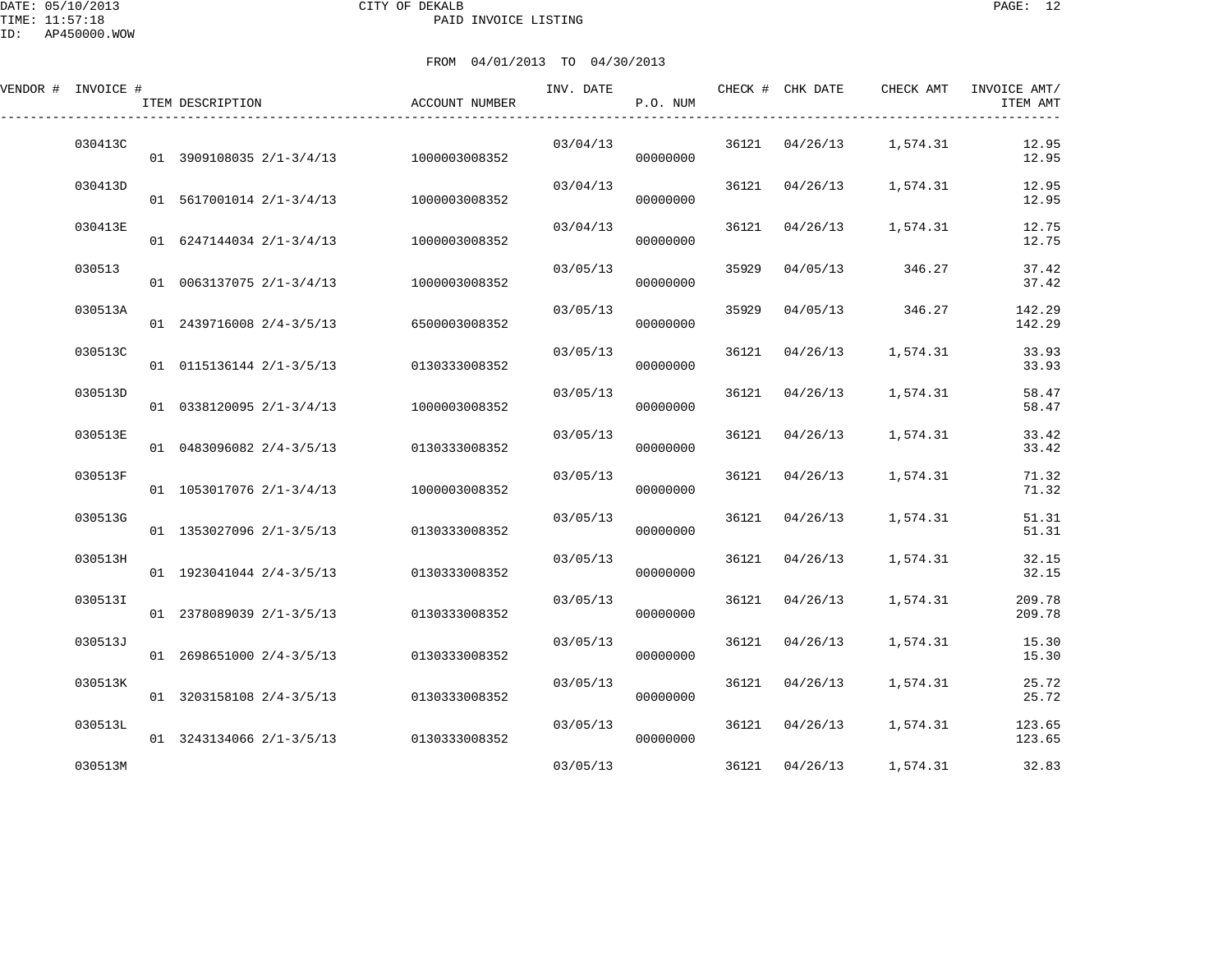FROM 04/01/2013 TO 04/30/2013

| VENDOR # | INVOICE # | ITEM DESCRIPTION | ACCOUNT NUMBER | INV. DATE | P.O. NUM | CHECK # | CHK DATE | CHECK AMT | INVOICE AMT/ ITEM AMT |
|---|---|---|---|---|---|---|---|---|---|
| | 030413C | | | 03/04/13 | | 36121 | 04/26/13 | 1,574.31 | 12.95 |
| | | 01 3909108035 2/1-3/4/13 | 1000003008352 | | 00000000 | | | | 12.95 |
| | 030413D | | | 03/04/13 | | 36121 | 04/26/13 | 1,574.31 | 12.95 |
| | | 01 5617001014 2/1-3/4/13 | 1000003008352 | | 00000000 | | | | 12.95 |
| | 030413E | | | 03/04/13 | | 36121 | 04/26/13 | 1,574.31 | 12.75 |
| | | 01 6247144034 2/1-3/4/13 | 1000003008352 | | 00000000 | | | | 12.75 |
| | 030513 | | | 03/05/13 | | 35929 | 04/05/13 | 346.27 | 37.42 |
| | | 01 0063137075 2/1-3/4/13 | 1000003008352 | | 00000000 | | | | 37.42 |
| | 030513A | | | 03/05/13 | | 35929 | 04/05/13 | 346.27 | 142.29 |
| | | 01 2439716008 2/4-3/5/13 | 6500003008352 | | 00000000 | | | | 142.29 |
| | 030513C | | | 03/05/13 | | 36121 | 04/26/13 | 1,574.31 | 33.93 |
| | | 01 0115136144 2/1-3/5/13 | 0130333008352 | | 00000000 | | | | 33.93 |
| | 030513D | | | 03/05/13 | | 36121 | 04/26/13 | 1,574.31 | 58.47 |
| | | 01 0338120095 2/1-3/4/13 | 1000003008352 | | 00000000 | | | | 58.47 |
| | 030513E | | | 03/05/13 | | 36121 | 04/26/13 | 1,574.31 | 33.42 |
| | | 01 0483096082 2/4-3/5/13 | 0130333008352 | | 00000000 | | | | 33.42 |
| | 030513F | | | 03/05/13 | | 36121 | 04/26/13 | 1,574.31 | 71.32 |
| | | 01 1053017076 2/1-3/4/13 | 1000003008352 | | 00000000 | | | | 71.32 |
| | 030513G | | | 03/05/13 | | 36121 | 04/26/13 | 1,574.31 | 51.31 |
| | | 01 1353027096 2/1-3/5/13 | 0130333008352 | | 00000000 | | | | 51.31 |
| | 030513H | | | 03/05/13 | | 36121 | 04/26/13 | 1,574.31 | 32.15 |
| | | 01 1923041044 2/4-3/5/13 | 0130333008352 | | 00000000 | | | | 32.15 |
| | 030513I | | | 03/05/13 | | 36121 | 04/26/13 | 1,574.31 | 209.78 |
| | | 01 2378089039 2/1-3/5/13 | 0130333008352 | | 00000000 | | | | 209.78 |
| | 030513J | | | 03/05/13 | | 36121 | 04/26/13 | 1,574.31 | 15.30 |
| | | 01 2698651000 2/4-3/5/13 | 0130333008352 | | 00000000 | | | | 15.30 |
| | 030513K | | | 03/05/13 | | 36121 | 04/26/13 | 1,574.31 | 25.72 |
| | | 01 3203158108 2/4-3/5/13 | 0130333008352 | | 00000000 | | | | 25.72 |
| | 030513L | | | 03/05/13 | | 36121 | 04/26/13 | 1,574.31 | 123.65 |
| | | 01 3243134066 2/1-3/5/13 | 0130333008352 | | 00000000 | | | | 123.65 |
| | 030513M | | | 03/05/13 | | 36121 | 04/26/13 | 1,574.31 | 32.83 |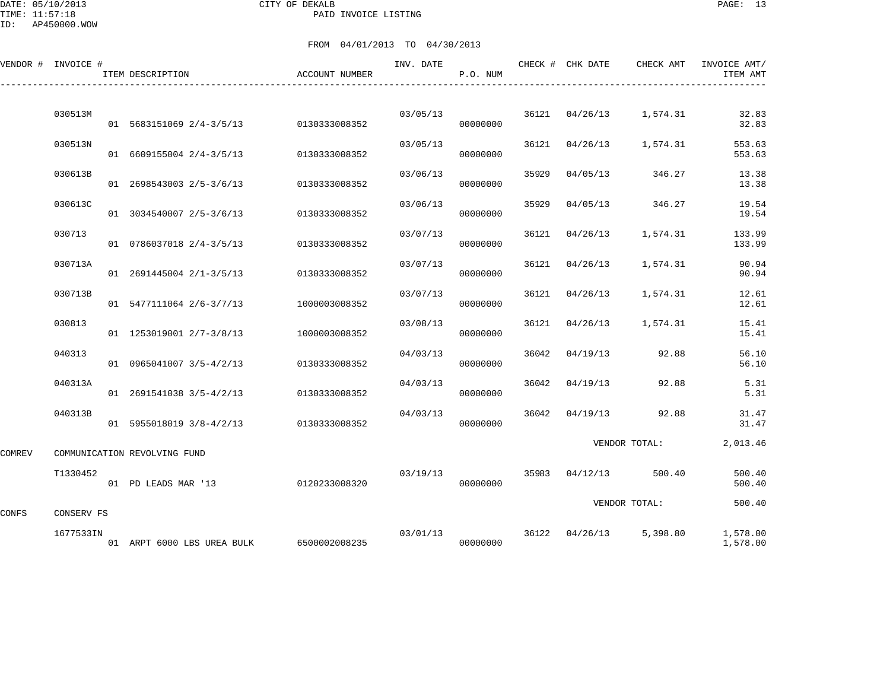CITY OF DEKALB
PAID INVOICE LISTING

FROM 04/01/2013 TO 04/30/2013

| VENDOR # | INVOICE # | ITEM DESCRIPTION | ACCOUNT NUMBER | INV. DATE | P.O. NUM | CHECK # | CHK DATE | CHECK AMT | INVOICE AMT/ ITEM AMT |
|---|---|---|---|---|---|---|---|---|---|
| | 030513M | | | 03/05/13 | | 36121 | 04/26/13 | 1,574.31 | 32.83 |
| | | 01 5683151069 2/4-3/5/13 | 0130333008352 | | 00000000 | | | | 32.83 |
| | 030513N | | | 03/05/13 | | 36121 | 04/26/13 | 1,574.31 | 553.63 |
| | | 01 6609155004 2/4-3/5/13 | 0130333008352 | | 00000000 | | | | 553.63 |
| | 030613B | | | 03/06/13 | | 35929 | 04/05/13 | 346.27 | 13.38 |
| | | 01 2698543003 2/5-3/6/13 | 0130333008352 | | 00000000 | | | | 13.38 |
| | 030613C | | | 03/06/13 | | 35929 | 04/05/13 | 346.27 | 19.54 |
| | | 01 3034540007 2/5-3/6/13 | 0130333008352 | | 00000000 | | | | 19.54 |
| | 030713 | | | 03/07/13 | | 36121 | 04/26/13 | 1,574.31 | 133.99 |
| | | 01 0786037018 2/4-3/5/13 | 0130333008352 | | 00000000 | | | | 133.99 |
| | 030713A | | | 03/07/13 | | 36121 | 04/26/13 | 1,574.31 | 90.94 |
| | | 01 2691445004 2/1-3/5/13 | 0130333008352 | | 00000000 | | | | 90.94 |
| | 030713B | | | 03/07/13 | | 36121 | 04/26/13 | 1,574.31 | 12.61 |
| | | 01 5477111064 2/6-3/7/13 | 1000003008352 | | 00000000 | | | | 12.61 |
| | 030813 | | | 03/08/13 | | 36121 | 04/26/13 | 1,574.31 | 15.41 |
| | | 01 1253019001 2/7-3/8/13 | 1000003008352 | | 00000000 | | | | 15.41 |
| | 040313 | | | 04/03/13 | | 36042 | 04/19/13 | 92.88 | 56.10 |
| | | 01 0965041007 3/5-4/2/13 | 0130333008352 | | 00000000 | | | | 56.10 |
| | 040313A | | | 04/03/13 | | 36042 | 04/19/13 | 92.88 | 5.31 |
| | | 01 2691541038 3/5-4/2/13 | 0130333008352 | | 00000000 | | | | 5.31 |
| | 040313B | | | 04/03/13 | | 36042 | 04/19/13 | 92.88 | 31.47 |
| | | 01 5955018019 3/8-4/2/13 | 0130333008352 | | 00000000 | | | | 31.47 |
| | | | | | | | VENDOR TOTAL: | | 2,013.46 |
| COMREV | COMMUNICATION REVOLVING FUND | | | | | | | | |
| | T1330452 | | | 03/19/13 | | 35983 | 04/12/13 | 500.40 | 500.40 |
| | | 01 PD LEADS MAR '13 | 0120233008320 | | 00000000 | | | | 500.40 |
| | | | | | | | VENDOR TOTAL: | | 500.40 |
| CONFS | CONSERV FS | | | | | | | | |
| | 1677533IN | | | 03/01/13 | | 36122 | 04/26/13 | 5,398.80 | 1,578.00 |
| | | 01 ARPT 6000 LBS UREA BULK | 6500002008235 | | 00000000 | | | | 1,578.00 |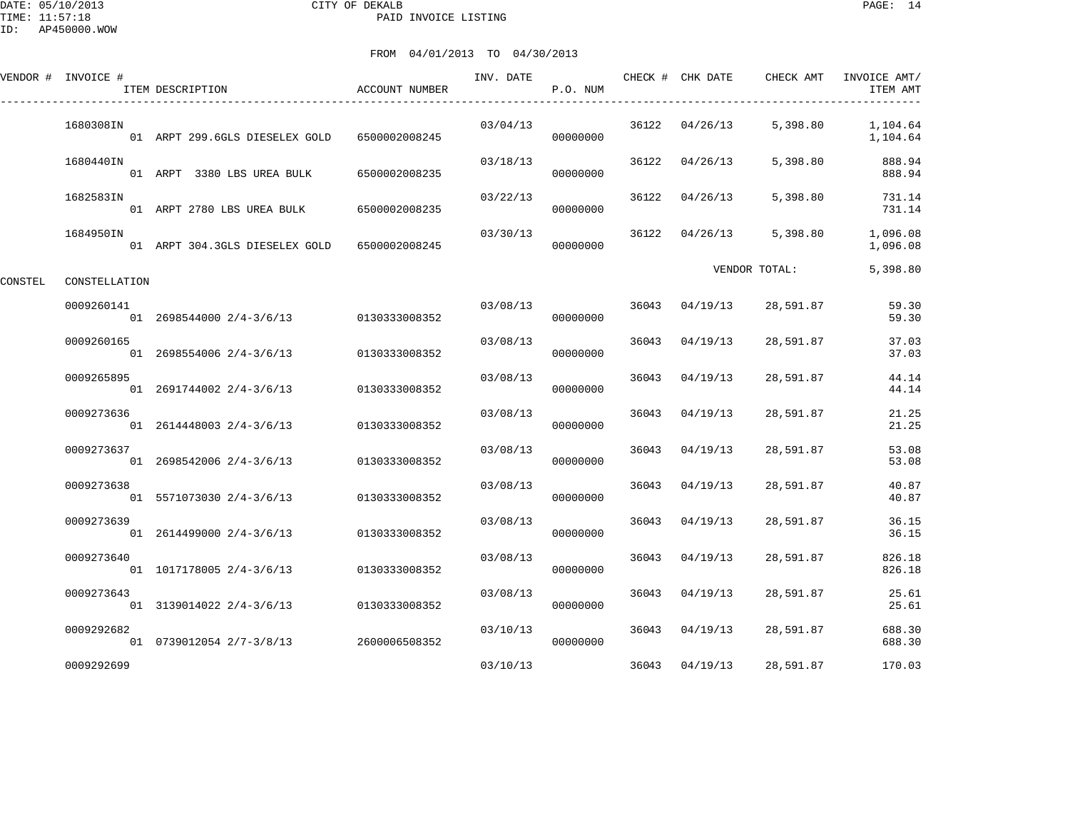DATE: 05/10/2013
TIME: 11:57:18
ID: AP450000.WOW

# CITY OF DEKALB

## PAID INVOICE LISTING

FROM 04/01/2013 TO 04/30/2013

| VENDOR # | INVOICE # | ITEM DESCRIPTION | ACCOUNT NUMBER | INV. DATE | P.O. NUM | CHECK # | CHK DATE | CHECK AMT | INVOICE AMT/ ITEM AMT |
|---|---|---|---|---|---|---|---|---|---|
| | 1680308IN | | | 03/04/13 | | 36122 | 04/26/13 | 5,398.80 | 1,104.64 |
| | | 01 ARPT 299.6GLS DIESELEX GOLD | 6500002008245 | | 00000000 | | | | 1,104.64 |
| | 1680440IN | | | 03/18/13 | | 36122 | 04/26/13 | 5,398.80 | 888.94 |
| | | 01 ARPT 3380 LBS UREA BULK | 6500002008235 | | 00000000 | | | | 888.94 |
| | 1682583IN | | | 03/22/13 | | 36122 | 04/26/13 | 5,398.80 | 731.14 |
| | | 01 ARPT 2780 LBS UREA BULK | 6500002008235 | | 00000000 | | | | 731.14 |
| | 1684950IN | | | 03/30/13 | | 36122 | 04/26/13 | 5,398.80 | 1,096.08 |
| | | 01 ARPT 304.3GLS DIESELEX GOLD | 6500002008245 | | 00000000 | | | | 1,096.08 |
| | | | | | | | VENDOR TOTAL: | | 5,398.80 |
| CONSTEL | CONSTELLATION | | | | | | | | |
| | 0009260141 | | | 03/08/13 | | 36043 | 04/19/13 | 28,591.87 | 59.30 |
| | | 01 2698544000 2/4-3/6/13 | 0130333008352 | | 00000000 | | | | 59.30 |
| | 0009260165 | | | 03/08/13 | | 36043 | 04/19/13 | 28,591.87 | 37.03 |
| | | 01 2698554006 2/4-3/6/13 | 0130333008352 | | 00000000 | | | | 37.03 |
| | 0009265895 | | | 03/08/13 | | 36043 | 04/19/13 | 28,591.87 | 44.14 |
| | | 01 2691744002 2/4-3/6/13 | 0130333008352 | | 00000000 | | | | 44.14 |
| | 0009273636 | | | 03/08/13 | | 36043 | 04/19/13 | 28,591.87 | 21.25 |
| | | 01 2614448003 2/4-3/6/13 | 0130333008352 | | 00000000 | | | | 21.25 |
| | 0009273637 | | | 03/08/13 | | 36043 | 04/19/13 | 28,591.87 | 53.08 |
| | | 01 2698542006 2/4-3/6/13 | 0130333008352 | | 00000000 | | | | 53.08 |
| | 0009273638 | | | 03/08/13 | | 36043 | 04/19/13 | 28,591.87 | 40.87 |
| | | 01 5571073030 2/4-3/6/13 | 0130333008352 | | 00000000 | | | | 40.87 |
| | 0009273639 | | | 03/08/13 | | 36043 | 04/19/13 | 28,591.87 | 36.15 |
| | | 01 2614499000 2/4-3/6/13 | 0130333008352 | | 00000000 | | | | 36.15 |
| | 0009273640 | | | 03/08/13 | | 36043 | 04/19/13 | 28,591.87 | 826.18 |
| | | 01 1017178005 2/4-3/6/13 | 0130333008352 | | 00000000 | | | | 826.18 |
| | 0009273643 | | | 03/08/13 | | 36043 | 04/19/13 | 28,591.87 | 25.61 |
| | | 01 3139014022 2/4-3/6/13 | 0130333008352 | | 00000000 | | | | 25.61 |
| | 0009292682 | | | 03/10/13 | | 36043 | 04/19/13 | 28,591.87 | 688.30 |
| | | 01 0739012054 2/7-3/8/13 | 2600006508352 | | 00000000 | | | | 688.30 |
| | 0009292699 | | | 03/10/13 | | 36043 | 04/19/13 | 28,591.87 | 170.03 |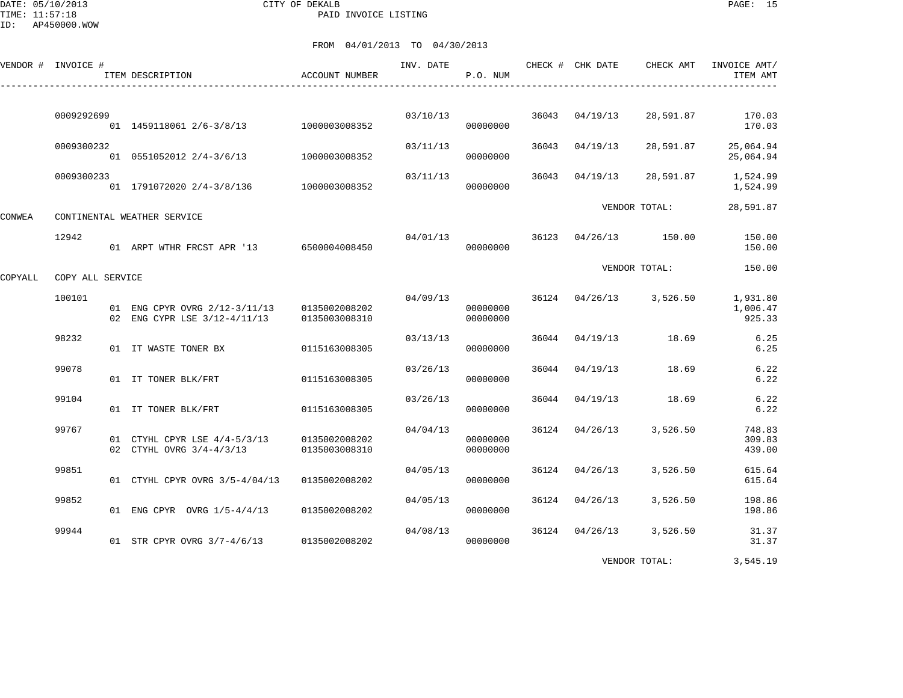CITY OF DEKALB

PAID INVOICE LISTING

DATE: 05/10/2013
TIME: 11:57:18
ID: AP450000.WOW

FROM 04/01/2013 TO 04/30/2013

| VENDOR # | INVOICE # | ITEM DESCRIPTION | ACCOUNT NUMBER | INV. DATE | P.O. NUM | CHECK # | CHK DATE | CHECK AMT | INVOICE AMT/ ITEM AMT |
|---|---|---|---|---|---|---|---|---|---|
| | 0009292699 | | | 03/10/13 | | 36043 | 04/19/13 | 28,591.87 | 170.03 |
| | | 01 1459118061 2/6-3/8/13 | 1000003008352 | | 00000000 | | | | 170.03 |
| | 0009300232 | | | 03/11/13 | | 36043 | 04/19/13 | 28,591.87 | 25,064.94 |
| | | 01 0551052012 2/4-3/6/13 | 1000003008352 | | 00000000 | | | | 25,064.94 |
| | 0009300233 | | | 03/11/13 | | 36043 | 04/19/13 | 28,591.87 | 1,524.99 |
| | | 01 1791072020 2/4-3/8/136 | 1000003008352 | | 00000000 | | | | 1,524.99 |
| | | | | | | | | VENDOR TOTAL: | 28,591.87 |
| CONWEA | CONTINENTAL WEATHER SERVICE | | | | | | | | |
| | 12942 | | | 04/01/13 | | 36123 | 04/26/13 | 150.00 | 150.00 |
| | | 01 ARPT WTHR FRCST APR '13 | 6500004008450 | | 00000000 | | | | 150.00 |
| | | | | | | | | VENDOR TOTAL: | 150.00 |
| COPYALL | COPY ALL SERVICE | | | | | | | | |
| | 100101 | | | 04/09/13 | | 36124 | 04/26/13 | 3,526.50 | 1,931.80 |
| | | 01 ENG CPYR OVRG 2/12-3/11/13 | 0135002008202 | | 00000000 | | | | 1,006.47 |
| | | 02 ENG CYPR LSE 3/12-4/11/13 | 0135003008310 | | 00000000 | | | | 925.33 |
| | 98232 | | | 03/13/13 | | 36044 | 04/19/13 | 18.69 | 6.25 |
| | | 01 IT WASTE TONER BX | 0115163008305 | | 00000000 | | | | 6.25 |
| | 99078 | | | 03/26/13 | | 36044 | 04/19/13 | 18.69 | 6.22 |
| | | 01 IT TONER BLK/FRT | 0115163008305 | | 00000000 | | | | 6.22 |
| | 99104 | | | 03/26/13 | | 36044 | 04/19/13 | 18.69 | 6.22 |
| | | 01 IT TONER BLK/FRT | 0115163008305 | | 00000000 | | | | 6.22 |
| | 99767 | | | 04/04/13 | | 36124 | 04/26/13 | 3,526.50 | 748.83 |
| | | 01 CTYHL CPYR LSE 4/4-5/3/13 | 0135002008202 | | 00000000 | | | | 309.83 |
| | | 02 CTYHL OVRG 3/4-4/3/13 | 0135003008310 | | 00000000 | | | | 439.00 |
| | 99851 | | | 04/05/13 | | 36124 | 04/26/13 | 3,526.50 | 615.64 |
| | | 01 CTYHL CPYR OVRG 3/5-4/04/13 | 0135002008202 | | 00000000 | | | | 615.64 |
| | 99852 | | | 04/05/13 | | 36124 | 04/26/13 | 3,526.50 | 198.86 |
| | | 01 ENG CPYR OVRG 1/5-4/4/13 | 0135002008202 | | 00000000 | | | | 198.86 |
| | 99944 | | | 04/08/13 | | 36124 | 04/26/13 | 3,526.50 | 31.37 |
| | | 01 STR CPYR OVRG 3/7-4/6/13 | 0135002008202 | | 00000000 | | | | 31.37 |
| | | | | | | | | VENDOR TOTAL: | 3,545.19 |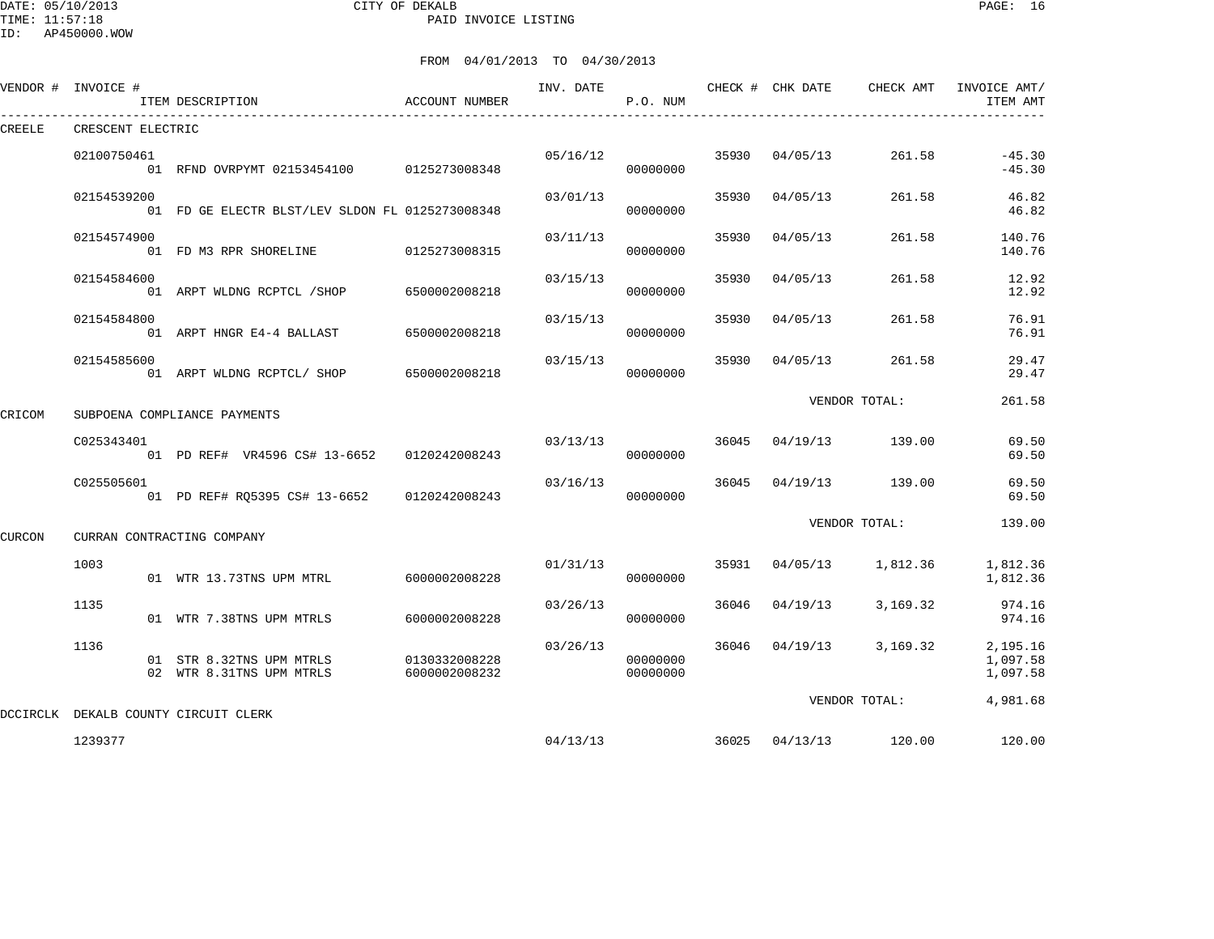DATE: 05/10/2013 CITY OF DEKALB PAGE: 16
TIME: 11:57:18 PAID INVOICE LISTING
ID: AP450000.WOW

FROM 04/01/2013 TO 04/30/2013

| VENDOR # | INVOICE # | ITEM DESCRIPTION | ACCOUNT NUMBER | INV. DATE | P.O. NUM | CHECK # | CHK DATE | CHECK AMT | INVOICE AMT/ ITEM AMT |
|---|---|---|---|---|---|---|---|---|---|
| CREELE | CRESCENT ELECTRIC | | | | | | | | |
| | 02100750461 | | | 05/16/12 | | 35930 | 04/05/13 | 261.58 | -45.30 |
| | | 01 RFND OVRPYMT 02153454100 | 0125273008348 | | 00000000 | | | | -45.30 |
| | 02154539200 | | | 03/01/13 | | 35930 | 04/05/13 | 261.58 | 46.82 |
| | | 01 FD GE ELECTR BLST/LEV SLDON FL | 0125273008348 | | 00000000 | | | | 46.82 |
| | 02154574900 | | | 03/11/13 | | 35930 | 04/05/13 | 261.58 | 140.76 |
| | | 01 FD M3 RPR SHORELINE | 0125273008315 | | 00000000 | | | | 140.76 |
| | 02154584600 | | | 03/15/13 | | 35930 | 04/05/13 | 261.58 | 12.92 |
| | | 01 ARPT WLDNG RCPTCL /SHOP | 6500002008218 | | 00000000 | | | | 12.92 |
| | 02154584800 | | | 03/15/13 | | 35930 | 04/05/13 | 261.58 | 76.91 |
| | | 01 ARPT HNGR E4-4 BALLAST | 6500002008218 | | 00000000 | | | | 76.91 |
| | 02154585600 | | | 03/15/13 | | 35930 | 04/05/13 | 261.58 | 29.47 |
| | | 01 ARPT WLDNG RCPTCL/ SHOP | 6500002008218 | | 00000000 | | | | 29.47 |
| | | | | | | | VENDOR TOTAL: | | 261.58 |
| CRICOM | SUBPOENA COMPLIANCE PAYMENTS | | | | | | | | |
| | C025343401 | | | 03/13/13 | | 36045 | 04/19/13 | 139.00 | 69.50 |
| | | 01 PD REF# VR4596 CS# 13-6652 | 0120242008243 | | 00000000 | | | | 69.50 |
| | C025505601 | | | 03/16/13 | | 36045 | 04/19/13 | 139.00 | 69.50 |
| | | 01 PD REF# RQ5395 CS# 13-6652 | 0120242008243 | | 00000000 | | | | 69.50 |
| | | | | | | | VENDOR TOTAL: | | 139.00 |
| CURCON | CURRAN CONTRACTING COMPANY | | | | | | | | |
| | 1003 | | | 01/31/13 | | 35931 | 04/05/13 | 1,812.36 | 1,812.36 |
| | | 01 WTR 13.73TNS UPM MTRL | 6000002008228 | | 00000000 | | | | 1,812.36 |
| | 1135 | | | 03/26/13 | | 36046 | 04/19/13 | 3,169.32 | 974.16 |
| | | 01 WTR 7.38TNS UPM MTRLS | 6000002008228 | | 00000000 | | | | 974.16 |
| | 1136 | | | 03/26/13 | | 36046 | 04/19/13 | 3,169.32 | 2,195.16 |
| | | 01 STR 8.32TNS UPM MTRLS | 0130332008228 | | 00000000 | | | | 1,097.58 |
| | | 02 WTR 8.31TNS UPM MTRLS | 6000002008232 | | 00000000 | | | | 1,097.58 |
| | | | | | | | VENDOR TOTAL: | | 4,981.68 |
| DCCIRCLK | DEKALB COUNTY CIRCUIT CLERK | | | | | | | | |
| | 1239377 | | | 04/13/13 | | 36025 | 04/13/13 | 120.00 | 120.00 |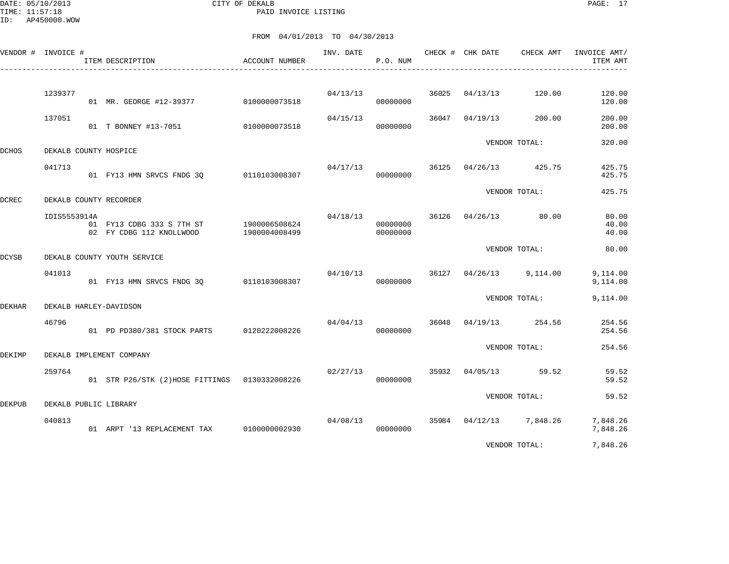CITY OF DEKALB
PAID INVOICE LISTING

DATE: 05/10/2013
TIME: 11:57:18
ID: AP450000.WOW

FROM 04/01/2013 TO 04/30/2013

| VENDOR # | INVOICE # | ITEM DESCRIPTION | ACCOUNT NUMBER | INV. DATE | P.O. NUM | CHECK # | CHK DATE | CHECK AMT | INVOICE AMT/ ITEM AMT |
|---|---|---|---|---|---|---|---|---|---|
| | 1239377 | | | 04/13/13 | | 36025 | 04/13/13 | 120.00 | 120.00 |
| | | 01 MR. GEORGE #12-39377 | 0100000073518 | | 00000000 | | | | 120.00 |
| | 137051 | | | 04/15/13 | | 36047 | 04/19/13 | 200.00 | 200.00 |
| | | 01 T BONNEY #13-7051 | 0100000073518 | | 00000000 | | | | 200.00 |
| | | | | | | | VENDOR TOTAL: | | 320.00 |
| DCHOS | DEKALB COUNTY HOSPICE | | | | | | | | |
| | 041713 | | | 04/17/13 | | 36125 | 04/26/13 | 425.75 | 425.75 |
| | | 01 FY13 HMN SRVCS FNDG 3Q | 0110103008307 | | 00000000 | | | | 425.75 |
| | | | | | | | VENDOR TOTAL: | | 425.75 |
| DCREC | DEKALB COUNTY RECORDER | | | | | | | | |
| | IDIS5553914A | | | 04/18/13 | | 36126 | 04/26/13 | 80.00 | 80.00 |
| | | 01 FY13 CDBG 333 S 7TH ST | 1900006508624 | | 00000000 | | | | 40.00 |
| | | 02 FY CDBG 112 KNOLLWOOD | 1900004008499 | | 00000000 | | | | 40.00 |
| | | | | | | | VENDOR TOTAL: | | 80.00 |
| DCYSB | DEKALB COUNTY YOUTH SERVICE | | | | | | | | |
| | 041013 | | | 04/10/13 | | 36127 | 04/26/13 | 9,114.00 | 9,114.00 |
| | | 01 FY13 HMN SRVCS FNDG 3Q | 0110103008307 | | 00000000 | | | | 9,114.00 |
| | | | | | | | VENDOR TOTAL: | | 9,114.00 |
| DEKHAR | DEKALB HARLEY-DAVIDSON | | | | | | | | |
| | 46796 | | | 04/04/13 | | 36048 | 04/19/13 | 254.56 | 254.56 |
| | | 01 PD PD380/381 STOCK PARTS | 0120222008226 | | 00000000 | | | | 254.56 |
| | | | | | | | VENDOR TOTAL: | | 254.56 |
| DEKIMP | DEKALB IMPLEMENT COMPANY | | | | | | | | |
| | 259764 | | | 02/27/13 | | 35932 | 04/05/13 | 59.52 | 59.52 |
| | | 01 STR P26/STK (2)HOSE FITTINGS | 0130332008226 | | 00000000 | | | | 59.52 |
| | | | | | | | VENDOR TOTAL: | | 59.52 |
| DEKPUB | DEKALB PUBLIC LIBRARY | | | | | | | | |
| | 040813 | | | 04/08/13 | | 35984 | 04/12/13 | 7,848.26 | 7,848.26 |
| | | 01 ARPT '13 REPLACEMENT TAX | 0100000002930 | | 00000000 | | | | 7,848.26 |
| | | | | | | | VENDOR TOTAL: | | 7,848.26 |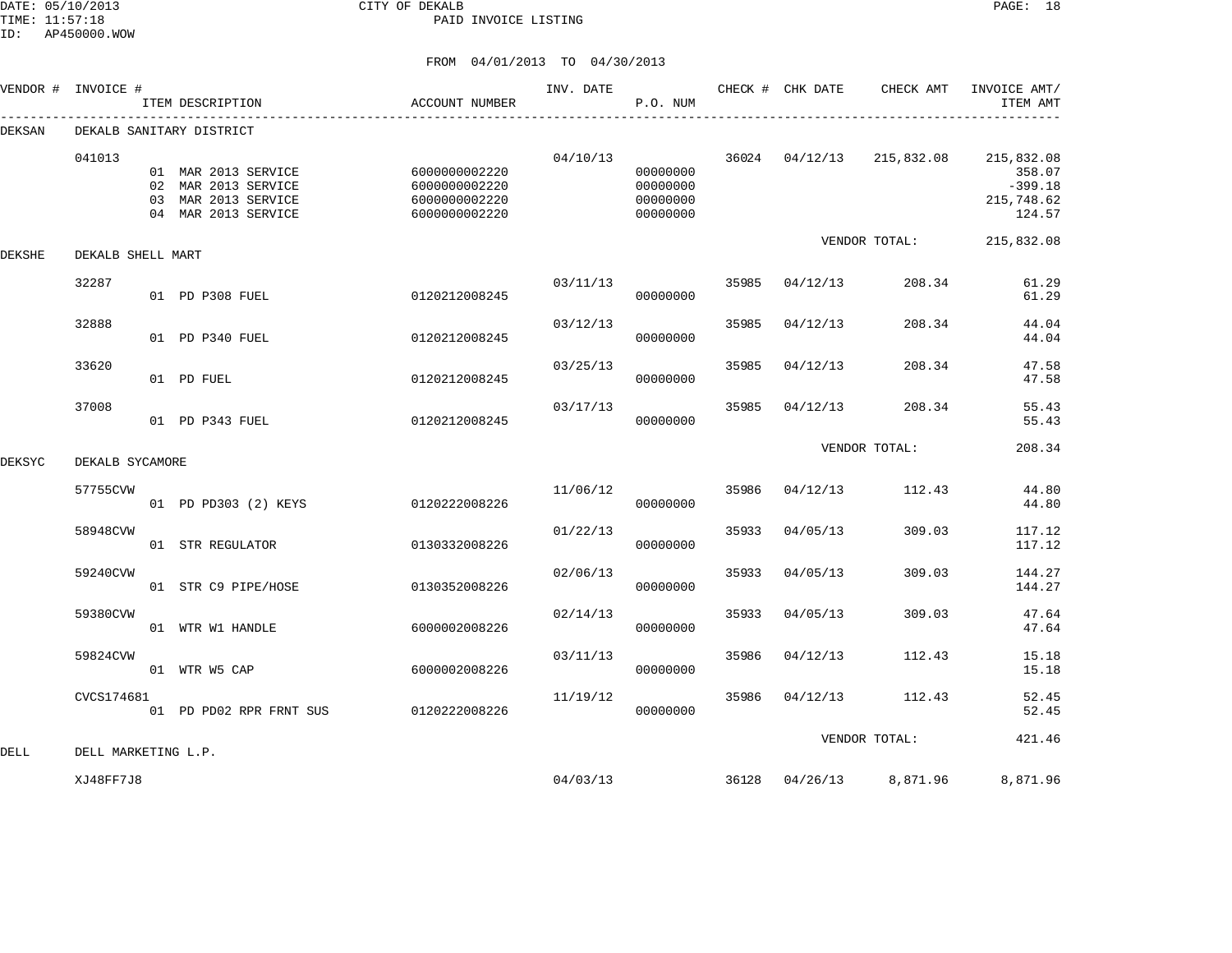CITY OF DEKALB
PAID INVOICE LISTING

DATE: 05/10/2013
TIME: 11:57:18
ID: AP450000.WOW

FROM 04/01/2013 TO 04/30/2013

| VENDOR # | INVOICE # | ITEM DESCRIPTION | ACCOUNT NUMBER | INV. DATE | P.O. NUM | CHECK # | CHK DATE | CHECK AMT | INVOICE AMT/ ITEM AMT |
|---|---|---|---|---|---|---|---|---|---|
| DEKSAN | DEKALB SANITARY DISTRICT | | | | | | | | |
| | 041013 | | | 04/10/13 | | 36024 | 04/12/13 | 215,832.08 | 215,832.08 |
| | | 01 MAR 2013 SERVICE | 6000000002220 | | 00000000 | | | | 358.07 |
| | | 02 MAR 2013 SERVICE | 6000000002220 | | 00000000 | | | | -399.18 |
| | | 03 MAR 2013 SERVICE | 6000000002220 | | 00000000 | | | | 215,748.62 |
| | | 04 MAR 2013 SERVICE | 6000000002220 | | 00000000 | | | | 124.57 |
| | | | | | | | | VENDOR TOTAL: | 215,832.08 |
| DEKSHE | DEKALB SHELL MART | | | | | | | | |
| | 32287 | | | 03/11/13 | | 35985 | 04/12/13 | 208.34 | 61.29 |
| | | 01 PD P308 FUEL | 0120212008245 | | 00000000 | | | | 61.29 |
| | 32888 | | | 03/12/13 | | 35985 | 04/12/13 | 208.34 | 44.04 |
| | | 01 PD P340 FUEL | 0120212008245 | | 00000000 | | | | 44.04 |
| | 33620 | | | 03/25/13 | | 35985 | 04/12/13 | 208.34 | 47.58 |
| | | 01 PD FUEL | 0120212008245 | | 00000000 | | | | 47.58 |
| | 37008 | | | 03/17/13 | | 35985 | 04/12/13 | 208.34 | 55.43 |
| | | 01 PD P343 FUEL | 0120212008245 | | 00000000 | | | | 55.43 |
| | | | | | | | | VENDOR TOTAL: | 208.34 |
| DEKSYC | DEKALB SYCAMORE | | | | | | | | |
| | 57755CVW | | | 11/06/12 | | 35986 | 04/12/13 | 112.43 | 44.80 |
| | | 01 PD PD303 (2) KEYS | 0120222008226 | | 00000000 | | | | 44.80 |
| | 58948CVW | | | 01/22/13 | | 35933 | 04/05/13 | 309.03 | 117.12 |
| | | 01 STR REGULATOR | 0130332008226 | | 00000000 | | | | 117.12 |
| | 59240CVW | | | 02/06/13 | | 35933 | 04/05/13 | 309.03 | 144.27 |
| | | 01 STR C9 PIPE/HOSE | 0130352008226 | | 00000000 | | | | 144.27 |
| | 59380CVW | | | 02/14/13 | | 35933 | 04/05/13 | 309.03 | 47.64 |
| | | 01 WTR W1 HANDLE | 6000002008226 | | 00000000 | | | | 47.64 |
| | 59824CVW | | | 03/11/13 | | 35986 | 04/12/13 | 112.43 | 15.18 |
| | | 01 WTR W5 CAP | 6000002008226 | | 00000000 | | | | 15.18 |
| | CVCS174681 | | | 11/19/12 | | 35986 | 04/12/13 | 112.43 | 52.45 |
| | | 01 PD PD02 RPR FRNT SUS | 0120222008226 | | 00000000 | | | | 52.45 |
| | | | | | | | | VENDOR TOTAL: | 421.46 |
| DELL | DELL MARKETING L.P. | | | | | | | | |
| | XJ48FF7J8 | | | 04/03/13 | | 36128 | 04/26/13 | 8,871.96 | 8,871.96 |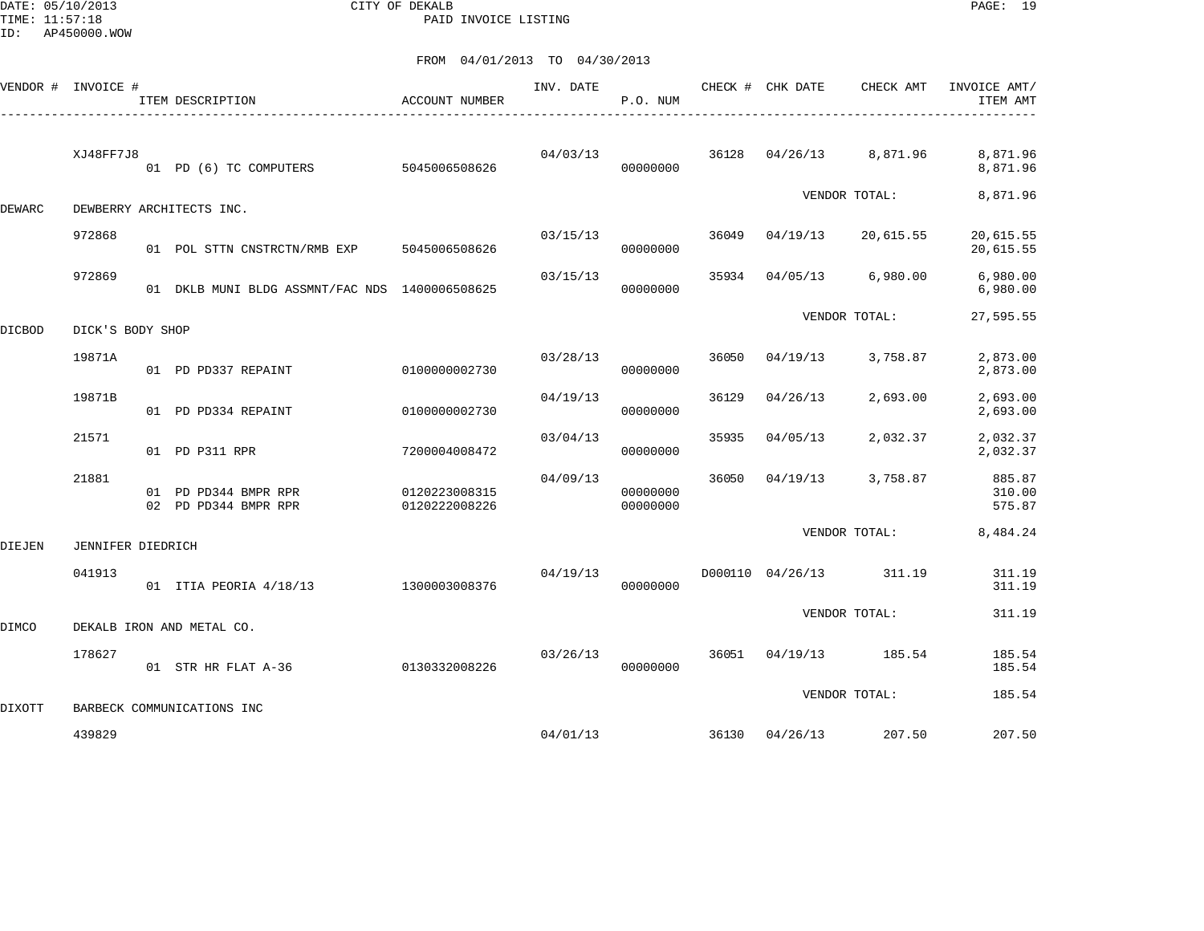CITY OF DEKALB
PAID INVOICE LISTING

DATE: 05/10/2013
TIME: 11:57:18
ID: AP450000.WOW

FROM 04/01/2013 TO 04/30/2013

| VENDOR # | INVOICE # | ITEM DESCRIPTION | ACCOUNT NUMBER | INV. DATE | P.O. NUM | CHECK # | CHK DATE | CHECK AMT | INVOICE AMT/ ITEM AMT |
|---|---|---|---|---|---|---|---|---|---|
| | XJ48FF7J8 | | | 04/03/13 | | 36128 | 04/26/13 | 8,871.96 | 8,871.96 |
| | | 01 PD (6) TC COMPUTERS | 5045006508626 | | 00000000 | | | | 8,871.96 |
| | | | | | | | | VENDOR TOTAL: | 8,871.96 |
| DEWARC | DEWBERRY ARCHITECTS INC. | | | | | | | | |
| | 972868 | | | 03/15/13 | | 36049 | 04/19/13 | 20,615.55 | 20,615.55 |
| | | 01 POL STTN CNSTRCTN/RMB EXP | 5045006508626 | | 00000000 | | | | 20,615.55 |
| | 972869 | | | 03/15/13 | | 35934 | 04/05/13 | 6,980.00 | 6,980.00 |
| | | 01 DKLB MUNI BLDG ASSMNT/FAC NDS | 1400006508625 | | 00000000 | | | | 6,980.00 |
| | | | | | | | | VENDOR TOTAL: | 27,595.55 |
| DICBOD | DICK'S BODY SHOP | | | | | | | | |
| | 19871A | | | 03/28/13 | | 36050 | 04/19/13 | 3,758.87 | 2,873.00 |
| | | 01 PD PD337 REPAINT | 0100000002730 | | 00000000 | | | | 2,873.00 |
| | 19871B | | | 04/19/13 | | 36129 | 04/26/13 | 2,693.00 | 2,693.00 |
| | | 01 PD PD334 REPAINT | 0100000002730 | | 00000000 | | | | 2,693.00 |
| | 21571 | | | 03/04/13 | | 35935 | 04/05/13 | 2,032.37 | 2,032.37 |
| | | 01 PD P311 RPR | 7200004008472 | | 00000000 | | | | 2,032.37 |
| | 21881 | | | 04/09/13 | | 36050 | 04/19/13 | 3,758.87 | 885.87 |
| | | 01 PD PD344 BMPR RPR | 0120223008315 | | 00000000 | | | | 310.00 |
| | | 02 PD PD344 BMPR RPR | 0120222008226 | | 00000000 | | | | 575.87 |
| | | | | | | | | VENDOR TOTAL: | 8,484.24 |
| DIEJEN | JENNIFER DIEDRICH | | | | | | | | |
| | 041913 | | | 04/19/13 | | D000110 | 04/26/13 | 311.19 | 311.19 |
| | | 01 ITIA PEORIA 4/18/13 | 1300003008376 | | 00000000 | | | | 311.19 |
| | | | | | | | | VENDOR TOTAL: | 311.19 |
| DIMCO | DEKALB IRON AND METAL CO. | | | | | | | | |
| | 178627 | | | 03/26/13 | | 36051 | 04/19/13 | 185.54 | 185.54 |
| | | 01 STR HR FLAT A-36 | 0130332008226 | | 00000000 | | | | 185.54 |
| | | | | | | | | VENDOR TOTAL: | 185.54 |
| DIXOTT | BARBECK COMMUNICATIONS INC | | | | | | | | |
| | 439829 | | | 04/01/13 | | 36130 | 04/26/13 | 207.50 | 207.50 |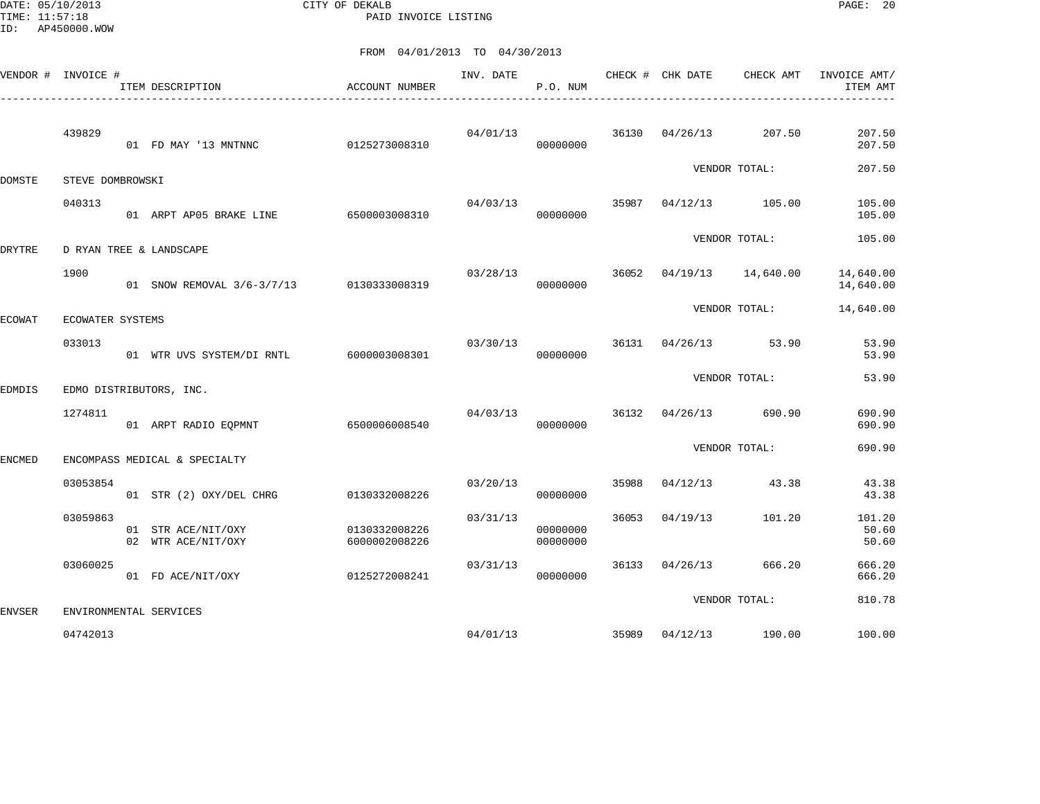DATE: 05/10/2013 CITY OF DEKALB
TIME: 11:57:18 PAID INVOICE LISTING
ID: AP450000.WOW

FROM 04/01/2013 TO 04/30/2013

| VENDOR # | INVOICE # | ITEM DESCRIPTION | ACCOUNT NUMBER | INV. DATE | P.O. NUM | CHECK # | CHK DATE | CHECK AMT | INVOICE AMT/ ITEM AMT |
|---|---|---|---|---|---|---|---|---|---|
| | 439829 | | | 04/01/13 | | 36130 | 04/26/13 | 207.50 | 207.50 |
| | | 01 FD MAY '13 MNTNNC | 0125273008310 | | 00000000 | | | | 207.50 |
| | | | | | | | VENDOR TOTAL: | | 207.50 |
| DOMSTE | STEVE DOMBROWSKI | | | | | | | | |
| | 040313 | | | 04/03/13 | | 35987 | 04/12/13 | 105.00 | 105.00 |
| | | 01 ARPT AP05 BRAKE LINE | 6500003008310 | | 00000000 | | | | 105.00 |
| | | | | | | | VENDOR TOTAL: | | 105.00 |
| DRYTRE | D RYAN TREE & LANDSCAPE | | | | | | | | |
| | 1900 | | | 03/28/13 | | 36052 | 04/19/13 | 14,640.00 | 14,640.00 |
| | | 01 SNOW REMOVAL 3/6-3/7/13 | 0130333008319 | | 00000000 | | | | 14,640.00 |
| | | | | | | | VENDOR TOTAL: | | 14,640.00 |
| ECOWAT | ECOWATER SYSTEMS | | | | | | | | |
| | 033013 | | | 03/30/13 | | 36131 | 04/26/13 | 53.90 | 53.90 |
| | | 01 WTR UVS SYSTEM/DI RNTL | 6000003008301 | | 00000000 | | | | 53.90 |
| | | | | | | | VENDOR TOTAL: | | 53.90 |
| EDMDIS | EDMO DISTRIBUTORS, INC. | | | | | | | | |
| | 1274811 | | | 04/03/13 | | 36132 | 04/26/13 | 690.90 | 690.90 |
| | | 01 ARPT RADIO EQPMNT | 6500006008540 | | 00000000 | | | | 690.90 |
| | | | | | | | VENDOR TOTAL: | | 690.90 |
| ENCMED | ENCOMPASS MEDICAL & SPECIALTY | | | | | | | | |
| | 03053854 | | | 03/20/13 | | 35988 | 04/12/13 | 43.38 | 43.38 |
| | | 01 STR (2) OXY/DEL CHRG | 0130332008226 | | 00000000 | | | | 43.38 |
| | 03059863 | | | 03/31/13 | | 36053 | 04/19/13 | 101.20 | 101.20 |
| | | 01 STR ACE/NIT/OXY | 0130332008226 | | 00000000 | | | | 50.60 |
| | | 02 WTR ACE/NIT/OXY | 6000002008226 | | 00000000 | | | | 50.60 |
| | 03060025 | | | 03/31/13 | | 36133 | 04/26/13 | 666.20 | 666.20 |
| | | 01 FD ACE/NIT/OXY | 0125272008241 | | 00000000 | | | | 666.20 |
| | | | | | | | VENDOR TOTAL: | | 810.78 |
| ENVSER | ENVIRONMENTAL SERVICES | | | | | | | | |
| | 04742013 | | | 04/01/13 | | 35989 | 04/12/13 | 190.00 | 100.00 |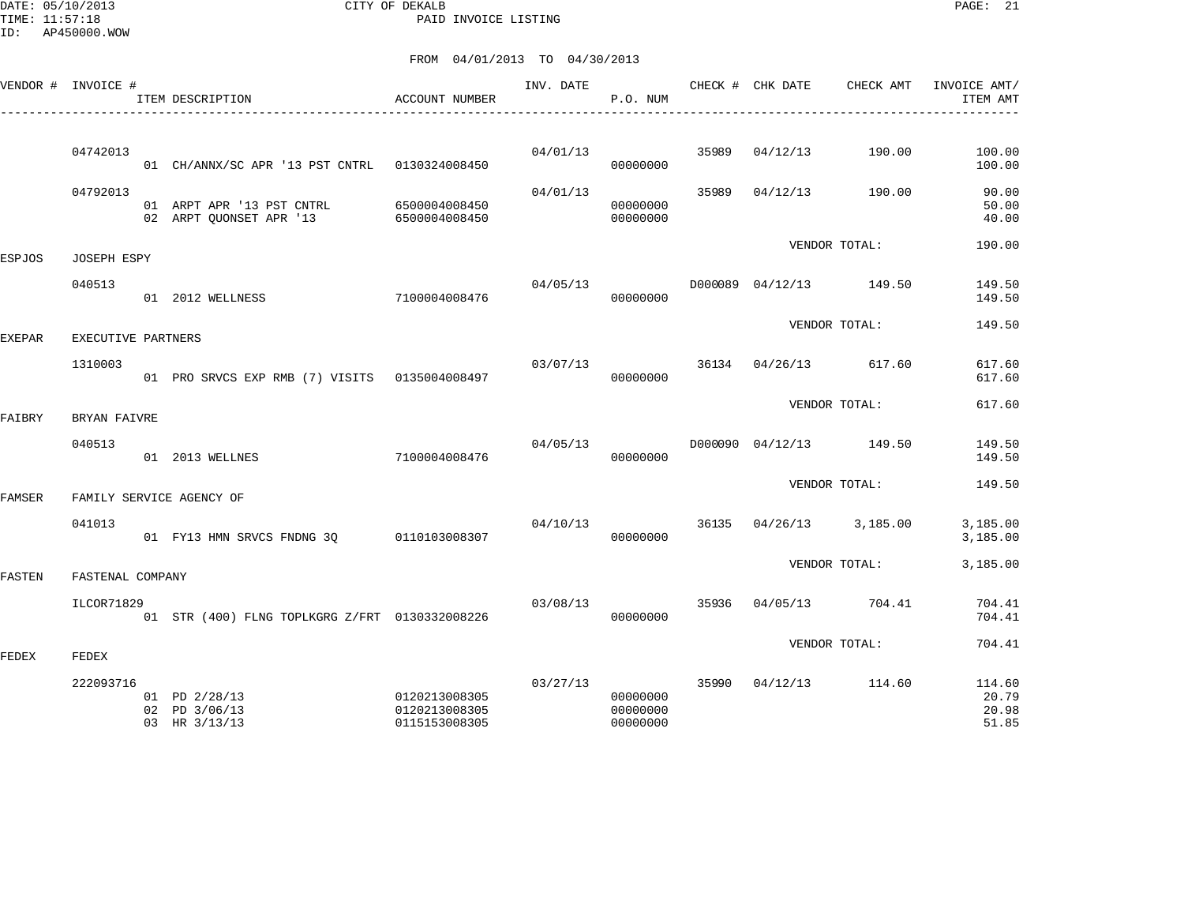CITY OF DEKALB
PAID INVOICE LISTING

DATE: 05/10/2013
TIME: 11:57:18
ID: AP450000.WOW

FROM 04/01/2013 TO 04/30/2013

| VENDOR # | INVOICE # | ITEM DESCRIPTION | ACCOUNT NUMBER | INV. DATE | P.O. NUM | CHECK # | CHK DATE | CHECK AMT | INVOICE AMT/ ITEM AMT |
|---|---|---|---|---|---|---|---|---|---|
| | 04742013 | | | 04/01/13 | | 35989 | 04/12/13 | 190.00 | 100.00 |
| | | 01 CH/ANNX/SC APR '13 PST CNTRL | 0130324008450 | | 00000000 | | | | 100.00 |
| | 04792013 | | | 04/01/13 | | 35989 | 04/12/13 | 190.00 | 90.00 |
| | | 01 ARPT APR '13 PST CNTRL | 6500004008450 | | 00000000 | | | | 50.00 |
| | | 02 ARPT QUONSET APR '13 | 6500004008450 | | 00000000 | | | | 40.00 |
| | | | | | | | VENDOR TOTAL: | | 190.00 |
| ESPJOS | JOSEPH ESPY | | | | | | | | |
| | 040513 | | | 04/05/13 | | D000089 | 04/12/13 | 149.50 | 149.50 |
| | | 01 2012 WELLNESS | 7100004008476 | | 00000000 | | | | 149.50 |
| | | | | | | | VENDOR TOTAL: | | 149.50 |
| EXEPAR | EXECUTIVE PARTNERS | | | | | | | | |
| | 1310003 | | | 03/07/13 | | 36134 | 04/26/13 | 617.60 | 617.60 |
| | | 01 PRO SRVCS EXP RMB (7) VISITS | 0135004008497 | | 00000000 | | | | 617.60 |
| | | | | | | | VENDOR TOTAL: | | 617.60 |
| FAIBRY | BRYAN FAIVRE | | | | | | | | |
| | 040513 | | | 04/05/13 | | D000090 | 04/12/13 | 149.50 | 149.50 |
| | | 01 2013 WELLNES | 7100004008476 | | 00000000 | | | | 149.50 |
| | | | | | | | VENDOR TOTAL: | | 149.50 |
| FAMSER | FAMILY SERVICE AGENCY OF | | | | | | | | |
| | 041013 | | | 04/10/13 | | 36135 | 04/26/13 | 3,185.00 | 3,185.00 |
| | | 01 FY13 HMN SRVCS FNDNG 3Q | 0110103008307 | | 00000000 | | | | 3,185.00 |
| | | | | | | | VENDOR TOTAL: | | 3,185.00 |
| FASTEN | FASTENAL COMPANY | | | | | | | | |
| | ILCOR71829 | | | 03/08/13 | | 35936 | 04/05/13 | 704.41 | 704.41 |
| | | 01 STR (400) FLNG TOPLKGRG Z/FRT | 0130332008226 | | 00000000 | | | | 704.41 |
| | | | | | | | VENDOR TOTAL: | | 704.41 |
| FEDEX | FEDEX | | | | | | | | |
| | 222093716 | | | 03/27/13 | | 35990 | 04/12/13 | 114.60 | 114.60 |
| | | 01 PD 2/28/13 | 0120213008305 | | 00000000 | | | | 20.79 |
| | | 02 PD 3/06/13 | 0120213008305 | | 00000000 | | | | 20.98 |
| | | 03 HR 3/13/13 | 0115153008305 | | 00000000 | | | | 51.85 |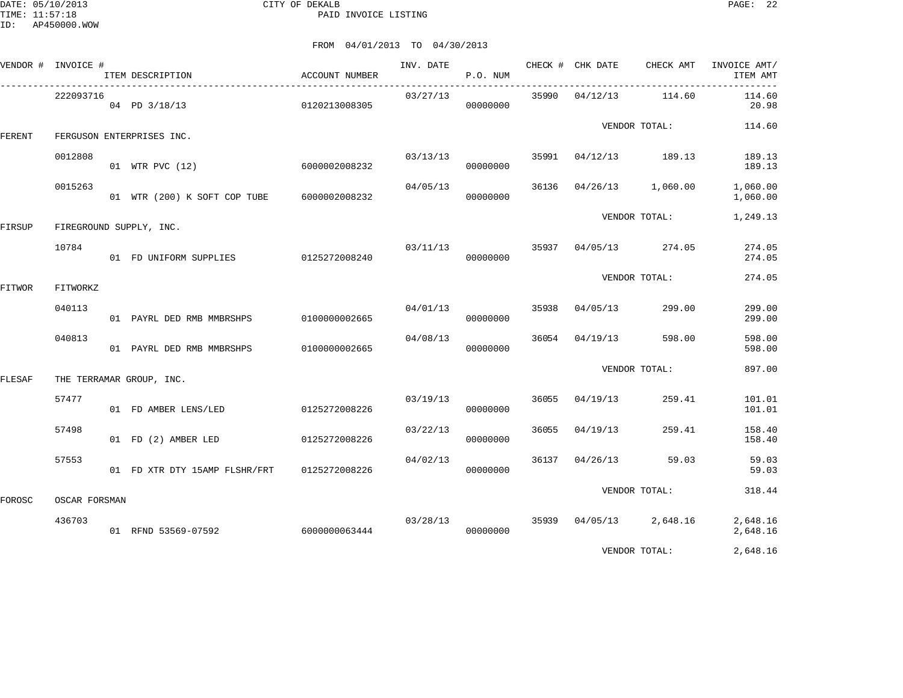CITY OF DEKALB

PAID INVOICE LISTING

DATE: 05/10/2013
TIME: 11:57:18
ID: AP450000.WOW

FROM 04/01/2013 TO 04/30/2013

| VENDOR # | INVOICE # | ITEM DESCRIPTION | ACCOUNT NUMBER | INV. DATE | P.O. NUM | CHECK # | CHK DATE | CHECK AMT | INVOICE AMT/ ITEM AMT |
|---|---|---|---|---|---|---|---|---|---|
| | 222093716 | | | 03/27/13 | | 35990 | 04/12/13 | 114.60 | 114.60 |
| | | 04 PD 3/18/13 | 0120213008305 | | 00000000 | | | | 20.98 |
| | | | | | | | | VENDOR TOTAL: | 114.60 |
| FERENT | FERGUSON ENTERPRISES INC. | | | | | | | | |
| | 0012808 | | | 03/13/13 | | 35991 | 04/12/13 | 189.13 | 189.13 |
| | | 01 WTR PVC (12) | 6000002008232 | | 00000000 | | | | 189.13 |
| | 0015263 | | | 04/05/13 | | 36136 | 04/26/13 | 1,060.00 | 1,060.00 |
| | | 01 WTR (200) K SOFT COP TUBE | 6000002008232 | | 00000000 | | | | 1,060.00 |
| | | | | | | | | VENDOR TOTAL: | 1,249.13 |
| FIRSUP | FIREGROUND SUPPLY, INC. | | | | | | | | |
| | 10784 | | | 03/11/13 | | 35937 | 04/05/13 | 274.05 | 274.05 |
| | | 01 FD UNIFORM SUPPLIES | 0125272008240 | | 00000000 | | | | 274.05 |
| | | | | | | | | VENDOR TOTAL: | 274.05 |
| FITWOR | FITWORKZ | | | | | | | | |
| | 040113 | | | 04/01/13 | | 35938 | 04/05/13 | 299.00 | 299.00 |
| | | 01 PAYRL DED RMB MMBRSHPS | 0100000002665 | | 00000000 | | | | 299.00 |
| | 040813 | | | 04/08/13 | | 36054 | 04/19/13 | 598.00 | 598.00 |
| | | 01 PAYRL DED RMB MMBRSHPS | 0100000002665 | | 00000000 | | | | 598.00 |
| | | | | | | | | VENDOR TOTAL: | 897.00 |
| FLESAF | THE TERRAMAR GROUP, INC. | | | | | | | | |
| | 57477 | | | 03/19/13 | | 36055 | 04/19/13 | 259.41 | 101.01 |
| | | 01 FD AMBER LENS/LED | 0125272008226 | | 00000000 | | | | 101.01 |
| | 57498 | | | 03/22/13 | | 36055 | 04/19/13 | 259.41 | 158.40 |
| | | 01 FD (2) AMBER LED | 0125272008226 | | 00000000 | | | | 158.40 |
| | 57553 | | | 04/02/13 | | 36137 | 04/26/13 | 59.03 | 59.03 |
| | | 01 FD XTR DTY 15AMP FLSHR/FRT | 0125272008226 | | 00000000 | | | | 59.03 |
| | | | | | | | | VENDOR TOTAL: | 318.44 |
| FOROSC | OSCAR FORSMAN | | | | | | | | |
| | 436703 | | | 03/28/13 | | 35939 | 04/05/13 | 2,648.16 | 2,648.16 |
| | | 01 RFND 53569-07592 | 6000000063444 | | 00000000 | | | | 2,648.16 |
| | | | | | | | | VENDOR TOTAL: | 2,648.16 |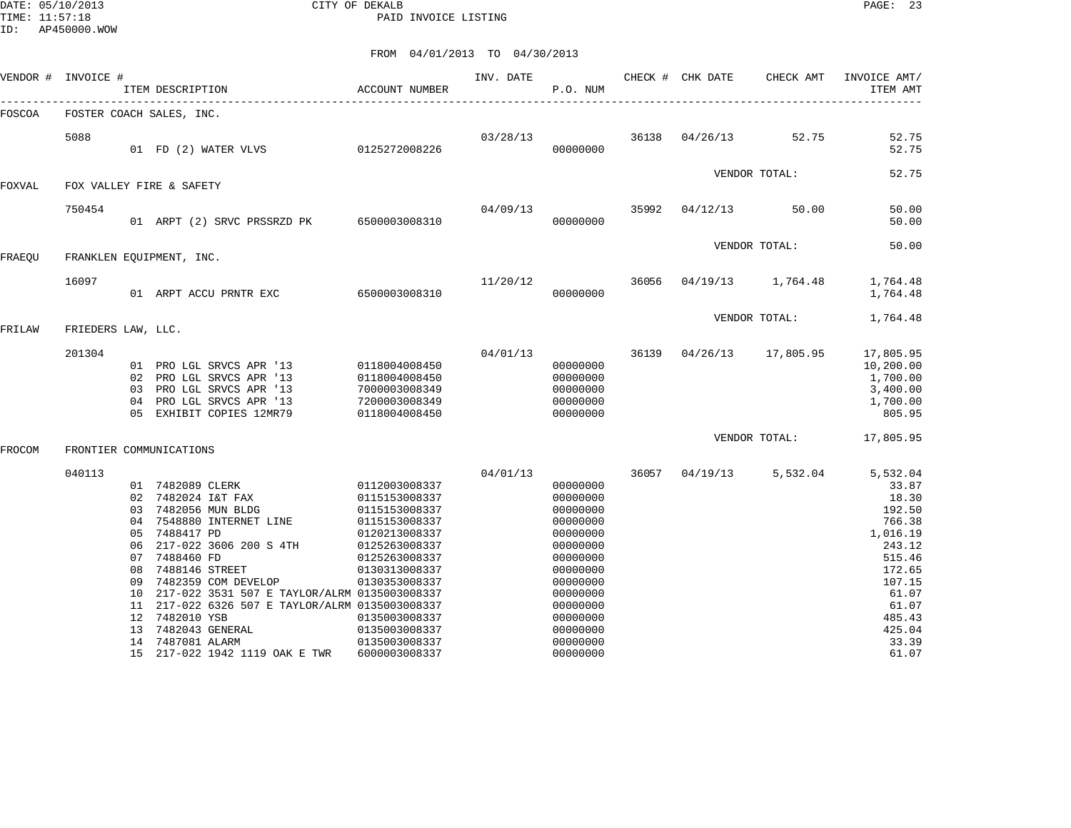DATE: 05/10/2013 CITY OF DEKALB PAGE: 23
TIME: 11:57:18 PAID INVOICE LISTING
ID: AP450000.WOW

FROM 04/01/2013 TO 04/30/2013

| VENDOR # | INVOICE # | ITEM DESCRIPTION | ACCOUNT NUMBER | INV. DATE | P.O. NUM | CHECK # | CHK DATE | CHECK AMT | INVOICE AMT/ ITEM AMT |
|---|---|---|---|---|---|---|---|---|---|
| FOSCOA | FOSTER COACH SALES, INC. | | | | | | | | |
| | 5088 | | | 03/28/13 | | 36138 | 04/26/13 | 52.75 | 52.75 |
| | | 01 FD (2) WATER VLVS | 0125272008226 | | 00000000 | | | | 52.75 |
| | | | | | | | VENDOR TOTAL: | | 52.75 |
| FOXVAL | FOX VALLEY FIRE & SAFETY | | | | | | | | |
| | 750454 | | | 04/09/13 | | 35992 | 04/12/13 | 50.00 | 50.00 |
| | | 01 ARPT (2) SRVC PRSSRZD PK | 6500003008310 | | 00000000 | | | | 50.00 |
| | | | | | | | VENDOR TOTAL: | | 50.00 |
| FRAEQU | FRANKLEN EQUIPMENT, INC. | | | | | | | | |
| | 16097 | | | 11/20/12 | | 36056 | 04/19/13 | 1,764.48 | 1,764.48 |
| | | 01 ARPT ACCU PRNTR EXC | 6500003008310 | | 00000000 | | | | 1,764.48 |
| | | | | | | | VENDOR TOTAL: | | 1,764.48 |
| FRILAW | FRIEDERS LAW, LLC. | | | | | | | | |
| | 201304 | | | 04/01/13 | | 36139 | 04/26/13 | 17,805.95 | 17,805.95 |
| | | 01 PRO LGL SRVCS APR '13 | 0118004008450 | | 00000000 | | | | 10,200.00 |
| | | 02 PRO LGL SRVCS APR '13 | 0118004008450 | | 00000000 | | | | 1,700.00 |
| | | 03 PRO LGL SRVCS APR '13 | 7000003008349 | | 00000000 | | | | 3,400.00 |
| | | 04 PRO LGL SRVCS APR '13 | 7200003008349 | | 00000000 | | | | 1,700.00 |
| | | 05 EXHIBIT COPIES 12MR79 | 0118004008450 | | 00000000 | | | | 805.95 |
| | | | | | | | VENDOR TOTAL: | | 17,805.95 |
| FROCOM | FRONTIER COMMUNICATIONS | | | | | | | | |
| | 040113 | | | 04/01/13 | | 36057 | 04/19/13 | 5,532.04 | 5,532.04 |
| | | 01 7482089 CLERK | 0112003008337 | | 00000000 | | | | 33.87 |
| | | 02 7482024 I&T FAX | 0115153008337 | | 00000000 | | | | 18.30 |
| | | 03 7482056 MUN BLDG | 0115153008337 | | 00000000 | | | | 192.50 |
| | | 04 7548880 INTERNET LINE | 0115153008337 | | 00000000 | | | | 766.38 |
| | | 05 7488417 PD | 0120213008337 | | 00000000 | | | | 1,016.19 |
| | | 06 217-022 3606 200 S 4TH | 0125263008337 | | 00000000 | | | | 243.12 |
| | | 07 7488460 FD | 0125263008337 | | 00000000 | | | | 515.46 |
| | | 08 7488146 STREET | 0130313008337 | | 00000000 | | | | 172.65 |
| | | 09 7482359 COM DEVELOP | 0130353008337 | | 00000000 | | | | 107.15 |
| | | 10 217-022 3531 507 E TAYLOR/ALRM | 0135003008337 | | 00000000 | | | | 61.07 |
| | | 11 217-022 6326 507 E TAYLOR/ALRM | 0135003008337 | | 00000000 | | | | 61.07 |
| | | 12 7482010 YSB | 0135003008337 | | 00000000 | | | | 485.43 |
| | | 13 7482043 GENERAL | 0135003008337 | | 00000000 | | | | 425.04 |
| | | 14 7487081 ALARM | 0135003008337 | | 00000000 | | | | 33.39 |
| | | 15 217-022 1942 1119 OAK E TWR | 6000003008337 | | 00000000 | | | | 61.07 |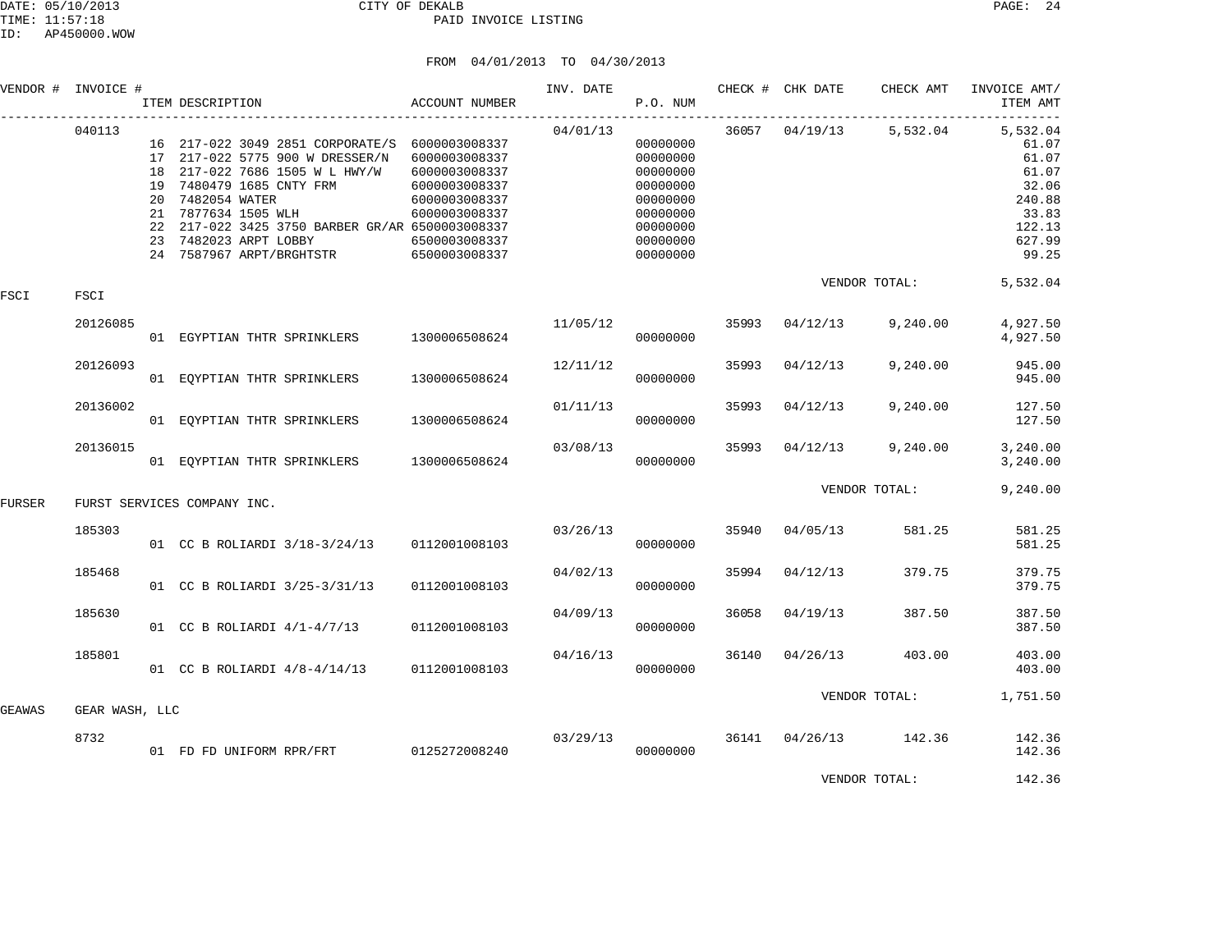CITY OF DEKALB
PAID INVOICE LISTING

FROM 04/01/2013 TO 04/30/2013

| VENDOR # | INVOICE # | ITEM DESCRIPTION | ACCOUNT NUMBER | INV. DATE | P.O. NUM | CHECK # | CHK DATE | CHECK AMT | INVOICE AMT/ ITEM AMT |
|---|---|---|---|---|---|---|---|---|---|
| | 040113 | | | 04/01/13 | | 36057 | 04/19/13 | 5,532.04 | 5,532.04 |
| | | 16 217-022 3049 2851 CORPORATE/S | 6000003008337 | | 00000000 | | | | 61.07 |
| | | 17 217-022 5775 900 W DRESSER/N | 6000003008337 | | 00000000 | | | | 61.07 |
| | | 18 217-022 7686 1505 W L HWY/W | 6000003008337 | | 00000000 | | | | 61.07 |
| | | 19 7480479 1685 CNTY FRM | 6000003008337 | | 00000000 | | | | 32.06 |
| | | 20 7482054 WATER | 6000003008337 | | 00000000 | | | | 240.88 |
| | | 21 7877634 1505 WLH | 6000003008337 | | 00000000 | | | | 33.83 |
| | | 22 217-022 3425 3750 BARBER GR/AR | 6500003008337 | | 00000000 | | | | 122.13 |
| | | 23 7482023 ARPT LOBBY | 6500003008337 | | 00000000 | | | | 627.99 |
| | | 24 7587967 ARPT/BRGHTSTR | 6500003008337 | | 00000000 | | | | 99.25 |
| | | | | | | | | VENDOR TOTAL: | 5,532.04 |
| FSCI | FSCI | | | | | | | | |
| | 20126085 | | | 11/05/12 | | 35993 | 04/12/13 | 9,240.00 | 4,927.50 |
| | | 01 EGYPTIAN THTR SPRINKLERS | 1300006508624 | | 00000000 | | | | 4,927.50 |
| | 20126093 | | | 12/11/12 | | 35993 | 04/12/13 | 9,240.00 | 945.00 |
| | | 01 EQYPTIAN THTR SPRINKLERS | 1300006508624 | | 00000000 | | | | 945.00 |
| | 20136002 | | | 01/11/13 | | 35993 | 04/12/13 | 9,240.00 | 127.50 |
| | | 01 EQYPTIAN THTR SPRINKLERS | 1300006508624 | | 00000000 | | | | 127.50 |
| | 20136015 | | | 03/08/13 | | 35993 | 04/12/13 | 9,240.00 | 3,240.00 |
| | | 01 EQYPTIAN THTR SPRINKLERS | 1300006508624 | | 00000000 | | | | 3,240.00 |
| | | | | | | | | VENDOR TOTAL: | 9,240.00 |
| FURSER | FURST SERVICES COMPANY INC. | | | | | | | | |
| | 185303 | | | 03/26/13 | | 35940 | 04/05/13 | 581.25 | 581.25 |
| | | 01 CC B ROLIARDI 3/18-3/24/13 | 0112001008103 | | 00000000 | | | | 581.25 |
| | 185468 | | | 04/02/13 | | 35994 | 04/12/13 | 379.75 | 379.75 |
| | | 01 CC B ROLIARDI 3/25-3/31/13 | 0112001008103 | | 00000000 | | | | 379.75 |
| | 185630 | | | 04/09/13 | | 36058 | 04/19/13 | 387.50 | 387.50 |
| | | 01 CC B ROLIARDI 4/1-4/7/13 | 0112001008103 | | 00000000 | | | | 387.50 |
| | 185801 | | | 04/16/13 | | 36140 | 04/26/13 | 403.00 | 403.00 |
| | | 01 CC B ROLIARDI 4/8-4/14/13 | 0112001008103 | | 00000000 | | | | 403.00 |
| | | | | | | | | VENDOR TOTAL: | 1,751.50 |
| GEAWAS | GEAR WASH, LLC | | | | | | | | |
| | 8732 | | | 03/29/13 | | 36141 | 04/26/13 | 142.36 | 142.36 |
| | | 01 FD FD UNIFORM RPR/FRT | 0125272008240 | | 00000000 | | | | 142.36 |
| | | | | | | | | VENDOR TOTAL: | 142.36 |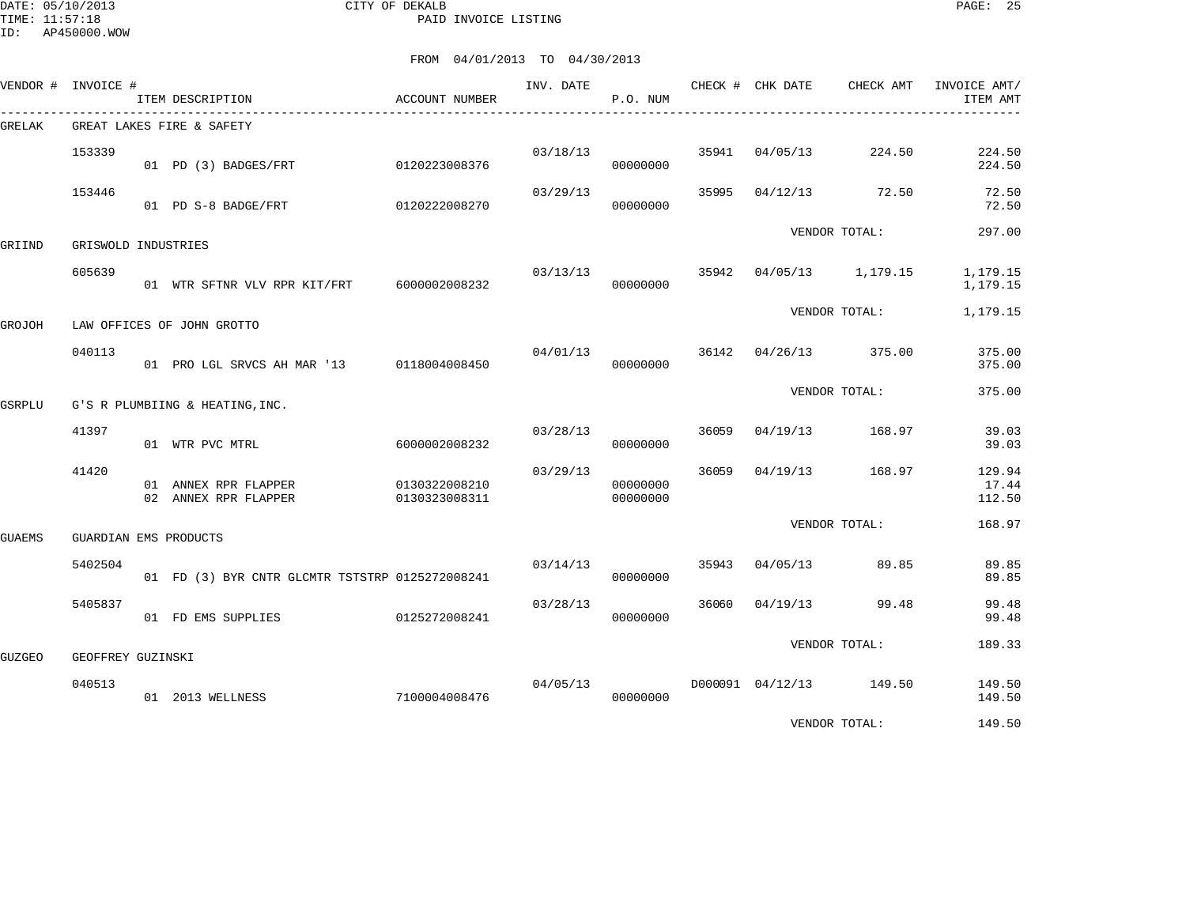CITY OF DEKALB
PAID INVOICE LISTING

DATE: 05/10/2013
TIME: 11:57:18
ID: AP450000.WOW

FROM 04/01/2013 TO 04/30/2013

| VENDOR # | INVOICE # | ITEM DESCRIPTION | ACCOUNT NUMBER | INV. DATE | P.O. NUM | CHECK # | CHK DATE | CHECK AMT | INVOICE AMT/ ITEM AMT |
|---|---|---|---|---|---|---|---|---|---|
| GRELAK | GREAT LAKES FIRE & SAFETY | | | | | | | | |
| | 153339 | | | 03/18/13 | | 35941 | 04/05/13 | 224.50 | 224.50 |
| | | 01 PD (3) BADGES/FRT | 0120223008376 | | 00000000 | | | | 224.50 |
| | 153446 | | | 03/29/13 | | 35995 | 04/12/13 | 72.50 | 72.50 |
| | | 01 PD S-8 BADGE/FRT | 0120222008270 | | 00000000 | | | | 72.50 |
| | | | | | | | VENDOR TOTAL: | | 297.00 |
| GRIIND | GRISWOLD INDUSTRIES | | | | | | | | |
| | 605639 | | | 03/13/13 | | 35942 | 04/05/13 | 1,179.15 | 1,179.15 |
| | | 01 WTR SFTNR VLV RPR KIT/FRT | 6000002008232 | | 00000000 | | | | 1,179.15 |
| | | | | | | | VENDOR TOTAL: | | 1,179.15 |
| GROJOH | LAW OFFICES OF JOHN GROTTO | | | | | | | | |
| | 040113 | | | 04/01/13 | | 36142 | 04/26/13 | 375.00 | 375.00 |
| | | 01 PRO LGL SRVCS AH MAR '13 | 0118004008450 | | 00000000 | | | | 375.00 |
| | | | | | | | VENDOR TOTAL: | | 375.00 |
| GSRPLU | G'S R PLUMBIING & HEATING,INC. | | | | | | | | |
| | 41397 | | | 03/28/13 | | 36059 | 04/19/13 | 168.97 | 39.03 |
| | | 01 WTR PVC MTRL | 6000002008232 | | 00000000 | | | | 39.03 |
| | 41420 | | | 03/29/13 | | 36059 | 04/19/13 | 168.97 | 129.94 |
| | | 01 ANNEX RPR FLAPPER | 0130322008210 | | 00000000 | | | | 17.44 |
| | | 02 ANNEX RPR FLAPPER | 0130323008311 | | 00000000 | | | | 112.50 |
| | | | | | | | VENDOR TOTAL: | | 168.97 |
| GUAEMS | GUARDIAN EMS PRODUCTS | | | | | | | | |
| | 5402504 | | | 03/14/13 | | 35943 | 04/05/13 | 89.85 | 89.85 |
| | | 01 FD (3) BYR CNTR GLCMTR TSTSTRP | 0125272008241 | | 00000000 | | | | 89.85 |
| | 5405837 | | | 03/28/13 | | 36060 | 04/19/13 | 99.48 | 99.48 |
| | | 01 FD EMS SUPPLIES | 0125272008241 | | 00000000 | | | | 99.48 |
| | | | | | | | VENDOR TOTAL: | | 189.33 |
| GUZGEO | GEOFFREY GUZINSKI | | | | | | | | |
| | 040513 | | | 04/05/13 | | D000091 | 04/12/13 | 149.50 | 149.50 |
| | | 01 2013 WELLNESS | 7100004008476 | | 00000000 | | | | 149.50 |
| | | | | | | | VENDOR TOTAL: | | 149.50 |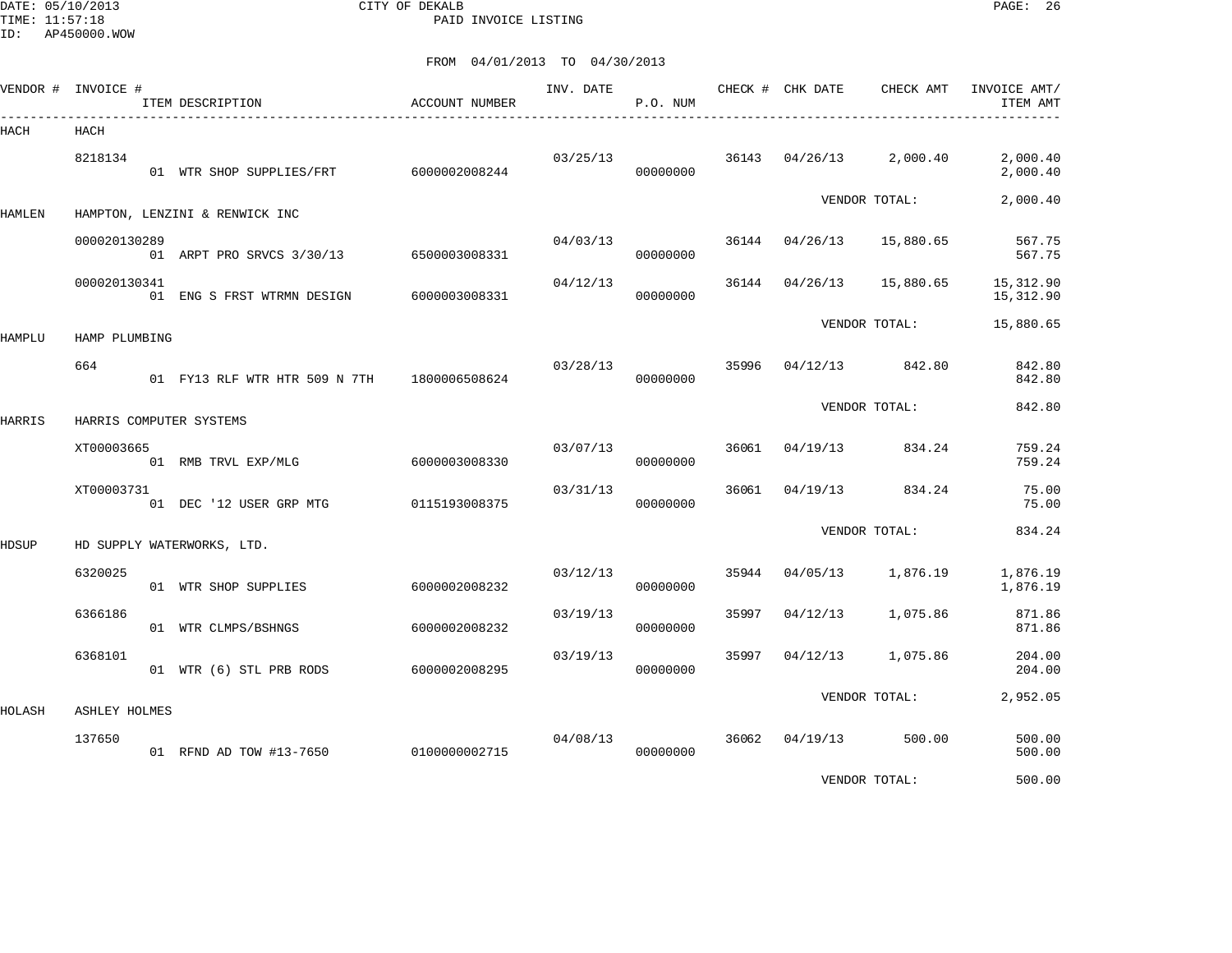CITY OF DEKALB
PAID INVOICE LISTING

DATE: 05/10/2013
TIME: 11:57:18
ID: AP450000.WOW

FROM 04/01/2013 TO 04/30/2013

| VENDOR # | INVOICE # / ITEM DESCRIPTION | ACCOUNT NUMBER | INV. DATE | P.O. NUM | CHECK # | CHK DATE | CHECK AMT | INVOICE AMT/ ITEM AMT |
|---|---|---|---|---|---|---|---|---|
| HACH | HACH | | | | | | | |
| | 8218134 | | 03/25/13 | | 36143 | 04/26/13 | 2,000.40 | 2,000.40 |
| | 01 WTR SHOP SUPPLIES/FRT | 6000002008244 | | 00000000 | | | | 2,000.40 |
| | | | | | | | VENDOR TOTAL: | 2,000.40 |
| HAMLEN | HAMPTON, LENZINI & RENWICK INC | | | | | | | |
| | 000020130289 | | 04/03/13 | | 36144 | 04/26/13 | 15,880.65 | 567.75 |
| | 01 ARPT PRO SRVCS 3/30/13 | 6500003008331 | | 00000000 | | | | 567.75 |
| | 000020130341 | | 04/12/13 | | 36144 | 04/26/13 | 15,880.65 | 15,312.90 |
| | 01 ENG S FRST WTRMN DESIGN | 6000003008331 | | 00000000 | | | | 15,312.90 |
| | | | | | | | VENDOR TOTAL: | 15,880.65 |
| HAMPLU | HAMP PLUMBING | | | | | | | |
| | 664 | | 03/28/13 | | 35996 | 04/12/13 | 842.80 | 842.80 |
| | 01 FY13 RLF WTR HTR 509 N 7TH | 1800006508624 | | 00000000 | | | | 842.80 |
| | | | | | | | VENDOR TOTAL: | 842.80 |
| HARRIS | HARRIS COMPUTER SYSTEMS | | | | | | | |
| | XT00003665 | | 03/07/13 | | 36061 | 04/19/13 | 834.24 | 759.24 |
| | 01 RMB TRVL EXP/MLG | 6000003008330 | | 00000000 | | | | 759.24 |
| | XT00003731 | | 03/31/13 | | 36061 | 04/19/13 | 834.24 | 75.00 |
| | 01 DEC '12 USER GRP MTG | 0115193008375 | | 00000000 | | | | 75.00 |
| | | | | | | | VENDOR TOTAL: | 834.24 |
| HDSUP | HD SUPPLY WATERWORKS, LTD. | | | | | | | |
| | 6320025 | | 03/12/13 | | 35944 | 04/05/13 | 1,876.19 | 1,876.19 |
| | 01 WTR SHOP SUPPLIES | 6000002008232 | | 00000000 | | | | 1,876.19 |
| | 6366186 | | 03/19/13 | | 35997 | 04/12/13 | 1,075.86 | 871.86 |
| | 01 WTR CLMPS/BSHNGS | 6000002008232 | | 00000000 | | | | 871.86 |
| | 6368101 | | 03/19/13 | | 35997 | 04/12/13 | 1,075.86 | 204.00 |
| | 01 WTR (6) STL PRB RODS | 6000002008295 | | 00000000 | | | | 204.00 |
| | | | | | | | VENDOR TOTAL: | 2,952.05 |
| HOLASH | ASHLEY HOLMES | | | | | | | |
| | 137650 | | 04/08/13 | | 36062 | 04/19/13 | 500.00 | 500.00 |
| | 01 RFND AD TOW #13-7650 | 0100000002715 | | 00000000 | | | | 500.00 |
| | | | | | | | VENDOR TOTAL: | 500.00 |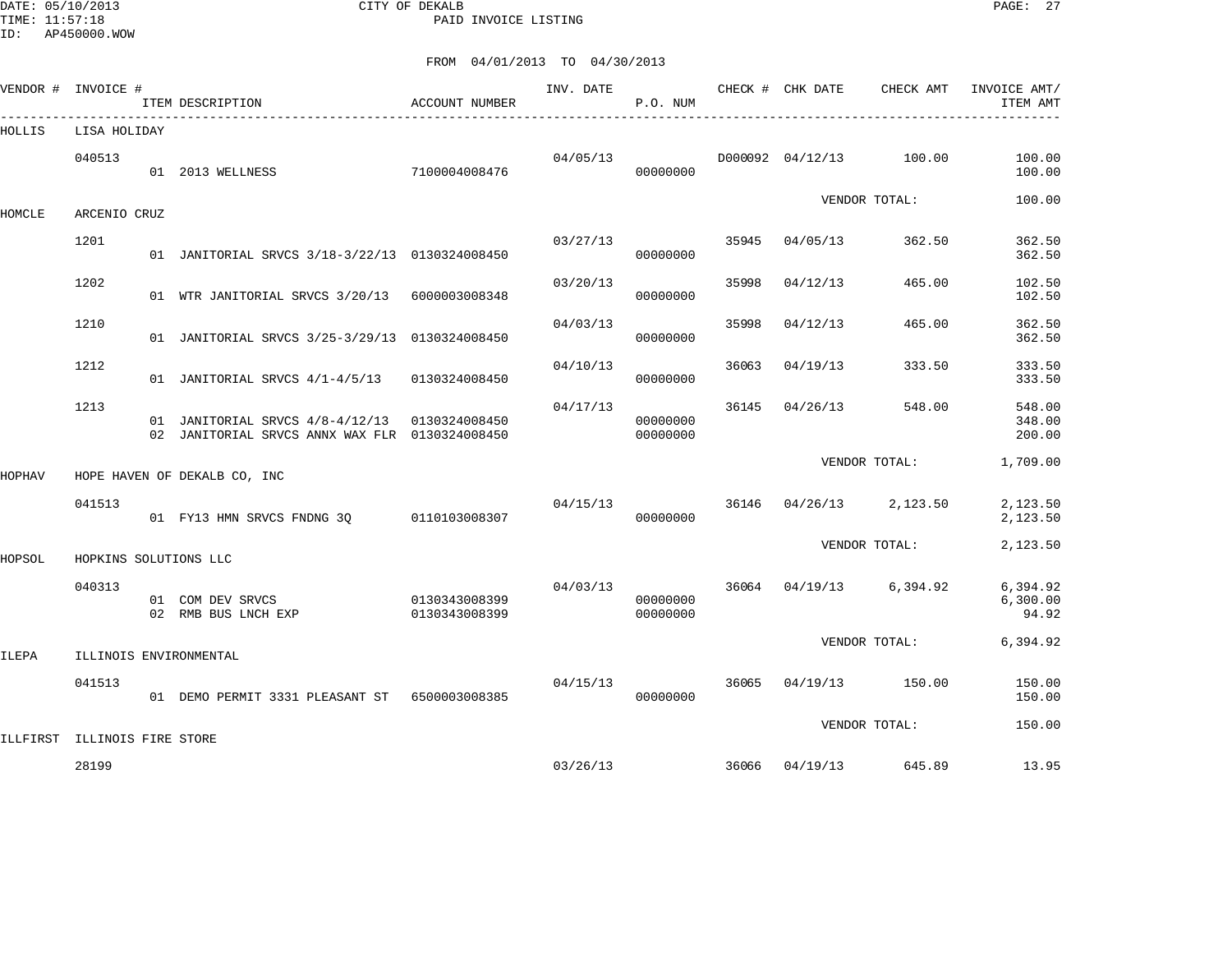CITY OF DEKALB
PAID INVOICE LISTING

DATE: 05/10/2013
TIME: 11:57:18
ID: AP450000.WOW

FROM 04/01/2013 TO 04/30/2013

| VENDOR # | INVOICE # | ITEM DESCRIPTION | ACCOUNT NUMBER | INV. DATE | P.O. NUM | CHECK # | CHK DATE | CHECK AMT | INVOICE AMT/ ITEM AMT |
|---|---|---|---|---|---|---|---|---|---|
| HOLLIS | LISA HOLIDAY | | | | | | | | |
| | 040513 | | | 04/05/13 | | D000092 | 04/12/13 | 100.00 | 100.00 |
| | | 01 2013 WELLNESS | 7100004008476 | | 00000000 | | | | 100.00 |
| | | | | | | | | VENDOR TOTAL: | 100.00 |
| HOMCLE | ARCENIO CRUZ | | | | | | | | |
| | 1201 | | | 03/27/13 | | 35945 | 04/05/13 | 362.50 | 362.50 |
| | | 01 JANITORIAL SRVCS 3/18-3/22/13 | 0130324008450 | | 00000000 | | | | 362.50 |
| | 1202 | | | 03/20/13 | | 35998 | 04/12/13 | 465.00 | 102.50 |
| | | 01 WTR JANITORIAL SRVCS 3/20/13 | 6000003008348 | | 00000000 | | | | 102.50 |
| | 1210 | | | 04/03/13 | | 35998 | 04/12/13 | 465.00 | 362.50 |
| | | 01 JANITORIAL SRVCS 3/25-3/29/13 | 0130324008450 | | 00000000 | | | | 362.50 |
| | 1212 | | | 04/10/13 | | 36063 | 04/19/13 | 333.50 | 333.50 |
| | | 01 JANITORIAL SRVCS 4/1-4/5/13 | 0130324008450 | | 00000000 | | | | 333.50 |
| | 1213 | | | 04/17/13 | | 36145 | 04/26/13 | 548.00 | 548.00 |
| | | 01 JANITORIAL SRVCS 4/8-4/12/13 | 0130324008450 | | 00000000 | | | | 348.00 |
| | | 02 JANITORIAL SRVCS ANNX WAX FLR | 0130324008450 | | 00000000 | | | | 200.00 |
| | | | | | | | | VENDOR TOTAL: | 1,709.00 |
| HOPHAV | HOPE HAVEN OF DEKALB CO, INC | | | | | | | | |
| | 041513 | | | 04/15/13 | | 36146 | 04/26/13 | 2,123.50 | 2,123.50 |
| | | 01 FY13 HMN SRVCS FNDNG 3Q | 0110103008307 | | 00000000 | | | | 2,123.50 |
| | | | | | | | | VENDOR TOTAL: | 2,123.50 |
| HOPSOL | HOPKINS SOLUTIONS LLC | | | | | | | | |
| | 040313 | | | 04/03/13 | | 36064 | 04/19/13 | 6,394.92 | 6,394.92 |
| | | 01 COM DEV SRVCS | 0130343008399 | | 00000000 | | | | 6,300.00 |
| | | 02 RMB BUS LNCH EXP | 0130343008399 | | 00000000 | | | | 94.92 |
| | | | | | | | | VENDOR TOTAL: | 6,394.92 |
| ILEPA | ILLINOIS ENVIRONMENTAL | | | | | | | | |
| | 041513 | | | 04/15/13 | | 36065 | 04/19/13 | 150.00 | 150.00 |
| | | 01 DEMO PERMIT 3331 PLEASANT ST | 6500003008385 | | 00000000 | | | | 150.00 |
| | | | | | | | | VENDOR TOTAL: | 150.00 |
| ILLFIRST | ILLINOIS FIRE STORE | | | | | | | | |
| | 28199 | | | 03/26/13 | | 36066 | 04/19/13 | 645.89 | 13.95 |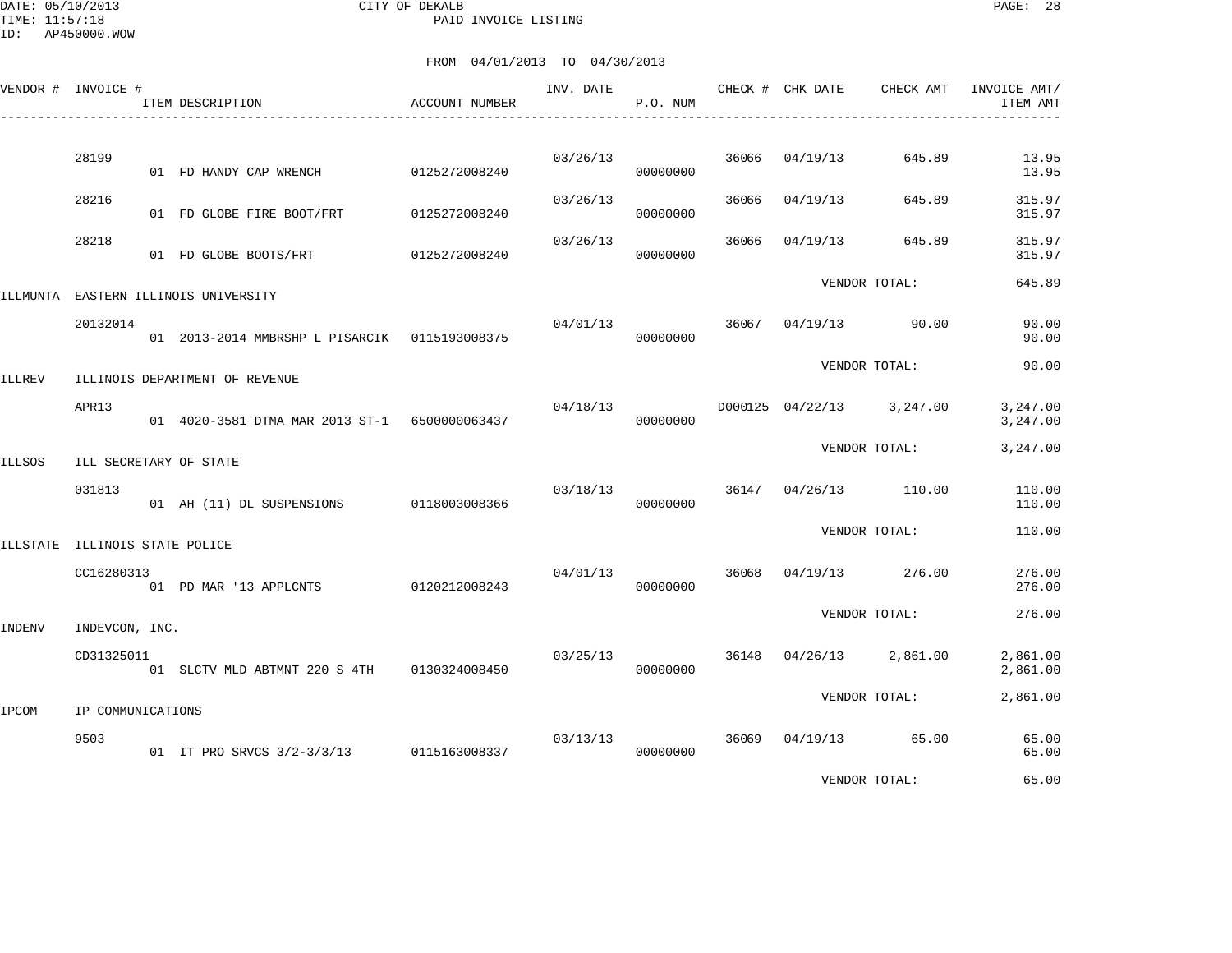DATE: 05/10/2013 CITY OF DEKALB
TIME: 11:57:18 PAID INVOICE LISTING
ID: AP450000.WOW

FROM 04/01/2013 TO 04/30/2013

| VENDOR # | INVOICE # | ITEM DESCRIPTION | ACCOUNT NUMBER | INV. DATE | P.O. NUM | CHECK # | CHK DATE | CHECK AMT | INVOICE AMT/ ITEM AMT |
|---|---|---|---|---|---|---|---|---|---|
| | 28199 | | | 03/26/13 | | 36066 | 04/19/13 | 645.89 | 13.95 |
| | | 01 FD HANDY CAP WRENCH | 0125272008240 | | 00000000 | | | | 13.95 |
| | 28216 | | | 03/26/13 | | 36066 | 04/19/13 | 645.89 | 315.97 |
| | | 01 FD GLOBE FIRE BOOT/FRT | 0125272008240 | | 00000000 | | | | 315.97 |
| | 28218 | | | 03/26/13 | | 36066 | 04/19/13 | 645.89 | 315.97 |
| | | 01 FD GLOBE BOOTS/FRT | 0125272008240 | | 00000000 | | | | 315.97 |
| | | | | | | | VENDOR TOTAL: | | 645.89 |
| ILLMUNTA | EASTERN ILLINOIS UNIVERSITY | | | | | | | | |
| | 20132014 | | | 04/01/13 | | 36067 | 04/19/13 | 90.00 | 90.00 |
| | | 01 2013-2014 MMBRSHP L PISARCIK | 0115193008375 | | 00000000 | | | | 90.00 |
| | | | | | | | VENDOR TOTAL: | | 90.00 |
| ILLREV | ILLINOIS DEPARTMENT OF REVENUE | | | | | | | | |
| | APR13 | | | 04/18/13 | | D000125 | 04/22/13 | 3,247.00 | 3,247.00 |
| | | 01 4020-3581 DTMA MAR 2013 ST-1 | 6500000063437 | | 00000000 | | | | 3,247.00 |
| | | | | | | | VENDOR TOTAL: | | 3,247.00 |
| ILLSOS | ILL SECRETARY OF STATE | | | | | | | | |
| | 031813 | | | 03/18/13 | | 36147 | 04/26/13 | 110.00 | 110.00 |
| | | 01 AH (11) DL SUSPENSIONS | 0118003008366 | | 00000000 | | | | 110.00 |
| | | | | | | | VENDOR TOTAL: | | 110.00 |
| ILLSTATE | ILLINOIS STATE POLICE | | | | | | | | |
| | CC16280313 | | | 04/01/13 | | 36068 | 04/19/13 | 276.00 | 276.00 |
| | | 01 PD MAR '13 APPLCNTS | 0120212008243 | | 00000000 | | | | 276.00 |
| | | | | | | | VENDOR TOTAL: | | 276.00 |
| INDENV | INDEVCON, INC. | | | | | | | | |
| | CD31325011 | | | 03/25/13 | | 36148 | 04/26/13 | 2,861.00 | 2,861.00 |
| | | 01 SLCTV MLD ABTMNT 220 S 4TH | 0130324008450 | | 00000000 | | | | 2,861.00 |
| | | | | | | | VENDOR TOTAL: | | 2,861.00 |
| IPCOM | IP COMMUNICATIONS | | | | | | | | |
| | 9503 | | | 03/13/13 | | 36069 | 04/19/13 | 65.00 | 65.00 |
| | | 01 IT PRO SRVCS 3/2-3/3/13 | 0115163008337 | | 00000000 | | | | 65.00 |
| | | | | | | | VENDOR TOTAL: | | 65.00 |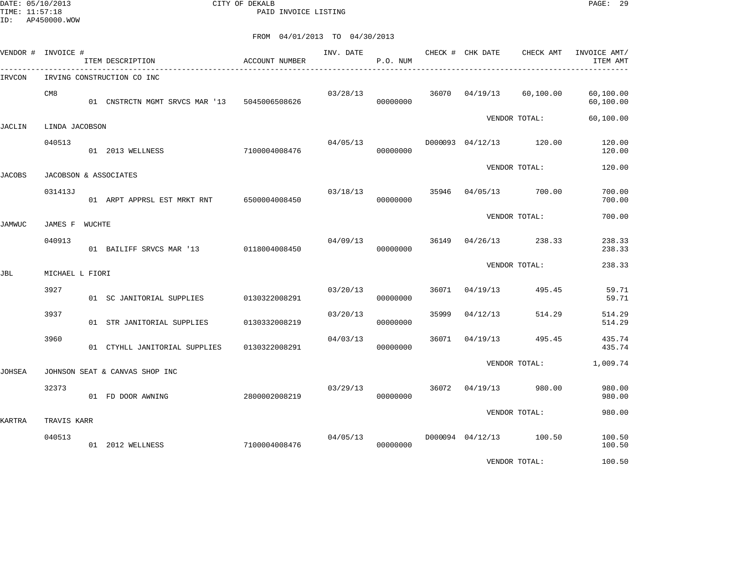DATE: 05/10/2013
TIME: 11:57:18
ID: AP450000.WOW

CITY OF DEKALB
PAID INVOICE LISTING

FROM 04/01/2013 TO 04/30/2013

| VENDOR # | INVOICE # | ITEM DESCRIPTION | ACCOUNT NUMBER | INV. DATE | P.O. NUM | CHECK # | CHK DATE | CHECK AMT | INVOICE AMT/ ITEM AMT |
|---|---|---|---|---|---|---|---|---|---|
| IRVCON | IRVING CONSTRUCTION CO INC | | | | | | | | |
| | CM8 | | | 03/28/13 | | 36070 | 04/19/13 | 60,100.00 | 60,100.00 |
| | | 01 CNSTRCTN MGMT SRVCS MAR '13 | 5045006508626 | | 00000000 | | | | 60,100.00 |
| | | | | | | | VENDOR TOTAL: | | 60,100.00 |
| JACLIN | LINDA JACOBSON | | | | | | | | |
| | 040513 | | | 04/05/13 | | D000093 | 04/12/13 | 120.00 | 120.00 |
| | | 01 2013 WELLNESS | 7100004008476 | | 00000000 | | | | 120.00 |
| | | | | | | | VENDOR TOTAL: | | 120.00 |
| JACOBS | JACOBSON & ASSOCIATES | | | | | | | | |
| | 031413J | | | 03/18/13 | | 35946 | 04/05/13 | 700.00 | 700.00 |
| | | 01 ARPT APPRSL EST MRKT RNT | 6500004008450 | | 00000000 | | | | 700.00 |
| | | | | | | | VENDOR TOTAL: | | 700.00 |
| JAMWUC | JAMES F WUCHTE | | | | | | | | |
| | 040913 | | | 04/09/13 | | 36149 | 04/26/13 | 238.33 | 238.33 |
| | | 01 BAILIFF SRVCS MAR '13 | 0118004008450 | | 00000000 | | | | 238.33 |
| | | | | | | | VENDOR TOTAL: | | 238.33 |
| JBL | MICHAEL L FIORI | | | | | | | | |
| | 3927 | | | 03/20/13 | | 36071 | 04/19/13 | 495.45 | 59.71 |
| | | 01 SC JANITORIAL SUPPLIES | 0130322008291 | | 00000000 | | | | 59.71 |
| | 3937 | | | 03/20/13 | | 35999 | 04/12/13 | 514.29 | 514.29 |
| | | 01 STR JANITORIAL SUPPLIES | 0130332008219 | | 00000000 | | | | 514.29 |
| | 3960 | | | 04/03/13 | | 36071 | 04/19/13 | 495.45 | 435.74 |
| | | 01 CTYHLL JANITORIAL SUPPLIES | 0130322008291 | | 00000000 | | | | 435.74 |
| | | | | | | | VENDOR TOTAL: | | 1,009.74 |
| JOHSEA | JOHNSON SEAT & CANVAS SHOP INC | | | | | | | | |
| | 32373 | | | 03/29/13 | | 36072 | 04/19/13 | 980.00 | 980.00 |
| | | 01 FD DOOR AWNING | 2800002008219 | | 00000000 | | | | 980.00 |
| | | | | | | | VENDOR TOTAL: | | 980.00 |
| KARTRA | TRAVIS KARR | | | | | | | | |
| | 040513 | | | 04/05/13 | | D000094 | 04/12/13 | 100.50 | 100.50 |
| | | 01 2012 WELLNESS | 7100004008476 | | 00000000 | | | | 100.50 |
| | | | | | | | VENDOR TOTAL: | | 100.50 |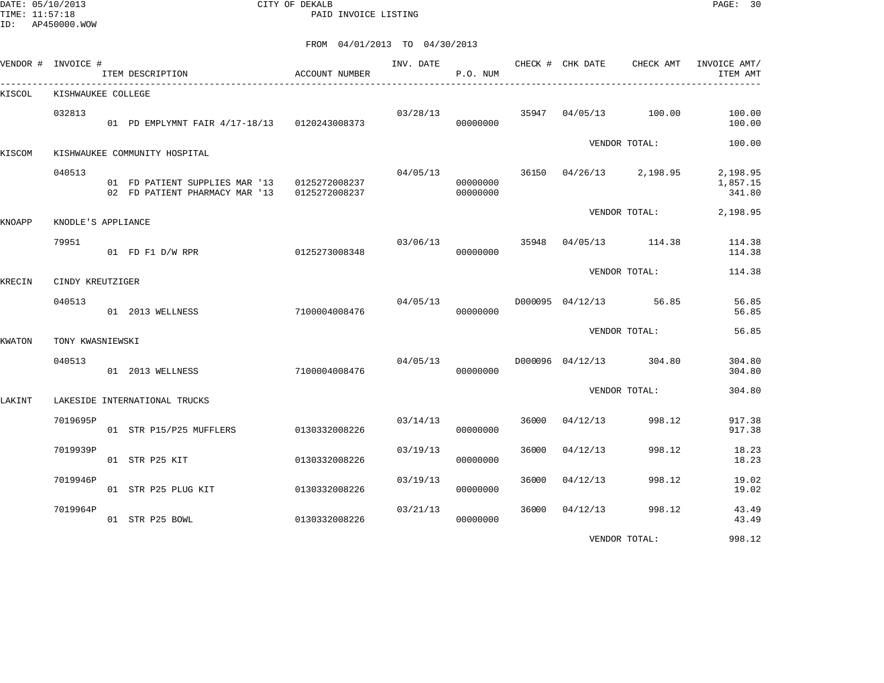DATE: 05/10/2013 CITY OF DEKALB
TIME: 11:57:18 PAID INVOICE LISTING
ID: AP450000.WOW

FROM 04/01/2013 TO 04/30/2013

| VENDOR # | INVOICE # | ITEM DESCRIPTION | ACCOUNT NUMBER | INV. DATE | P.O. NUM | CHECK # | CHK DATE | CHECK AMT | INVOICE AMT/ ITEM AMT |
|---|---|---|---|---|---|---|---|---|---|
| KISCOL | KISHWAUKEE COLLEGE | | | | | | | | |
| | 032813 | | | 03/28/13 | | 35947 | 04/05/13 | 100.00 | 100.00 |
| | | 01 PD EMPLYMNT FAIR 4/17-18/13 | 0120243008373 | | 00000000 | | | | 100.00 |
| | | | | | | | VENDOR TOTAL: | | 100.00 |
| KISCOM | KISHWAUKEE COMMUNITY HOSPITAL | | | | | | | | |
| | 040513 | | | 04/05/13 | | 36150 | 04/26/13 | 2,198.95 | 2,198.95 |
| | | 01 FD PATIENT SUPPLIES MAR '13 | 0125272008237 | | 00000000 | | | | 1,857.15 |
| | | 02 FD PATIENT PHARMACY MAR '13 | 0125272008237 | | 00000000 | | | | 341.80 |
| | | | | | | | VENDOR TOTAL: | | 2,198.95 |
| KNOAPP | KNODLE'S APPLIANCE | | | | | | | | |
| | 79951 | | | 03/06/13 | | 35948 | 04/05/13 | 114.38 | 114.38 |
| | | 01 FD F1 D/W RPR | 0125273008348 | | 00000000 | | | | 114.38 |
| | | | | | | | VENDOR TOTAL: | | 114.38 |
| KRECIN | CINDY KREUTZIGER | | | | | | | | |
| | 040513 | | | 04/05/13 | | D000095 | 04/12/13 | 56.85 | 56.85 |
| | | 01 2013 WELLNESS | 7100004008476 | | 00000000 | | | | 56.85 |
| | | | | | | | VENDOR TOTAL: | | 56.85 |
| KWATON | TONY KWASNIEWSKI | | | | | | | | |
| | 040513 | | | 04/05/13 | | D000096 | 04/12/13 | 304.80 | 304.80 |
| | | 01 2013 WELLNESS | 7100004008476 | | 00000000 | | | | 304.80 |
| | | | | | | | VENDOR TOTAL: | | 304.80 |
| LAKINT | LAKESIDE INTERNATIONAL TRUCKS | | | | | | | | |
| | 7019695P | | | 03/14/13 | | 36000 | 04/12/13 | 998.12 | 917.38 |
| | | 01 STR P15/P25 MUFFLERS | 0130332008226 | | 00000000 | | | | 917.38 |
| | 7019939P | | | 03/19/13 | | 36000 | 04/12/13 | 998.12 | 18.23 |
| | | 01 STR P25 KIT | 0130332008226 | | 00000000 | | | | 18.23 |
| | 7019946P | | | 03/19/13 | | 36000 | 04/12/13 | 998.12 | 19.02 |
| | | 01 STR P25 PLUG KIT | 0130332008226 | | 00000000 | | | | 19.02 |
| | 7019964P | | | 03/21/13 | | 36000 | 04/12/13 | 998.12 | 43.49 |
| | | 01 STR P25 BOWL | 0130332008226 | | 00000000 | | | | 43.49 |
| | | | | | | | VENDOR TOTAL: | | 998.12 |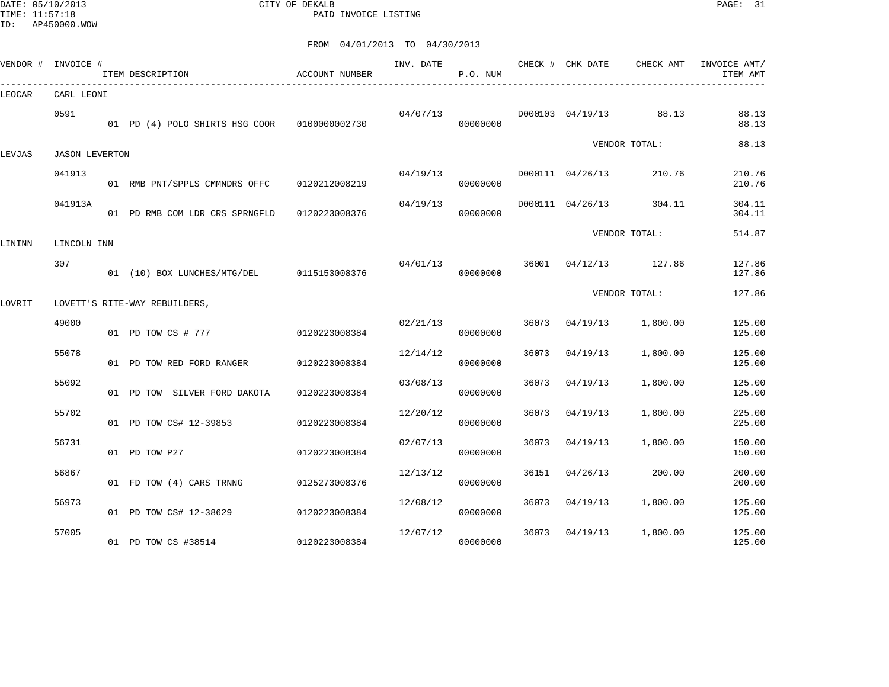CITY OF DEKALB

PAID INVOICE LISTING

DATE: 05/10/2013
TIME: 11:57:18
ID: AP450000.WOW

FROM 04/01/2013 TO 04/30/2013

| VENDOR # | INVOICE # / ITEM DESCRIPTION | ACCOUNT NUMBER | INV. DATE | P.O. NUM | CHECK # | CHK DATE | CHECK AMT | INVOICE AMT/ ITEM AMT |
|---|---|---|---|---|---|---|---|---|
| LEOCAR | CARL LEONI | | | | | | | |
| | 0591 | | 04/07/13 | | D000103 | 04/19/13 | 88.13 | 88.13 |
| | 01 PD (4) POLO SHIRTS HSG COOR | 0100000002730 | | 00000000 | | | | 88.13 |
| | | | | | | VENDOR TOTAL: | | 88.13 |
| LEVJAS | JASON LEVERTON | | | | | | | |
| | 041913 | | 04/19/13 | | D000111 | 04/26/13 | 210.76 | 210.76 |
| | 01 RMB PNT/SPPLS CMMNDRS OFFC | 0120212008219 | | 00000000 | | | | 210.76 |
| | 041913A | | 04/19/13 | | D000111 | 04/26/13 | 304.11 | 304.11 |
| | 01 PD RMB COM LDR CRS SPRNGFLD | 0120223008376 | | 00000000 | | | | 304.11 |
| | | | | | | VENDOR TOTAL: | | 514.87 |
| LININN | LINCOLN INN | | | | | | | |
| | 307 | | 04/01/13 | | 36001 | 04/12/13 | 127.86 | 127.86 |
| | 01 (10) BOX LUNCHES/MTG/DEL | 0115153008376 | | 00000000 | | | | 127.86 |
| | | | | | | VENDOR TOTAL: | | 127.86 |
| LOVRIT | LOVETT'S RITE-WAY REBUILDERS, | | | | | | | |
| | 49000 | | 02/21/13 | | 36073 | 04/19/13 | 1,800.00 | 125.00 |
| | 01 PD TOW CS # 777 | 0120223008384 | | 00000000 | | | | 125.00 |
| | 55078 | | 12/14/12 | | 36073 | 04/19/13 | 1,800.00 | 125.00 |
| | 01 PD TOW RED FORD RANGER | 0120223008384 | | 00000000 | | | | 125.00 |
| | 55092 | | 03/08/13 | | 36073 | 04/19/13 | 1,800.00 | 125.00 |
| | 01 PD TOW SILVER FORD DAKOTA | 0120223008384 | | 00000000 | | | | 125.00 |
| | 55702 | | 12/20/12 | | 36073 | 04/19/13 | 1,800.00 | 225.00 |
| | 01 PD TOW CS# 12-39853 | 0120223008384 | | 00000000 | | | | 225.00 |
| | 56731 | | 02/07/13 | | 36073 | 04/19/13 | 1,800.00 | 150.00 |
| | 01 PD TOW P27 | 0120223008384 | | 00000000 | | | | 150.00 |
| | 56867 | | 12/13/12 | | 36151 | 04/26/13 | 200.00 | 200.00 |
| | 01 FD TOW (4) CARS TRNNG | 0125273008376 | | 00000000 | | | | 200.00 |
| | 56973 | | 12/08/12 | | 36073 | 04/19/13 | 1,800.00 | 125.00 |
| | 01 PD TOW CS# 12-38629 | 0120223008384 | | 00000000 | | | | 125.00 |
| | 57005 | | 12/07/12 | | 36073 | 04/19/13 | 1,800.00 | 125.00 |
| | 01 PD TOW CS #38514 | 0120223008384 | | 00000000 | | | | 125.00 |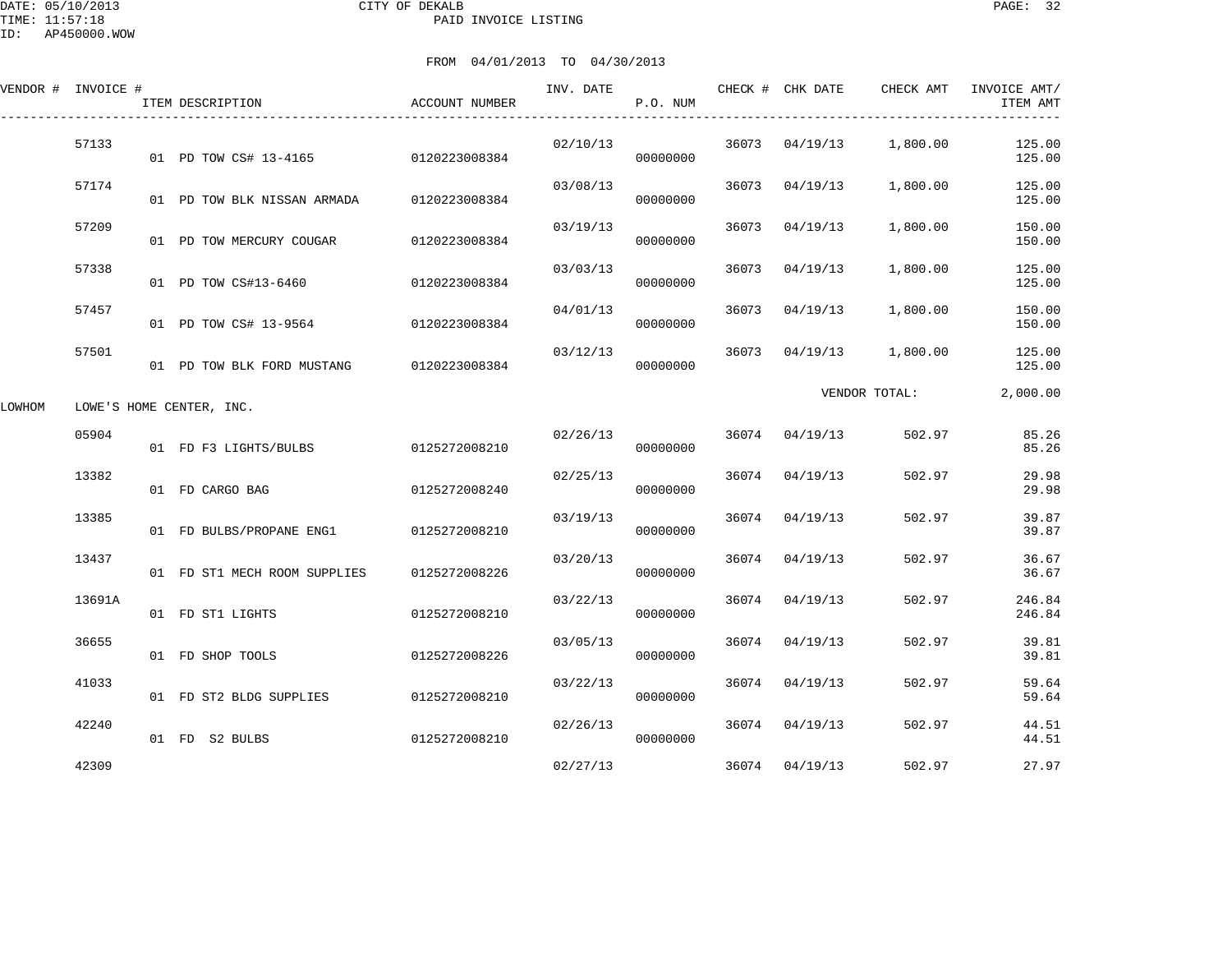CITY OF DEKALB
PAID INVOICE LISTING

DATE: 05/10/2013
TIME: 11:57:18
ID: AP450000.WOW

FROM 04/01/2013 TO 04/30/2013

| VENDOR # | INVOICE # | ITEM DESCRIPTION | ACCOUNT NUMBER | INV. DATE | P.O. NUM | CHECK # | CHK DATE | CHECK AMT | INVOICE AMT/ ITEM AMT |
|---|---|---|---|---|---|---|---|---|---|
| | 57133 | | | 02/10/13 | | 36073 | 04/19/13 | 1,800.00 | 125.00 |
| | | 01 PD TOW CS# 13-4165 | 0120223008384 | | 00000000 | | | | 125.00 |
| | 57174 | | | 03/08/13 | | 36073 | 04/19/13 | 1,800.00 | 125.00 |
| | | 01 PD TOW BLK NISSAN ARMADA | 0120223008384 | | 00000000 | | | | 125.00 |
| | 57209 | | | 03/19/13 | | 36073 | 04/19/13 | 1,800.00 | 150.00 |
| | | 01 PD TOW MERCURY COUGAR | 0120223008384 | | 00000000 | | | | 150.00 |
| | 57338 | | | 03/03/13 | | 36073 | 04/19/13 | 1,800.00 | 125.00 |
| | | 01 PD TOW CS#13-6460 | 0120223008384 | | 00000000 | | | | 125.00 |
| | 57457 | | | 04/01/13 | | 36073 | 04/19/13 | 1,800.00 | 150.00 |
| | | 01 PD TOW CS# 13-9564 | 0120223008384 | | 00000000 | | | | 150.00 |
| | 57501 | | | 03/12/13 | | 36073 | 04/19/13 | 1,800.00 | 125.00 |
| | | 01 PD TOW BLK FORD MUSTANG | 0120223008384 | | 00000000 | | | | 125.00 |
| | | | | | | | | VENDOR TOTAL: | 2,000.00 |
| LOWHOM | LOWE'S HOME CENTER, INC. | | | | | | | | |
| | 05904 | | | 02/26/13 | | 36074 | 04/19/13 | 502.97 | 85.26 |
| | | 01 FD F3 LIGHTS/BULBS | 0125272008210 | | 00000000 | | | | 85.26 |
| | 13382 | | | 02/25/13 | | 36074 | 04/19/13 | 502.97 | 29.98 |
| | | 01 FD CARGO BAG | 0125272008240 | | 00000000 | | | | 29.98 |
| | 13385 | | | 03/19/13 | | 36074 | 04/19/13 | 502.97 | 39.87 |
| | | 01 FD BULBS/PROPANE ENG1 | 0125272008210 | | 00000000 | | | | 39.87 |
| | 13437 | | | 03/20/13 | | 36074 | 04/19/13 | 502.97 | 36.67 |
| | | 01 FD ST1 MECH ROOM SUPPLIES | 0125272008226 | | 00000000 | | | | 36.67 |
| | 13691A | | | 03/22/13 | | 36074 | 04/19/13 | 502.97 | 246.84 |
| | | 01 FD ST1 LIGHTS | 0125272008210 | | 00000000 | | | | 246.84 |
| | 36655 | | | 03/05/13 | | 36074 | 04/19/13 | 502.97 | 39.81 |
| | | 01 FD SHOP TOOLS | 0125272008226 | | 00000000 | | | | 39.81 |
| | 41033 | | | 03/22/13 | | 36074 | 04/19/13 | 502.97 | 59.64 |
| | | 01 FD ST2 BLDG SUPPLIES | 0125272008210 | | 00000000 | | | | 59.64 |
| | 42240 | | | 02/26/13 | | 36074 | 04/19/13 | 502.97 | 44.51 |
| | | 01 FD S2 BULBS | 0125272008210 | | 00000000 | | | | 44.51 |
| | 42309 | | | 02/27/13 | | 36074 | 04/19/13 | 502.97 | 27.97 |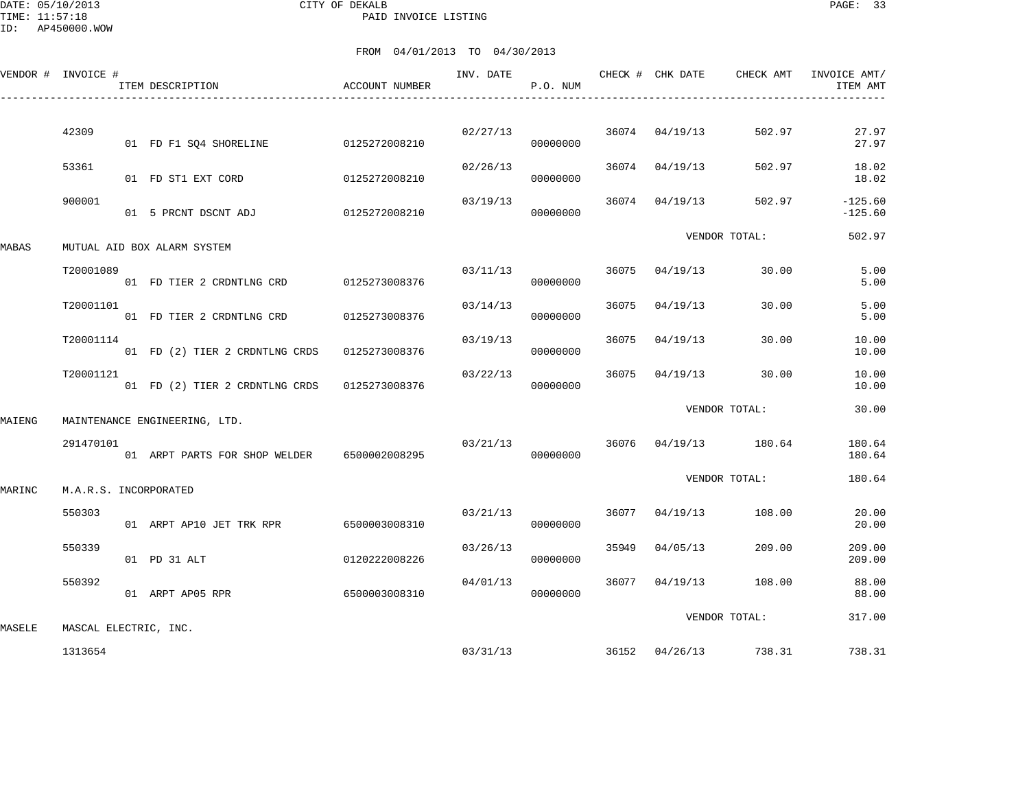CITY OF DEKALB
PAID INVOICE LISTING

DATE: 05/10/2013
TIME: 11:57:18
ID: AP450000.WOW

FROM 04/01/2013 TO 04/30/2013

| VENDOR # | INVOICE # / ITEM DESCRIPTION | ACCOUNT NUMBER | INV. DATE | P.O. NUM | CHECK # | CHK DATE | CHECK AMT | INVOICE AMT/ ITEM AMT |
|---|---|---|---|---|---|---|---|---|
| | 42309 | | 02/27/13 | | 36074 | 04/19/13 | 502.97 | 27.97 |
| | 01 FD F1 SQ4 SHORELINE | 0125272008210 | | 00000000 | | | | 27.97 |
| | 53361 | | 02/26/13 | | 36074 | 04/19/13 | 502.97 | 18.02 |
| | 01 FD ST1 EXT CORD | 0125272008210 | | 00000000 | | | | 18.02 |
| | 900001 | | 03/19/13 | | 36074 | 04/19/13 | 502.97 | -125.60 |
| | 01 5 PRCNT DSCNT ADJ | 0125272008210 | | 00000000 | | | | -125.60 |
| | | | | | | VENDOR TOTAL: | | 502.97 |
| MABAS | MUTUAL AID BOX ALARM SYSTEM | | | | | | | |
| | T20001089 | | 03/11/13 | | 36075 | 04/19/13 | 30.00 | 5.00 |
| | 01 FD TIER 2 CRDNTLNG CRD | 0125273008376 | | 00000000 | | | | 5.00 |
| | T20001101 | | 03/14/13 | | 36075 | 04/19/13 | 30.00 | 5.00 |
| | 01 FD TIER 2 CRDNTLNG CRD | 0125273008376 | | 00000000 | | | | 5.00 |
| | T20001114 | | 03/19/13 | | 36075 | 04/19/13 | 30.00 | 10.00 |
| | 01 FD (2) TIER 2 CRDNTLNG CRDS | 0125273008376 | | 00000000 | | | | 10.00 |
| | T20001121 | | 03/22/13 | | 36075 | 04/19/13 | 30.00 | 10.00 |
| | 01 FD (2) TIER 2 CRDNTLNG CRDS | 0125273008376 | | 00000000 | | | | 10.00 |
| | | | | | | VENDOR TOTAL: | | 30.00 |
| MAIENG | MAINTENANCE ENGINEERING, LTD. | | | | | | | |
| | 291470101 | | 03/21/13 | | 36076 | 04/19/13 | 180.64 | 180.64 |
| | 01 ARPT PARTS FOR SHOP WELDER | 6500002008295 | | 00000000 | | | | 180.64 |
| | | | | | | VENDOR TOTAL: | | 180.64 |
| MARINC | M.A.R.S. INCORPORATED | | | | | | | |
| | 550303 | | 03/21/13 | | 36077 | 04/19/13 | 108.00 | 20.00 |
| | 01 ARPT AP10 JET TRK RPR | 6500003008310 | | 00000000 | | | | 20.00 |
| | 550339 | | 03/26/13 | | 35949 | 04/05/13 | 209.00 | 209.00 |
| | 01 PD 31 ALT | 0120222008226 | | 00000000 | | | | 209.00 |
| | 550392 | | 04/01/13 | | 36077 | 04/19/13 | 108.00 | 88.00 |
| | 01 ARPT AP05 RPR | 6500003008310 | | 00000000 | | | | 88.00 |
| | | | | | | VENDOR TOTAL: | | 317.00 |
| MASELE | MASCAL ELECTRIC, INC. | | | | | | | |
| | 1313654 | | 03/31/13 | | 36152 | 04/26/13 | 738.31 | 738.31 |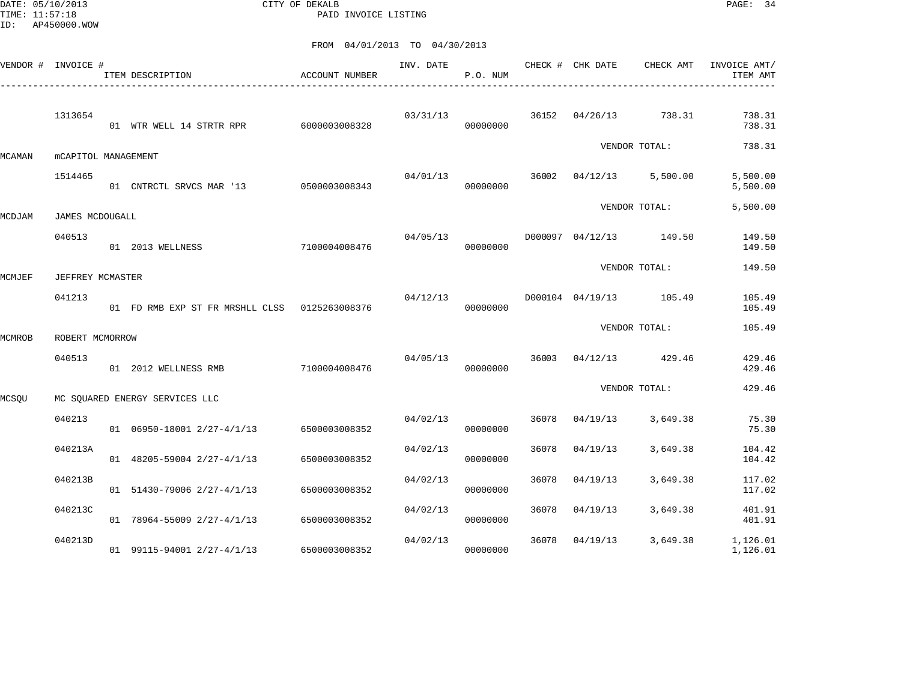CITY OF DEKALB
PAID INVOICE LISTING

FROM 04/01/2013 TO 04/30/2013

| VENDOR # | INVOICE # | ITEM DESCRIPTION | ACCOUNT NUMBER | INV. DATE | P.O. NUM | CHECK # | CHK DATE | CHECK AMT | INVOICE AMT/ ITEM AMT |
|---|---|---|---|---|---|---|---|---|---|
| | 1313654 | | | 03/31/13 | | 36152 | 04/26/13 | 738.31 | 738.31 |
| | | 01 WTR WELL 14 STRTR RPR | 6000003008328 | | 00000000 | | | | 738.31 |
| | | | | | | | | VENDOR TOTAL: | 738.31 |
| MCAMAN | mCAPITOL MANAGEMENT | | | | | | | | |
| | 1514465 | | | 04/01/13 | | 36002 | 04/12/13 | 5,500.00 | 5,500.00 |
| | | 01 CNTRCTL SRVCS MAR '13 | 0500003008343 | | 00000000 | | | | 5,500.00 |
| | | | | | | | | VENDOR TOTAL: | 5,500.00 |
| MCDJAM | JAMES MCDOUGALL | | | | | | | | |
| | 040513 | | | 04/05/13 | | D000097 | 04/12/13 | 149.50 | 149.50 |
| | | 01 2013 WELLNESS | 7100004008476 | | 00000000 | | | | 149.50 |
| | | | | | | | | VENDOR TOTAL: | 149.50 |
| MCMJEF | JEFFREY MCMASTER | | | | | | | | |
| | 041213 | | | 04/12/13 | | D000104 | 04/19/13 | 105.49 | 105.49 |
| | | 01 FD RMB EXP ST FR MRSHLL CLSS | 0125263008376 | | 00000000 | | | | 105.49 |
| | | | | | | | | VENDOR TOTAL: | 105.49 |
| MCMROB | ROBERT MCMORROW | | | | | | | | |
| | 040513 | | | 04/05/13 | | 36003 | 04/12/13 | 429.46 | 429.46 |
| | | 01 2012 WELLNESS RMB | 7100004008476 | | 00000000 | | | | 429.46 |
| | | | | | | | | VENDOR TOTAL: | 429.46 |
| MCSQU | MC SQUARED ENERGY SERVICES LLC | | | | | | | | |
| | 040213 | | | 04/02/13 | | 36078 | 04/19/13 | 3,649.38 | 75.30 |
| | | 01 06950-18001 2/27-4/1/13 | 6500003008352 | | 00000000 | | | | 75.30 |
| | 040213A | | | 04/02/13 | | 36078 | 04/19/13 | 3,649.38 | 104.42 |
| | | 01 48205-59004 2/27-4/1/13 | 6500003008352 | | 00000000 | | | | 104.42 |
| | 040213B | | | 04/02/13 | | 36078 | 04/19/13 | 3,649.38 | 117.02 |
| | | 01 51430-79006 2/27-4/1/13 | 6500003008352 | | 00000000 | | | | 117.02 |
| | 040213C | | | 04/02/13 | | 36078 | 04/19/13 | 3,649.38 | 401.91 |
| | | 01 78964-55009 2/27-4/1/13 | 6500003008352 | | 00000000 | | | | 401.91 |
| | 040213D | | | 04/02/13 | | 36078 | 04/19/13 | 3,649.38 | 1,126.01 |
| | | 01 99115-94001 2/27-4/1/13 | 6500003008352 | | 00000000 | | | | 1,126.01 |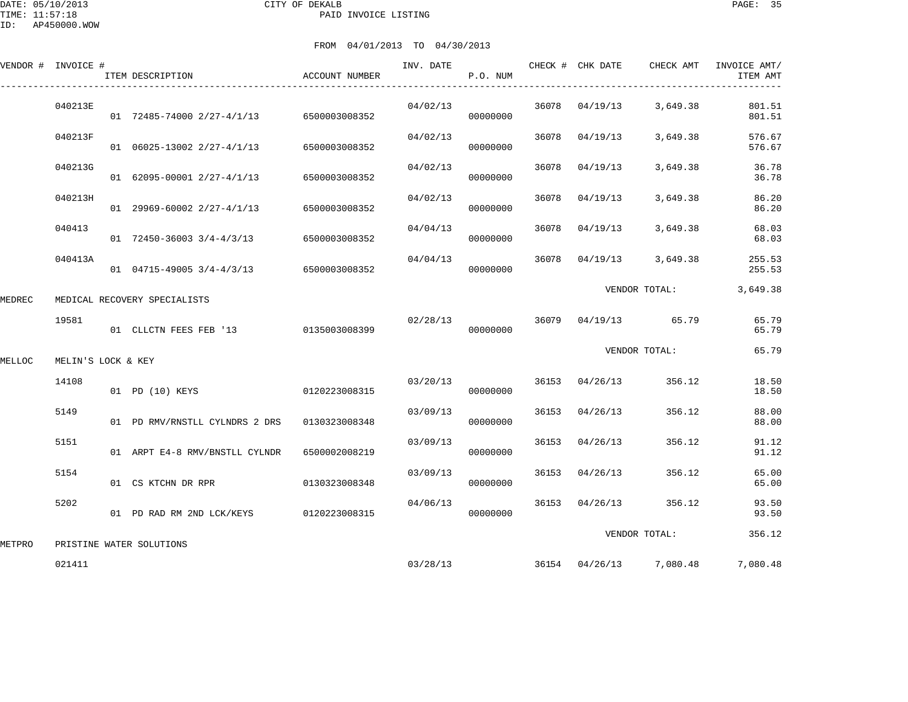CITY OF DEKALB
PAID INVOICE LISTING

DATE: 05/10/2013
TIME: 11:57:18
ID: AP450000.WOW

FROM 04/01/2013 TO 04/30/2013

| VENDOR # | INVOICE # | ITEM DESCRIPTION | ACCOUNT NUMBER | INV. DATE | P.O. NUM | CHECK # | CHK DATE | CHECK AMT | INVOICE AMT/ ITEM AMT |
|---|---|---|---|---|---|---|---|---|---|
| | 040213E | | | 04/02/13 | | 36078 | 04/19/13 | 3,649.38 | 801.51 |
| | | 01 72485-74000 2/27-4/1/13 | 6500003008352 | | 00000000 | | | | 801.51 |
| | 040213F | | | 04/02/13 | | 36078 | 04/19/13 | 3,649.38 | 576.67 |
| | | 01 06025-13002 2/27-4/1/13 | 6500003008352 | | 00000000 | | | | 576.67 |
| | 040213G | | | 04/02/13 | | 36078 | 04/19/13 | 3,649.38 | 36.78 |
| | | 01 62095-00001 2/27-4/1/13 | 6500003008352 | | 00000000 | | | | 36.78 |
| | 040213H | | | 04/02/13 | | 36078 | 04/19/13 | 3,649.38 | 86.20 |
| | | 01 29969-60002 2/27-4/1/13 | 6500003008352 | | 00000000 | | | | 86.20 |
| | 040413 | | | 04/04/13 | | 36078 | 04/19/13 | 3,649.38 | 68.03 |
| | | 01 72450-36003 3/4-4/3/13 | 6500003008352 | | 00000000 | | | | 68.03 |
| | 040413A | | | 04/04/13 | | 36078 | 04/19/13 | 3,649.38 | 255.53 |
| | | 01 04715-49005 3/4-4/3/13 | 6500003008352 | | 00000000 | | | | 255.53 |
| | | | | | | | | VENDOR TOTAL: | 3,649.38 |
| MEDREC | MEDICAL RECOVERY SPECIALISTS | | | | | | | | |
| | 19581 | | | 02/28/13 | | 36079 | 04/19/13 | 65.79 | 65.79 |
| | | 01 CLLCTN FEES FEB '13 | 0135003008399 | | 00000000 | | | | 65.79 |
| | | | | | | | | VENDOR TOTAL: | 65.79 |
| MELLOC | MELIN'S LOCK & KEY | | | | | | | | |
| | 14108 | | | 03/20/13 | | 36153 | 04/26/13 | 356.12 | 18.50 |
| | | 01 PD (10) KEYS | 0120223008315 | | 00000000 | | | | 18.50 |
| | 5149 | | | 03/09/13 | | 36153 | 04/26/13 | 356.12 | 88.00 |
| | | 01 PD RMV/RNSTLL CYLNDRS 2 DRS | 0130323008348 | | 00000000 | | | | 88.00 |
| | 5151 | | | 03/09/13 | | 36153 | 04/26/13 | 356.12 | 91.12 |
| | | 01 ARPT E4-8 RMV/BNSTLL CYLNDR | 6500002008219 | | 00000000 | | | | 91.12 |
| | 5154 | | | 03/09/13 | | 36153 | 04/26/13 | 356.12 | 65.00 |
| | | 01 CS KTCHN DR RPR | 0130323008348 | | 00000000 | | | | 65.00 |
| | 5202 | | | 04/06/13 | | 36153 | 04/26/13 | 356.12 | 93.50 |
| | | 01 PD RAD RM 2ND LCK/KEYS | 0120223008315 | | 00000000 | | | | 93.50 |
| | | | | | | | | VENDOR TOTAL: | 356.12 |
| METPRO | PRISTINE WATER SOLUTIONS | | | | | | | | |
| | 021411 | | | 03/28/13 | | 36154 | 04/26/13 | 7,080.48 | 7,080.48 |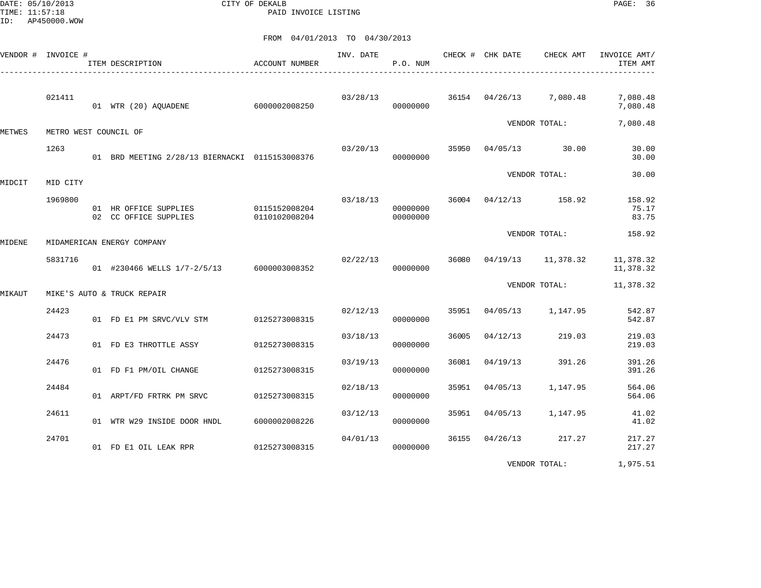CITY OF DEKALB
PAID INVOICE LISTING

DATE: 05/10/2013
TIME: 11:57:18
ID: AP450000.WOW

FROM 04/01/2013 TO 04/30/2013

| VENDOR # | INVOICE # | ITEM DESCRIPTION | ACCOUNT NUMBER | INV. DATE | P.O. NUM | CHECK # | CHK DATE | CHECK AMT | INVOICE AMT/ ITEM AMT |
|---|---|---|---|---|---|---|---|---|---|
| | 021411 | | | 03/28/13 | | 36154 | 04/26/13 | 7,080.48 | 7,080.48 |
| | | 01 WTR (20) AQUADENE | 6000002008250 | | 00000000 | | | | 7,080.48 |
| | | | | | | | | VENDOR TOTAL: | 7,080.48 |
| METWES | METRO WEST COUNCIL OF | | | | | | | | |
| | 1263 | | | 03/20/13 | | 35950 | 04/05/13 | 30.00 | 30.00 |
| | | 01 BRD MEETING 2/28/13 BIERNACKI | 0115153008376 | | 00000000 | | | | 30.00 |
| | | | | | | | | VENDOR TOTAL: | 30.00 |
| MIDCIT | MID CITY | | | | | | | | |
| | 1969800 | | | 03/18/13 | | 36004 | 04/12/13 | 158.92 | 158.92 |
| | | 01 HR OFFICE SUPPLIES | 0115152008204 | | 00000000 | | | | 75.17 |
| | | 02 CC OFFICE SUPPLIES | 0110102008204 | | 00000000 | | | | 83.75 |
| | | | | | | | | VENDOR TOTAL: | 158.92 |
| MIDENE | MIDAMERICAN ENERGY COMPANY | | | | | | | | |
| | 5831716 | | | 02/22/13 | | 36080 | 04/19/13 | 11,378.32 | 11,378.32 |
| | | 01 #230466 WELLS 1/7-2/5/13 | 6000003008352 | | 00000000 | | | | 11,378.32 |
| | | | | | | | | VENDOR TOTAL: | 11,378.32 |
| MIKAUT | MIKE'S AUTO & TRUCK REPAIR | | | | | | | | |
| | 24423 | | | 02/12/13 | | 35951 | 04/05/13 | 1,147.95 | 542.87 |
| | | 01 FD E1 PM SRVC/VLV STM | 0125273008315 | | 00000000 | | | | 542.87 |
| | 24473 | | | 03/18/13 | | 36005 | 04/12/13 | 219.03 | 219.03 |
| | | 01 FD E3 THROTTLE ASSY | 0125273008315 | | 00000000 | | | | 219.03 |
| | 24476 | | | 03/19/13 | | 36081 | 04/19/13 | 391.26 | 391.26 |
| | | 01 FD F1 PM/OIL CHANGE | 0125273008315 | | 00000000 | | | | 391.26 |
| | 24484 | | | 02/18/13 | | 35951 | 04/05/13 | 1,147.95 | 564.06 |
| | | 01 ARPT/FD FRTRK PM SRVC | 0125273008315 | | 00000000 | | | | 564.06 |
| | 24611 | | | 03/12/13 | | 35951 | 04/05/13 | 1,147.95 | 41.02 |
| | | 01 WTR W29 INSIDE DOOR HNDL | 6000002008226 | | 00000000 | | | | 41.02 |
| | 24701 | | | 04/01/13 | | 36155 | 04/26/13 | 217.27 | 217.27 |
| | | 01 FD E1 OIL LEAK RPR | 0125273008315 | | 00000000 | | | | 217.27 |
| | | | | | | | | VENDOR TOTAL: | 1,975.51 |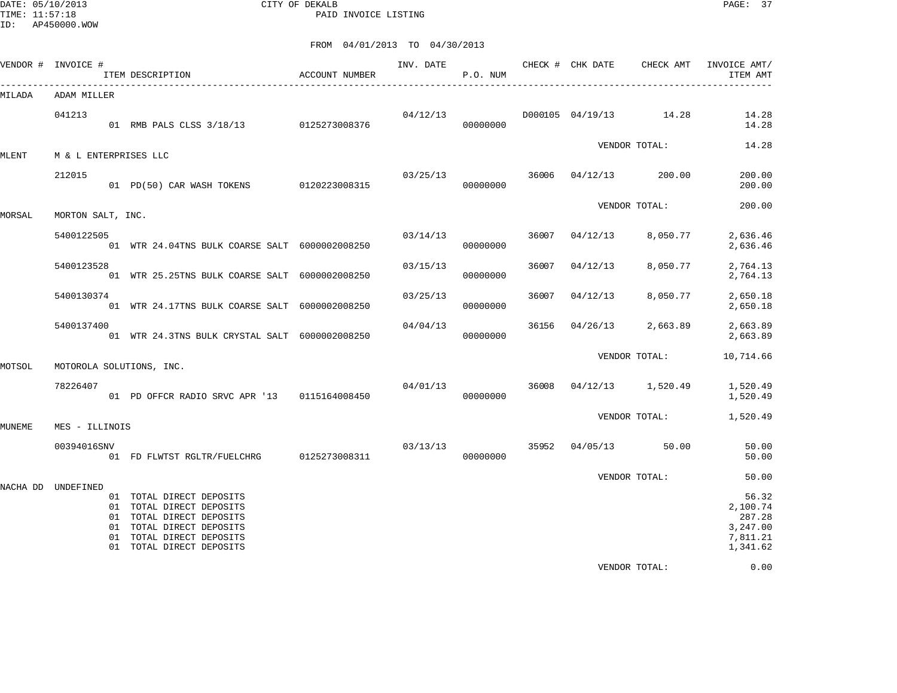CITY OF DEKALB
PAID INVOICE LISTING

DATE: 05/10/2013
TIME: 11:57:18
ID: AP450000.WOW

FROM 04/01/2013 TO 04/30/2013

| VENDOR # | INVOICE # | ITEM DESCRIPTION | ACCOUNT NUMBER | INV. DATE | P.O. NUM | CHECK # | CHK DATE | CHECK AMT | INVOICE AMT/ ITEM AMT |
|---|---|---|---|---|---|---|---|---|---|
| MILADA | ADAM MILLER | | | | | | | | |
| | 041213 | | | 04/12/13 | | D000105 | 04/19/13 | 14.28 | 14.28 |
| | | 01 RMB PALS CLSS 3/18/13 | 0125273008376 | | 00000000 | | | | 14.28 |
| | | | | | | | | VENDOR TOTAL: | 14.28 |
| MLENT | M & L ENTERPRISES LLC | | | | | | | | |
| | 212015 | | | 03/25/13 | | 36006 | 04/12/13 | 200.00 | 200.00 |
| | | 01 PD(50) CAR WASH TOKENS | 0120223008315 | | 00000000 | | | | 200.00 |
| | | | | | | | | VENDOR TOTAL: | 200.00 |
| MORSAL | MORTON SALT, INC. | | | | | | | | |
| | 5400122505 | | | 03/14/13 | | 36007 | 04/12/13 | 8,050.77 | 2,636.46 |
| | | 01 WTR 24.04TNS BULK COARSE SALT | 6000002008250 | | 00000000 | | | | 2,636.46 |
| | 5400123528 | | | 03/15/13 | | 36007 | 04/12/13 | 8,050.77 | 2,764.13 |
| | | 01 WTR 25.25TNS BULK COARSE SALT | 6000002008250 | | 00000000 | | | | 2,764.13 |
| | 5400130374 | | | 03/25/13 | | 36007 | 04/12/13 | 8,050.77 | 2,650.18 |
| | | 01 WTR 24.17TNS BULK COARSE SALT | 6000002008250 | | 00000000 | | | | 2,650.18 |
| | 5400137400 | | | 04/04/13 | | 36156 | 04/26/13 | 2,663.89 | 2,663.89 |
| | | 01 WTR 24.3TNS BULK CRYSTAL SALT | 6000002008250 | | 00000000 | | | | 2,663.89 |
| | | | | | | | | VENDOR TOTAL: | 10,714.66 |
| MOTSOL | MOTOROLA SOLUTIONS, INC. | | | | | | | | |
| | 78226407 | | | 04/01/13 | | 36008 | 04/12/13 | 1,520.49 | 1,520.49 |
| | | 01 PD OFFCR RADIO SRVC APR '13 | 0115164008450 | | 00000000 | | | | 1,520.49 |
| | | | | | | | | VENDOR TOTAL: | 1,520.49 |
| MUNEME | MES - ILLINOIS | | | | | | | | |
| | 00394016SNV | | | 03/13/13 | | 35952 | 04/05/13 | 50.00 | 50.00 |
| | | 01 FD FLWTST RGLTR/FUELCHRG | 0125273008311 | | 00000000 | | | | 50.00 |
| | | | | | | | | VENDOR TOTAL: | 50.00 |
| NACHA DD | UNDEFINED | | | | | | | | |
| | | 01 TOTAL DIRECT DEPOSITS | | | | | | | 56.32 |
| | | 01 TOTAL DIRECT DEPOSITS | | | | | | | 2,100.74 |
| | | 01 TOTAL DIRECT DEPOSITS | | | | | | | 287.28 |
| | | 01 TOTAL DIRECT DEPOSITS | | | | | | | 3,247.00 |
| | | 01 TOTAL DIRECT DEPOSITS | | | | | | | 7,811.21 |
| | | 01 TOTAL DIRECT DEPOSITS | | | | | | | 1,341.62 |
| | | | | | | | | VENDOR TOTAL: | 0.00 |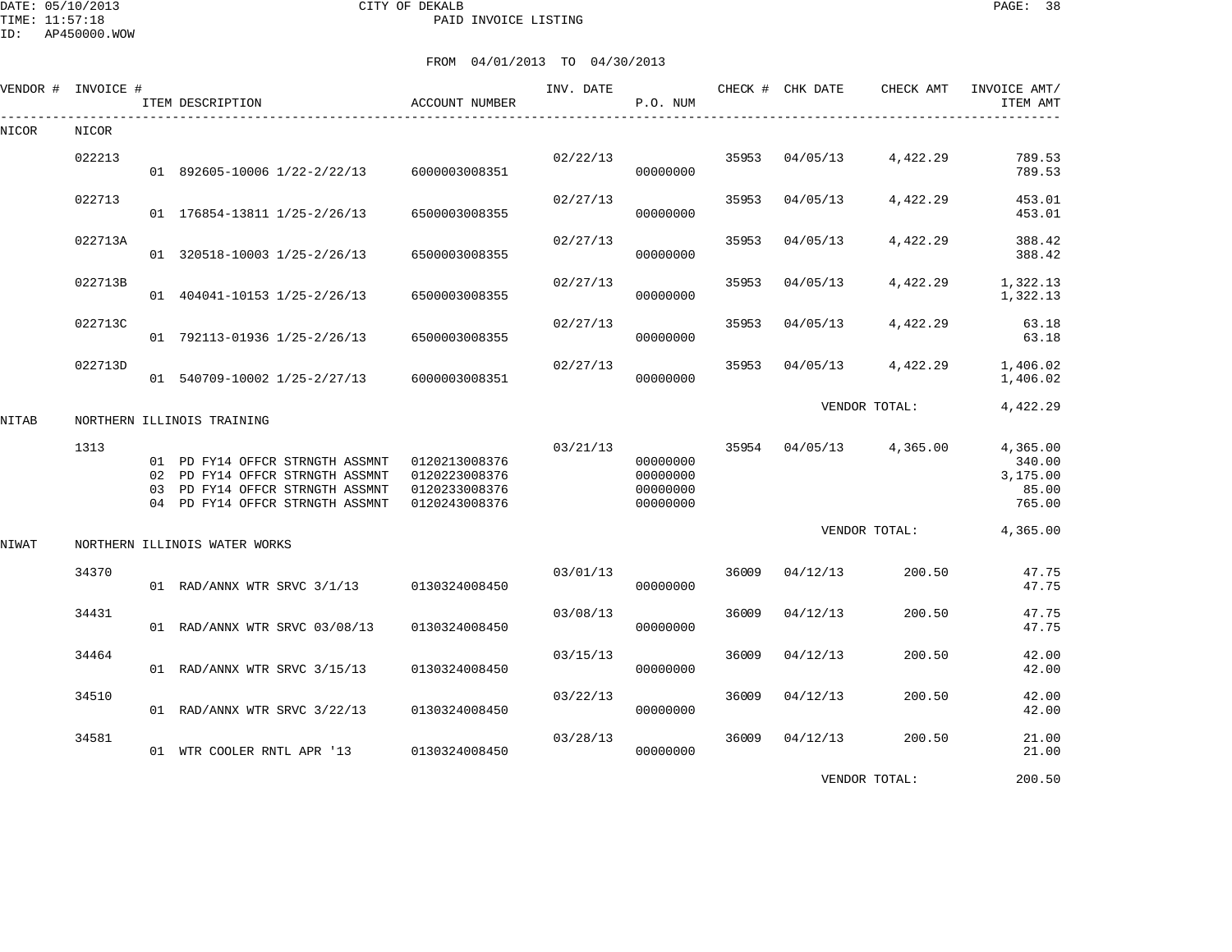CITY OF DEKALB
PAID INVOICE LISTING

DATE: 05/10/2013
TIME: 11:57:18
ID: AP450000.WOW

FROM 04/01/2013 TO 04/30/2013

| VENDOR # | INVOICE # | ITEM DESCRIPTION | ACCOUNT NUMBER | INV. DATE | P.O. NUM | CHECK # | CHK DATE | CHECK AMT | INVOICE AMT/ ITEM AMT |
|---|---|---|---|---|---|---|---|---|---|
| NICOR | NICOR | | | | | | | | |
| | 022213 | | | 02/22/13 | | 35953 | 04/05/13 | 4,422.29 | 789.53 |
| | | 01 892605-10006 1/22-2/22/13 | 6000003008351 | | 00000000 | | | | 789.53 |
| | 022713 | | | 02/27/13 | | 35953 | 04/05/13 | 4,422.29 | 453.01 |
| | | 01 176854-13811 1/25-2/26/13 | 6500003008355 | | 00000000 | | | | 453.01 |
| | 022713A | | | 02/27/13 | | 35953 | 04/05/13 | 4,422.29 | 388.42 |
| | | 01 320518-10003 1/25-2/26/13 | 6500003008355 | | 00000000 | | | | 388.42 |
| | 022713B | | | 02/27/13 | | 35953 | 04/05/13 | 4,422.29 | 1,322.13 |
| | | 01 404041-10153 1/25-2/26/13 | 6500003008355 | | 00000000 | | | | 1,322.13 |
| | 022713C | | | 02/27/13 | | 35953 | 04/05/13 | 4,422.29 | 63.18 |
| | | 01 792113-01936 1/25-2/26/13 | 6500003008355 | | 00000000 | | | | 63.18 |
| | 022713D | | | 02/27/13 | | 35953 | 04/05/13 | 4,422.29 | 1,406.02 |
| | | 01 540709-10002 1/25-2/27/13 | 6000003008351 | | 00000000 | | | | 1,406.02 |
| | | | | | | | | VENDOR TOTAL: | 4,422.29 |
| NITAB | NORTHERN ILLINOIS TRAINING | | | | | | | | |
| | 1313 | | | 03/21/13 | | 35954 | 04/05/13 | 4,365.00 | 4,365.00 |
| | | 01 PD FY14 OFFCR STRNGTH ASSMNT | 0120213008376 | | 00000000 | | | | 340.00 |
| | | 02 PD FY14 OFFCR STRNGTH ASSMNT | 0120223008376 | | 00000000 | | | | 3,175.00 |
| | | 03 PD FY14 OFFCR STRNGTH ASSMNT | 0120233008376 | | 00000000 | | | | 85.00 |
| | | 04 PD FY14 OFFCR STRNGTH ASSMNT | 0120243008376 | | 00000000 | | | | 765.00 |
| | | | | | | | | VENDOR TOTAL: | 4,365.00 |
| NIWAT | NORTHERN ILLINOIS WATER WORKS | | | | | | | | |
| | 34370 | | | 03/01/13 | | 36009 | 04/12/13 | 200.50 | 47.75 |
| | | 01 RAD/ANNX WTR SRVC 3/1/13 | 0130324008450 | | 00000000 | | | | 47.75 |
| | 34431 | | | 03/08/13 | | 36009 | 04/12/13 | 200.50 | 47.75 |
| | | 01 RAD/ANNX WTR SRVC 03/08/13 | 0130324008450 | | 00000000 | | | | 47.75 |
| | 34464 | | | 03/15/13 | | 36009 | 04/12/13 | 200.50 | 42.00 |
| | | 01 RAD/ANNX WTR SRVC 3/15/13 | 0130324008450 | | 00000000 | | | | 42.00 |
| | 34510 | | | 03/22/13 | | 36009 | 04/12/13 | 200.50 | 42.00 |
| | | 01 RAD/ANNX WTR SRVC 3/22/13 | 0130324008450 | | 00000000 | | | | 42.00 |
| | 34581 | | | 03/28/13 | | 36009 | 04/12/13 | 200.50 | 21.00 |
| | | 01 WTR COOLER RNTL APR '13 | 0130324008450 | | 00000000 | | | | 21.00 |
| | | | | | | | | VENDOR TOTAL: | 200.50 |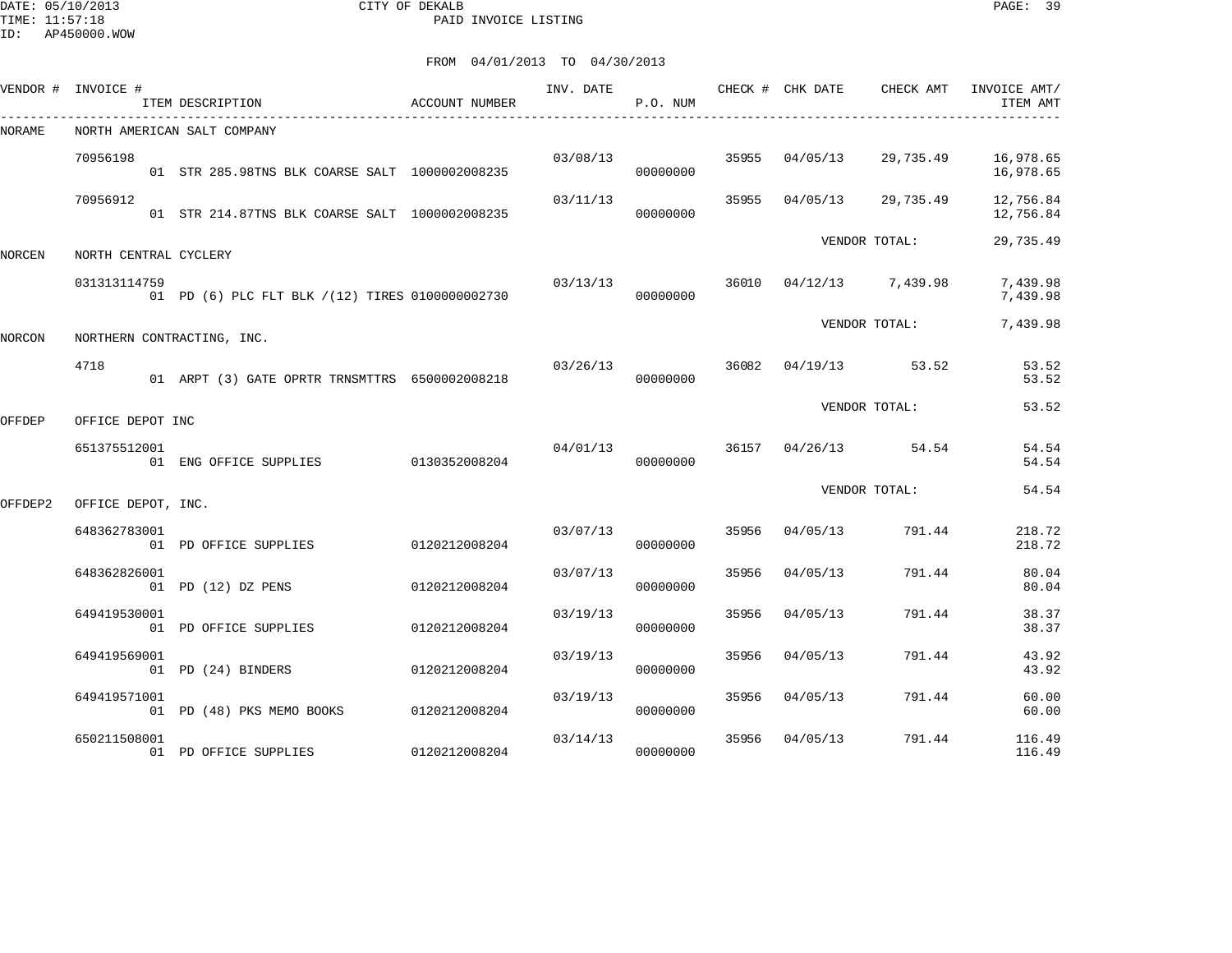CITY OF DEKALB
PAID INVOICE LISTING

DATE: 05/10/2013
TIME: 11:57:18
ID: AP450000.WOW

FROM 04/01/2013 TO 04/30/2013

| VENDOR # | INVOICE # / ITEM DESCRIPTION | ACCOUNT NUMBER | INV. DATE | P.O. NUM | CHECK # | CHK DATE | CHECK AMT | INVOICE AMT/ ITEM AMT |
|---|---|---|---|---|---|---|---|---|
| NORAME | NORTH AMERICAN SALT COMPANY | | | | | | | |
| | 70956198 | | 03/08/13 | | 35955 | 04/05/13 | 29,735.49 | 16,978.65 |
| | 01 STR 285.98TNS BLK COARSE SALT | 1000002008235 | | 00000000 | | | | 16,978.65 |
| | 70956912 | | 03/11/13 | | 35955 | 04/05/13 | 29,735.49 | 12,756.84 |
| | 01 STR 214.87TNS BLK COARSE SALT | 1000002008235 | | 00000000 | | | | 12,756.84 |
| | | | | | | VENDOR TOTAL: | | 29,735.49 |
| NORCEN | NORTH CENTRAL CYCLERY | | | | | | | |
| | 031313114759 | | 03/13/13 | | 36010 | 04/12/13 | 7,439.98 | 7,439.98 |
| | 01 PD (6) PLC FLT BLK /(12) TIRES | 0100000002730 | | 00000000 | | | | 7,439.98 |
| | | | | | | VENDOR TOTAL: | | 7,439.98 |
| NORCON | NORTHERN CONTRACTING, INC. | | | | | | | |
| | 4718 | | 03/26/13 | | 36082 | 04/19/13 | 53.52 | 53.52 |
| | 01 ARPT (3) GATE OPRTR TRNSMTTRS | 6500002008218 | | 00000000 | | | | 53.52 |
| | | | | | | VENDOR TOTAL: | | 53.52 |
| OFFDEP | OFFICE DEPOT INC | | | | | | | |
| | 651375512001 | | 04/01/13 | | 36157 | 04/26/13 | 54.54 | 54.54 |
| | 01 ENG OFFICE SUPPLIES | 0130352008204 | | 00000000 | | | | 54.54 |
| | | | | | | VENDOR TOTAL: | | 54.54 |
| OFFDEP2 | OFFICE DEPOT, INC. | | | | | | | |
| | 648362783001 | | 03/07/13 | | 35956 | 04/05/13 | 791.44 | 218.72 |
| | 01 PD OFFICE SUPPLIES | 0120212008204 | | 00000000 | | | | 218.72 |
| | 648362826001 | | 03/07/13 | | 35956 | 04/05/13 | 791.44 | 80.04 |
| | 01 PD (12) DZ PENS | 0120212008204 | | 00000000 | | | | 80.04 |
| | 649419530001 | | 03/19/13 | | 35956 | 04/05/13 | 791.44 | 38.37 |
| | 01 PD OFFICE SUPPLIES | 0120212008204 | | 00000000 | | | | 38.37 |
| | 649419569001 | | 03/19/13 | | 35956 | 04/05/13 | 791.44 | 43.92 |
| | 01 PD (24) BINDERS | 0120212008204 | | 00000000 | | | | 43.92 |
| | 649419571001 | | 03/19/13 | | 35956 | 04/05/13 | 791.44 | 60.00 |
| | 01 PD (48) PKS MEMO BOOKS | 0120212008204 | | 00000000 | | | | 60.00 |
| | 650211508001 | | 03/14/13 | | 35956 | 04/05/13 | 791.44 | 116.49 |
| | 01 PD OFFICE SUPPLIES | 0120212008204 | | 00000000 | | | | 116.49 |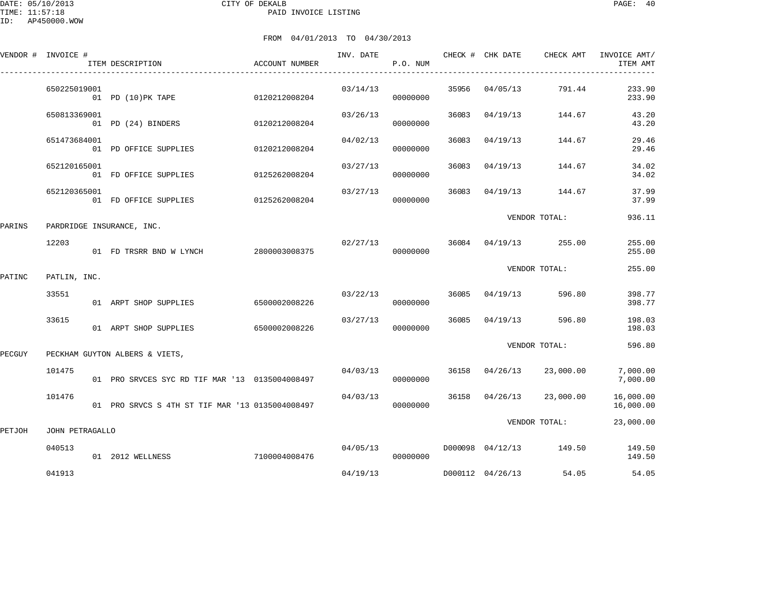CITY OF DEKALB
PAID INVOICE LISTING

DATE: 05/10/2013
TIME: 11:57:18
ID: AP450000.WOW

FROM 04/01/2013 TO 04/30/2013

| VENDOR # | INVOICE # / ITEM DESCRIPTION | ACCOUNT NUMBER | INV. DATE | P.O. NUM | CHECK # | CHK DATE | CHECK AMT | INVOICE AMT/ ITEM AMT |
|---|---|---|---|---|---|---|---|---|
| | 650225019001 | | 03/14/13 | | 35956 | 04/05/13 | 791.44 | 233.90 |
| | 01 PD (10)PK TAPE | 0120212008204 | | 00000000 | | | | 233.90 |
| | 650813369001 | | 03/26/13 | | 36083 | 04/19/13 | 144.67 | 43.20 |
| | 01 PD (24) BINDERS | 0120212008204 | | 00000000 | | | | 43.20 |
| | 651473684001 | | 04/02/13 | | 36083 | 04/19/13 | 144.67 | 29.46 |
| | 01 PD OFFICE SUPPLIES | 0120212008204 | | 00000000 | | | | 29.46 |
| | 652120165001 | | 03/27/13 | | 36083 | 04/19/13 | 144.67 | 34.02 |
| | 01 FD OFFICE SUPPLIES | 0125262008204 | | 00000000 | | | | 34.02 |
| | 652120365001 | | 03/27/13 | | 36083 | 04/19/13 | 144.67 | 37.99 |
| | 01 FD OFFICE SUPPLIES | 0125262008204 | | 00000000 | | | | 37.99 |
| | | | | | | VENDOR TOTAL: | | 936.11 |
| PARINS | PARDRIDGE INSURANCE, INC. | | | | | | | |
| | 12203 | | 02/27/13 | | 36084 | 04/19/13 | 255.00 | 255.00 |
| | 01 FD TRSRR BND W LYNCH | 2800003008375 | | 00000000 | | | | 255.00 |
| | | | | | | VENDOR TOTAL: | | 255.00 |
| PATINC | PATLIN, INC. | | | | | | | |
| | 33551 | | 03/22/13 | | 36085 | 04/19/13 | 596.80 | 398.77 |
| | 01 ARPT SHOP SUPPLIES | 6500002008226 | | 00000000 | | | | 398.77 |
| | 33615 | | 03/27/13 | | 36085 | 04/19/13 | 596.80 | 198.03 |
| | 01 ARPT SHOP SUPPLIES | 6500002008226 | | 00000000 | | | | 198.03 |
| | | | | | | VENDOR TOTAL: | | 596.80 |
| PECGUY | PECKHAM GUYTON ALBERS & VIETS, | | | | | | | |
| | 101475 | | 04/03/13 | | 36158 | 04/26/13 | 23,000.00 | 7,000.00 |
| | 01 PRO SRVCES SYC RD TIF MAR '13 | 0135004008497 | | 00000000 | | | | 7,000.00 |
| | 101476 | | 04/03/13 | | 36158 | 04/26/13 | 23,000.00 | 16,000.00 |
| | 01 PRO SRVCS S 4TH ST TIF MAR '13 | 0135004008497 | | 00000000 | | | | 16,000.00 |
| | | | | | | VENDOR TOTAL: | | 23,000.00 |
| PETJOH | JOHN PETRAGALLO | | | | | | | |
| | 040513 | | 04/05/13 | | D000098 | 04/12/13 | 149.50 | 149.50 |
| | 01 2012 WELLNESS | 7100004008476 | | 00000000 | | | | 149.50 |
| | 041913 | | 04/19/13 | | D000112 | 04/26/13 | 54.05 | 54.05 |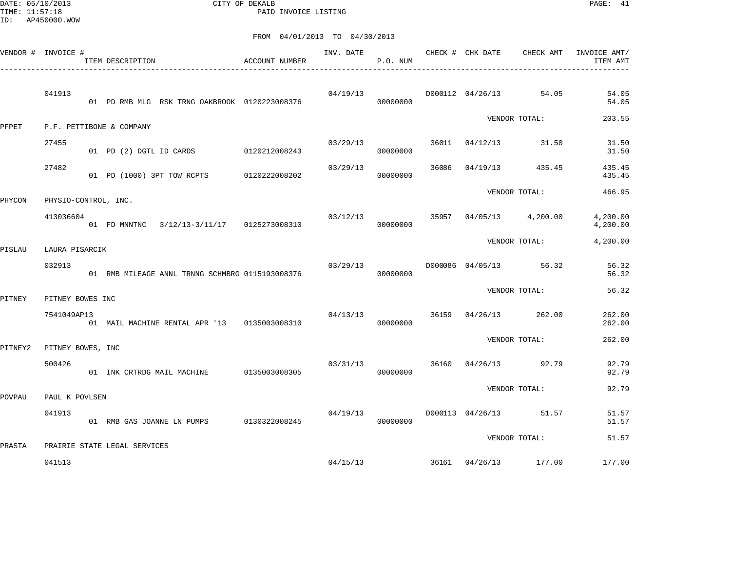FROM 04/01/2013 TO 04/30/2013

| VENDOR # | INVOICE # / ITEM DESCRIPTION | ACCOUNT NUMBER | INV. DATE | P.O. NUM | CHECK # | CHK DATE | CHECK AMT | INVOICE AMT/ ITEM AMT |
|---|---|---|---|---|---|---|---|---|
| | 041913 | | 04/19/13 | | D000112 | 04/26/13 | 54.05 | 54.05 |
| | 01 PD RMB MLG RSK TRNG OAKBROOK | 0120223008376 | | 00000000 | | | | 54.05 |
| | | | | | | VENDOR TOTAL: | | 203.55 |
| PFPET | P.F. PETTIBONE & COMPANY | | | | | | | |
| | 27455 | | 03/29/13 | | 36011 | 04/12/13 | 31.50 | 31.50 |
| | 01 PD (2) DGTL ID CARDS | 0120212008243 | | 00000000 | | | | 31.50 |
| | 27482 | | 03/29/13 | | 36086 | 04/19/13 | 435.45 | 435.45 |
| | 01 PD (1000) 3PT TOW RCPTS | 0120222008202 | | 00000000 | | | | 435.45 |
| | | | | | | VENDOR TOTAL: | | 466.95 |
| PHYCON | PHYSIO-CONTROL, INC. | | | | | | | |
| | 413036604 | | 03/12/13 | | 35957 | 04/05/13 | 4,200.00 | 4,200.00 |
| | 01 FD MNNTNC 3/12/13-3/11/17 | 0125273008310 | | 00000000 | | | | 4,200.00 |
| | | | | | | VENDOR TOTAL: | | 4,200.00 |
| PISLAU | LAURA PISARCIK | | | | | | | |
| | 032913 | | 03/29/13 | | D000086 | 04/05/13 | 56.32 | 56.32 |
| | 01 RMB MILEAGE ANNL TRNNG SCHMBRG | 0115193008376 | | 00000000 | | | | 56.32 |
| | | | | | | VENDOR TOTAL: | | 56.32 |
| PITNEY | PITNEY BOWES INC | | | | | | | |
| | 7541049AP13 | | 04/13/13 | | 36159 | 04/26/13 | 262.00 | 262.00 |
| | 01 MAIL MACHINE RENTAL APR '13 | 0135003008310 | | 00000000 | | | | 262.00 |
| | | | | | | VENDOR TOTAL: | | 262.00 |
| PITNEY2 | PITNEY BOWES, INC | | | | | | | |
| | 500426 | | 03/31/13 | | 36160 | 04/26/13 | 92.79 | 92.79 |
| | 01 INK CRTRDG MAIL MACHINE | 0135003008305 | | 00000000 | | | | 92.79 |
| | | | | | | VENDOR TOTAL: | | 92.79 |
| POVPAU | PAUL K POVLSEN | | | | | | | |
| | 041913 | | 04/19/13 | | D000113 | 04/26/13 | 51.57 | 51.57 |
| | 01 RMB GAS JOANNE LN PUMPS | 0130322008245 | | 00000000 | | | | 51.57 |
| | | | | | | VENDOR TOTAL: | | 51.57 |
| PRASTA | PRAIRIE STATE LEGAL SERVICES | | | | | | | |
| | 041513 | | 04/15/13 | | 36161 | 04/26/13 | 177.00 | 177.00 |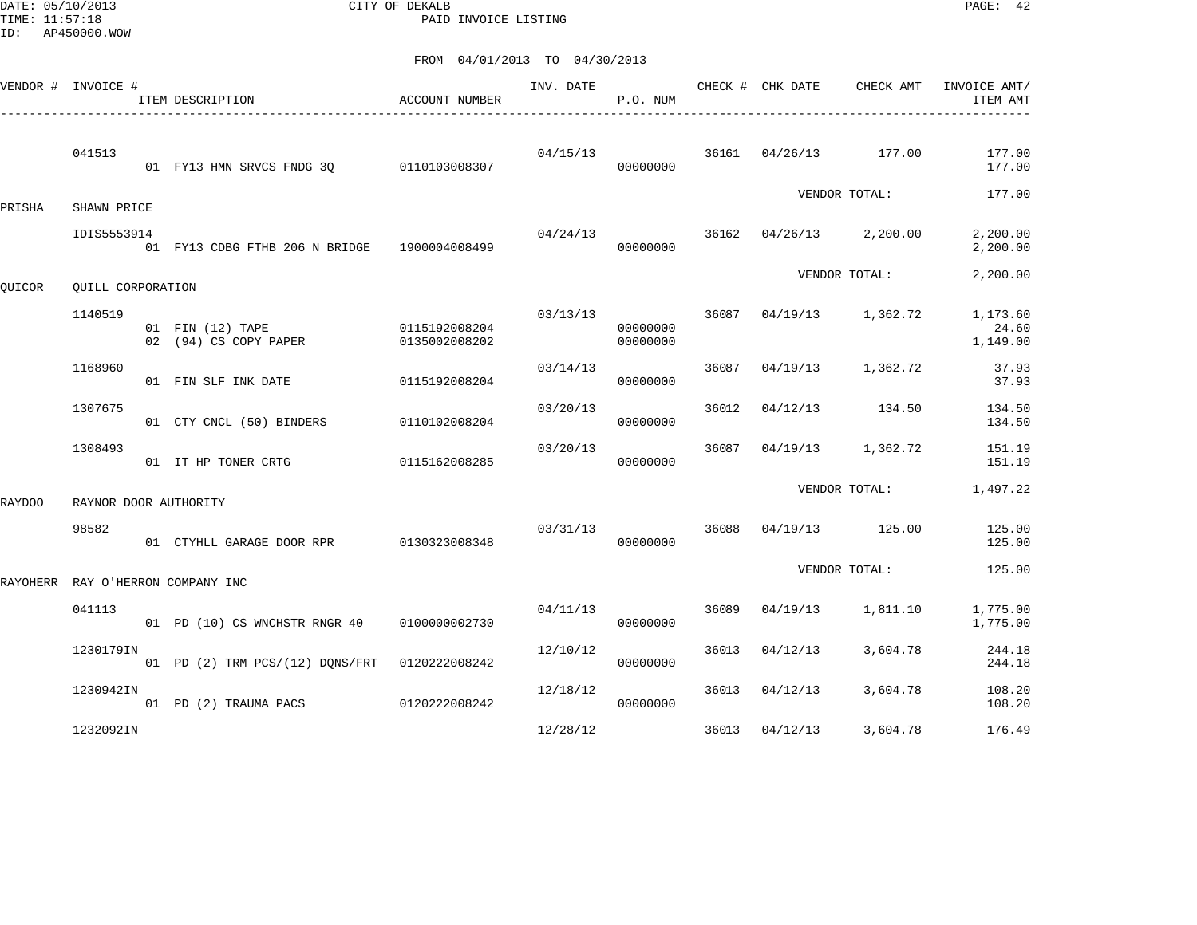CITY OF DEKALB
PAID INVOICE LISTING

DATE: 05/10/2013
TIME: 11:57:18
ID: AP450000.WOW

FROM 04/01/2013 TO 04/30/2013

| VENDOR # | INVOICE # | ITEM DESCRIPTION | ACCOUNT NUMBER | INV. DATE | P.O. NUM | CHECK # | CHK DATE | CHECK AMT | INVOICE AMT/ ITEM AMT |
|---|---|---|---|---|---|---|---|---|---|
| | 041513 | | | 04/15/13 | | 36161 | 04/26/13 | 177.00 | 177.00 |
| | | 01 FY13 HMN SRVCS FNDG 3Q | 0110103008307 | | 00000000 | | | | 177.00 |
| | | | | | | | | VENDOR TOTAL: | 177.00 |
| PRISHA | SHAWN PRICE | | | | | | | | |
| | IDIS5553914 | | | 04/24/13 | | 36162 | 04/26/13 | 2,200.00 | 2,200.00 |
| | | 01 FY13 CDBG FTHB 206 N BRIDGE | 1900004008499 | | 00000000 | | | | 2,200.00 |
| | | | | | | | | VENDOR TOTAL: | 2,200.00 |
| QUICOR | QUILL CORPORATION | | | | | | | | |
| | 1140519 | | | 03/13/13 | | 36087 | 04/19/13 | 1,362.72 | 1,173.60 |
| | | 01 FIN (12) TAPE | 0115192008204 | | 00000000 | | | | 24.60 |
| | | 02 (94) CS COPY PAPER | 0135002008202 | | 00000000 | | | | 1,149.00 |
| | 1168960 | | | 03/14/13 | | 36087 | 04/19/13 | 1,362.72 | 37.93 |
| | | 01 FIN SLF INK DATE | 0115192008204 | | 00000000 | | | | 37.93 |
| | 1307675 | | | 03/20/13 | | 36012 | 04/12/13 | 134.50 | 134.50 |
| | | 01 CTY CNCL (50) BINDERS | 0110102008204 | | 00000000 | | | | 134.50 |
| | 1308493 | | | 03/20/13 | | 36087 | 04/19/13 | 1,362.72 | 151.19 |
| | | 01 IT HP TONER CRTG | 0115162008285 | | 00000000 | | | | 151.19 |
| | | | | | | | | VENDOR TOTAL: | 1,497.22 |
| RAYDOO | RAYNOR DOOR AUTHORITY | | | | | | | | |
| | 98582 | | | 03/31/13 | | 36088 | 04/19/13 | 125.00 | 125.00 |
| | | 01 CTYHLL GARAGE DOOR RPR | 0130323008348 | | 00000000 | | | | 125.00 |
| | | | | | | | | VENDOR TOTAL: | 125.00 |
| RAYOHERR | RAY O'HERRON COMPANY INC | | | | | | | | |
| | 041113 | | | 04/11/13 | | 36089 | 04/19/13 | 1,811.10 | 1,775.00 |
| | | 01 PD (10) CS WNCHSTR RNGR 40 | 0100000002730 | | 00000000 | | | | 1,775.00 |
| | 1230179IN | | | 12/10/12 | | 36013 | 04/12/13 | 3,604.78 | 244.18 |
| | | 01 PD (2) TRM PCS/(12) DQNS/FRT | 0120222008242 | | 00000000 | | | | 244.18 |
| | 1230942IN | | | 12/18/12 | | 36013 | 04/12/13 | 3,604.78 | 108.20 |
| | | 01 PD (2) TRAUMA PACS | 0120222008242 | | 00000000 | | | | 108.20 |
| | 1232092IN | | | 12/28/12 | | 36013 | 04/12/13 | 3,604.78 | 176.49 |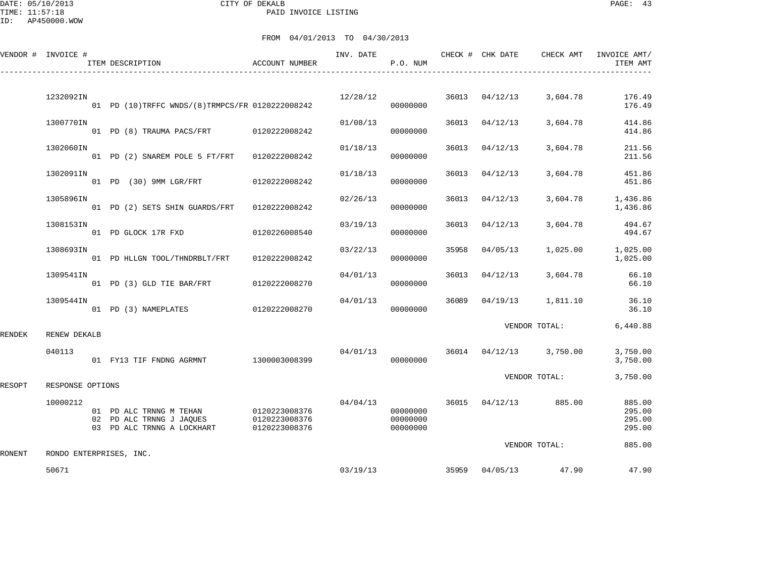DATE: 05/10/2013 CITY OF DEKALB
TIME: 11:57:18 PAID INVOICE LISTING
ID: AP450000.WOW

FROM 04/01/2013 TO 04/30/2013

| VENDOR # | INVOICE # | ITEM DESCRIPTION | ACCOUNT NUMBER | INV. DATE | P.O. NUM | CHECK # | CHK DATE | CHECK AMT | INVOICE AMT/ ITEM AMT |
|---|---|---|---|---|---|---|---|---|---|
| | 1232092IN | | | 12/28/12 | | 36013 | 04/12/13 | 3,604.78 | 176.49 |
| | | 01 PD (10)TRFFC WNDS/(8)TRMPCS/FR | 0120222008242 | | 00000000 | | | | 176.49 |
| | 1300770IN | | | 01/08/13 | | 36013 | 04/12/13 | 3,604.78 | 414.86 |
| | | 01 PD (8) TRAUMA PACS/FRT | 0120222008242 | | 00000000 | | | | 414.86 |
| | 1302060IN | | | 01/18/13 | | 36013 | 04/12/13 | 3,604.78 | 211.56 |
| | | 01 PD (2) SNAREM POLE 5 FT/FRT | 0120222008242 | | 00000000 | | | | 211.56 |
| | 1302091IN | | | 01/18/13 | | 36013 | 04/12/13 | 3,604.78 | 451.86 |
| | | 01 PD (30) 9MM LGR/FRT | 0120222008242 | | 00000000 | | | | 451.86 |
| | 1305896IN | | | 02/26/13 | | 36013 | 04/12/13 | 3,604.78 | 1,436.86 |
| | | 01 PD (2) SETS SHIN GUARDS/FRT | 0120222008242 | | 00000000 | | | | 1,436.86 |
| | 1308153IN | | | 03/19/13 | | 36013 | 04/12/13 | 3,604.78 | 494.67 |
| | | 01 PD GLOCK 17R FXD | 0120226008540 | | 00000000 | | | | 494.67 |
| | 1308693IN | | | 03/22/13 | | 35958 | 04/05/13 | 1,025.00 | 1,025.00 |
| | | 01 PD HLLGN TOOL/THNDRBLT/FRT | 0120222008242 | | 00000000 | | | | 1,025.00 |
| | 1309541IN | | | 04/01/13 | | 36013 | 04/12/13 | 3,604.78 | 66.10 |
| | | 01 PD (3) GLD TIE BAR/FRT | 0120222008270 | | 00000000 | | | | 66.10 |
| | 1309544IN | | | 04/01/13 | | 36089 | 04/19/13 | 1,811.10 | 36.10 |
| | | 01 PD (3) NAMEPLATES | 0120222008270 | | 00000000 | | | | 36.10 |
| | | | | | | | VENDOR TOTAL: | | 6,440.88 |
| RENDEK | RENEW DEKALB | | | | | | | | |
| | 040113 | | | 04/01/13 | | 36014 | 04/12/13 | 3,750.00 | 3,750.00 |
| | | 01 FY13 TIF FNDNG AGRMNT | 1300003008399 | | 00000000 | | | | 3,750.00 |
| | | | | | | | VENDOR TOTAL: | | 3,750.00 |
| RESOPT | RESPONSE OPTIONS | | | | | | | | |
| | 10000212 | | | 04/04/13 | | 36015 | 04/12/13 | 885.00 | 885.00 |
| | | 01 PD ALC TRNNG M TEHAN | 0120223008376 | | 00000000 | | | | 295.00 |
| | | 02 PD ALC TRNNG J JAQUES | 0120223008376 | | 00000000 | | | | 295.00 |
| | | 03 PD ALC TRNNG A LOCKHART | 0120223008376 | | 00000000 | | | | 295.00 |
| | | | | | | | VENDOR TOTAL: | | 885.00 |
| RONENT | RONDO ENTERPRISES, INC. | | | | | | | | |
| | 50671 | | | 03/19/13 | | 35959 | 04/05/13 | 47.90 | 47.90 |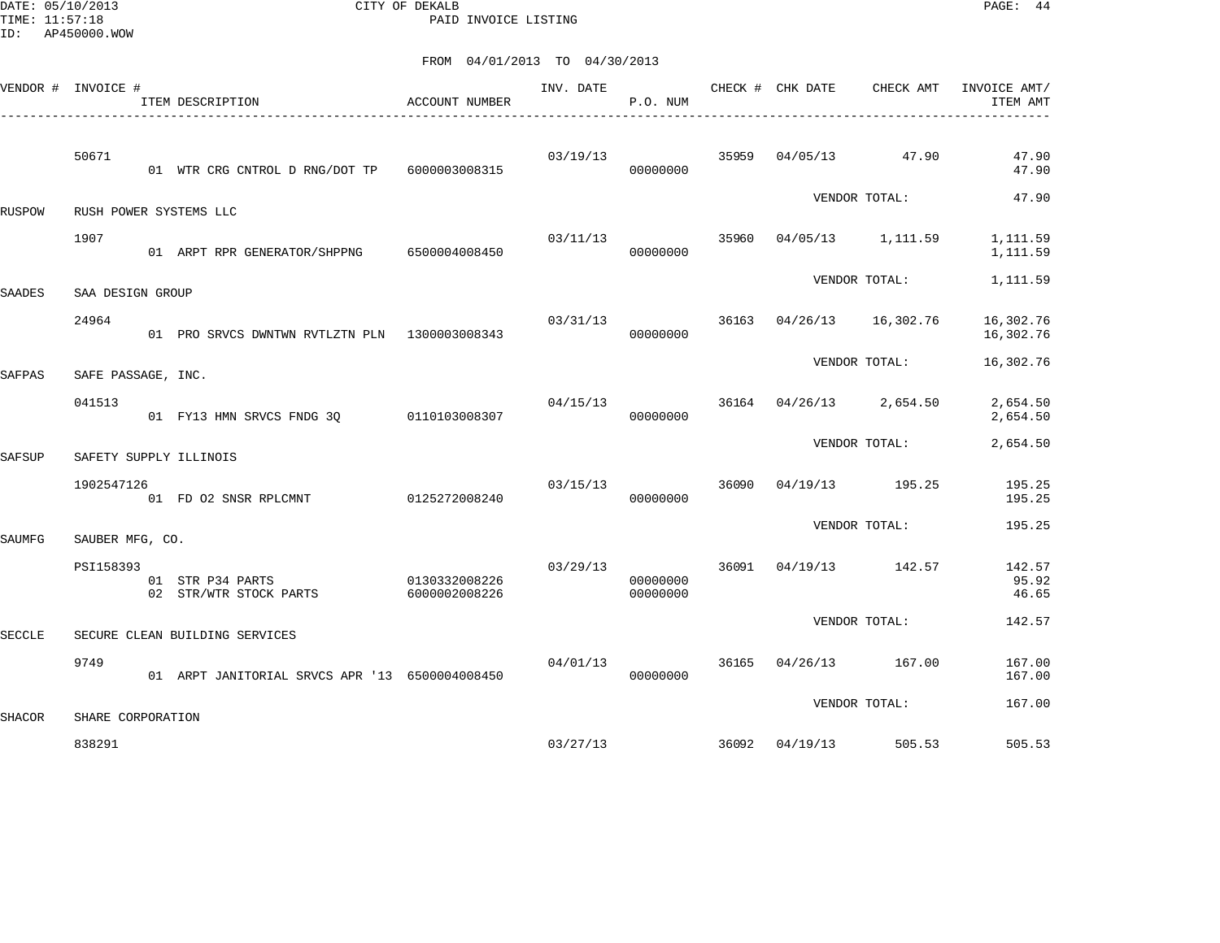CITY OF DEKALB
PAID INVOICE LISTING

DATE: 05/10/2013
TIME: 11:57:18
ID: AP450000.WOW

FROM 04/01/2013 TO 04/30/2013

| VENDOR # | INVOICE # | ITEM DESCRIPTION | ACCOUNT NUMBER | INV. DATE | P.O. NUM | CHECK # | CHK DATE | CHECK AMT | INVOICE AMT/ ITEM AMT |
|---|---|---|---|---|---|---|---|---|---|
| | 50671 | | | 03/19/13 | | 35959 | 04/05/13 | 47.90 | 47.90 |
| | | 01 WTR CRG CNTROL D RNG/DOT TP | 6000003008315 | | 00000000 | | | | 47.90 |
| | | | | | | | | VENDOR TOTAL: | 47.90 |
| RUSPOW | RUSH POWER SYSTEMS LLC | | | | | | | | |
| | 1907 | | | 03/11/13 | | 35960 | 04/05/13 | 1,111.59 | 1,111.59 |
| | | 01 ARPT RPR GENERATOR/SHPPNG | 6500004008450 | | 00000000 | | | | 1,111.59 |
| | | | | | | | | VENDOR TOTAL: | 1,111.59 |
| SAADES | SAA DESIGN GROUP | | | | | | | | |
| | 24964 | | | 03/31/13 | | 36163 | 04/26/13 | 16,302.76 | 16,302.76 |
| | | 01 PRO SRVCS DWNTWN RVTLZTN PLN | 1300003008343 | | 00000000 | | | | 16,302.76 |
| | | | | | | | | VENDOR TOTAL: | 16,302.76 |
| SAFPAS | SAFE PASSAGE, INC. | | | | | | | | |
| | 041513 | | | 04/15/13 | | 36164 | 04/26/13 | 2,654.50 | 2,654.50 |
| | | 01 FY13 HMN SRVCS FNDG 3Q | 0110103008307 | | 00000000 | | | | 2,654.50 |
| | | | | | | | | VENDOR TOTAL: | 2,654.50 |
| SAFSUP | SAFETY SUPPLY ILLINOIS | | | | | | | | |
| | 1902547126 | | | 03/15/13 | | 36090 | 04/19/13 | 195.25 | 195.25 |
| | | 01 FD O2 SNSR RPLCMNT | 0125272008240 | | 00000000 | | | | 195.25 |
| | | | | | | | | VENDOR TOTAL: | 195.25 |
| SAUMFG | SAUBER MFG, CO. | | | | | | | | |
| | PSI158393 | | | 03/29/13 | | 36091 | 04/19/13 | 142.57 | 142.57 |
| | | 01 STR P34 PARTS | 0130332008226 | | 00000000 | | | | 95.92 |
| | | 02 STR/WTR STOCK PARTS | 6000002008226 | | 00000000 | | | | 46.65 |
| | | | | | | | | VENDOR TOTAL: | 142.57 |
| SECCLE | SECURE CLEAN BUILDING SERVICES | | | | | | | | |
| | 9749 | | | 04/01/13 | | 36165 | 04/26/13 | 167.00 | 167.00 |
| | | 01 ARPT JANITORIAL SRVCS APR '13 | 6500004008450 | | 00000000 | | | | 167.00 |
| | | | | | | | | VENDOR TOTAL: | 167.00 |
| SHACOR | SHARE CORPORATION | | | | | | | | |
| | 838291 | | | 03/27/13 | | 36092 | 04/19/13 | 505.53 | 505.53 |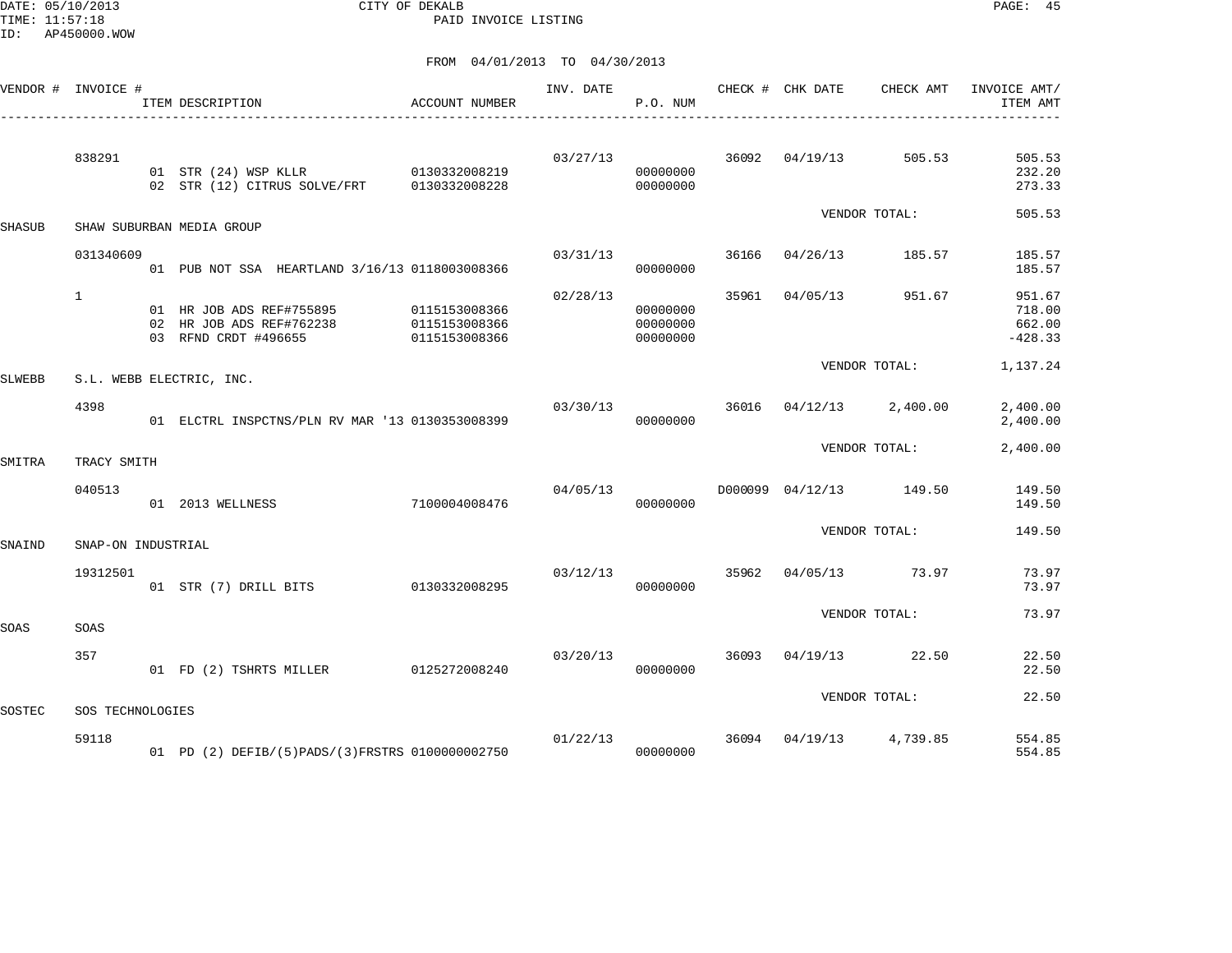FROM 04/01/2013 TO 04/30/2013

| VENDOR # | INVOICE # | ITEM DESCRIPTION | ACCOUNT NUMBER | INV. DATE | P.O. NUM | CHECK # | CHK DATE | CHECK AMT | INVOICE AMT/ ITEM AMT |
|---|---|---|---|---|---|---|---|---|---|
| | 838291 | | | 03/27/13 | | 36092 | 04/19/13 | 505.53 | 505.53 |
| | | 01 STR (24) WSP KLLR | 0130332008219 | | 00000000 | | | | 232.20 |
| | | 02 STR (12) CITRUS SOLVE/FRT | 0130332008228 | | 00000000 | | | | 273.33 |
| | | | | | | | VENDOR TOTAL: | | 505.53 |
| SHASUB | SHAW SUBURBAN MEDIA GROUP | | | | | | | | |
| | 031340609 | | | 03/31/13 | | 36166 | 04/26/13 | 185.57 | 185.57 |
| | | 01 PUB NOT SSA HEARTLAND 3/16/13 | 0118003008366 | | 00000000 | | | | 185.57 |
| | 1 | | | 02/28/13 | | 35961 | 04/05/13 | 951.67 | 951.67 |
| | | 01 HR JOB ADS REF#755895 | 0115153008366 | | 00000000 | | | | 718.00 |
| | | 02 HR JOB ADS REF#762238 | 0115153008366 | | 00000000 | | | | 662.00 |
| | | 03 RFND CRDT #496655 | 0115153008366 | | 00000000 | | | | -428.33 |
| | | | | | | | VENDOR TOTAL: | | 1,137.24 |
| SLWEBB | S.L. WEBB ELECTRIC, INC. | | | | | | | | |
| | 4398 | | | 03/30/13 | | 36016 | 04/12/13 | 2,400.00 | 2,400.00 |
| | | 01 ELCTRL INSPCTNS/PLN RV MAR '13 | 0130353008399 | | 00000000 | | | | 2,400.00 |
| | | | | | | | VENDOR TOTAL: | | 2,400.00 |
| SMITRA | TRACY SMITH | | | | | | | | |
| | 040513 | | | 04/05/13 | | D000099 | 04/12/13 | 149.50 | 149.50 |
| | | 01 2013 WELLNESS | 7100004008476 | | 00000000 | | | | 149.50 |
| | | | | | | | VENDOR TOTAL: | | 149.50 |
| SNAIND | SNAP-ON INDUSTRIAL | | | | | | | | |
| | 19312501 | | | 03/12/13 | | 35962 | 04/05/13 | 73.97 | 73.97 |
| | | 01 STR (7) DRILL BITS | 0130332008295 | | 00000000 | | | | 73.97 |
| | | | | | | | VENDOR TOTAL: | | 73.97 |
| SOAS | SOAS | | | | | | | | |
| | 357 | | | 03/20/13 | | 36093 | 04/19/13 | 22.50 | 22.50 |
| | | 01 FD (2) TSHRTS MILLER | 0125272008240 | | 00000000 | | | | 22.50 |
| | | | | | | | VENDOR TOTAL: | | 22.50 |
| SOSTEC | SOS TECHNOLOGIES | | | | | | | | |
| | 59118 | | | 01/22/13 | | 36094 | 04/19/13 | 4,739.85 | 554.85 |
| | | 01 PD (2) DEFIB/(5)PADS/(3)FRSTRS | 0100000002750 | | 00000000 | | | | 554.85 |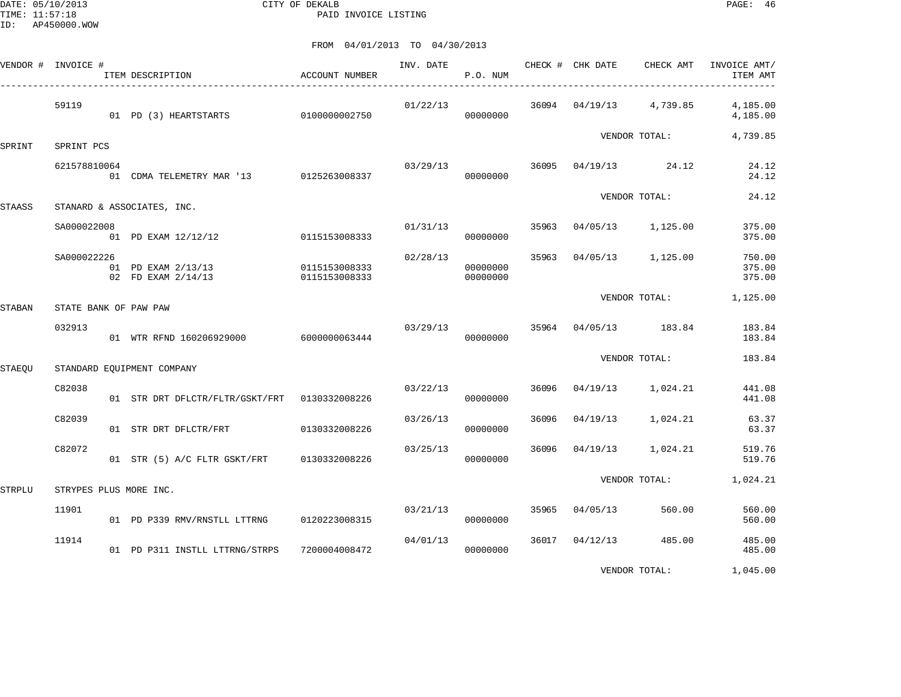CITY OF DEKALB
PAID INVOICE LISTING

FROM 04/01/2013 TO 04/30/2013

| VENDOR # | INVOICE # | ITEM DESCRIPTION | ACCOUNT NUMBER | INV. DATE | P.O. NUM | CHECK # | CHK DATE | CHECK AMT | INVOICE AMT/ ITEM AMT |
|---|---|---|---|---|---|---|---|---|---|
| | 59119 | | | 01/22/13 | | 36094 | 04/19/13 | 4,739.85 | 4,185.00 |
| | | 01 PD (3) HEARTSTARTS | 0100000002750 | | 00000000 | | | | 4,185.00 |
| | | | | | | | VENDOR TOTAL: | | 4,739.85 |
| SPRINT | SPRINT PCS | | | | | | | | |
| | 621578810064 | | | 03/29/13 | | 36095 | 04/19/13 | 24.12 | 24.12 |
| | | 01 CDMA TELEMETRY MAR '13 | 0125263008337 | | 00000000 | | | | 24.12 |
| | | | | | | | VENDOR TOTAL: | | 24.12 |
| STAASS | STANARD & ASSOCIATES, INC. | | | | | | | | |
| | SA000022008 | | | 01/31/13 | | 35963 | 04/05/13 | 1,125.00 | 375.00 |
| | | 01 PD EXAM 12/12/12 | 0115153008333 | | 00000000 | | | | 375.00 |
| | SA000022226 | | | 02/28/13 | | 35963 | 04/05/13 | 1,125.00 | 750.00 |
| | | 01 PD EXAM 2/13/13 | 0115153008333 | | 00000000 | | | | 375.00 |
| | | 02 FD EXAM 2/14/13 | 0115153008333 | | 00000000 | | | | 375.00 |
| | | | | | | | VENDOR TOTAL: | | 1,125.00 |
| STABAN | STATE BANK OF PAW PAW | | | | | | | | |
| | 032913 | | | 03/29/13 | | 35964 | 04/05/13 | 183.84 | 183.84 |
| | | 01 WTR RFND 160206929000 | 6000000063444 | | 00000000 | | | | 183.84 |
| | | | | | | | VENDOR TOTAL: | | 183.84 |
| STAEQU | STANDARD EQUIPMENT COMPANY | | | | | | | | |
| | C82038 | | | 03/22/13 | | 36096 | 04/19/13 | 1,024.21 | 441.08 |
| | | 01 STR DRT DFLCTR/FLTR/GSKT/FRT | 0130332008226 | | 00000000 | | | | 441.08 |
| | C82039 | | | 03/26/13 | | 36096 | 04/19/13 | 1,024.21 | 63.37 |
| | | 01 STR DRT DFLCTR/FRT | 0130332008226 | | 00000000 | | | | 63.37 |
| | C82072 | | | 03/25/13 | | 36096 | 04/19/13 | 1,024.21 | 519.76 |
| | | 01 STR (5) A/C FLTR GSKT/FRT | 0130332008226 | | 00000000 | | | | 519.76 |
| | | | | | | | VENDOR TOTAL: | | 1,024.21 |
| STRPLU | STRYPES PLUS MORE INC. | | | | | | | | |
| | 11901 | | | 03/21/13 | | 35965 | 04/05/13 | 560.00 | 560.00 |
| | | 01 PD P339 RMV/RNSTLL LTTRNG | 0120223008315 | | 00000000 | | | | 560.00 |
| | 11914 | | | 04/01/13 | | 36017 | 04/12/13 | 485.00 | 485.00 |
| | | 01 PD P311 INSTLL LTTRNG/STRPS | 7200004008472 | | 00000000 | | | | 485.00 |
| | | | | | | | VENDOR TOTAL: | | 1,045.00 |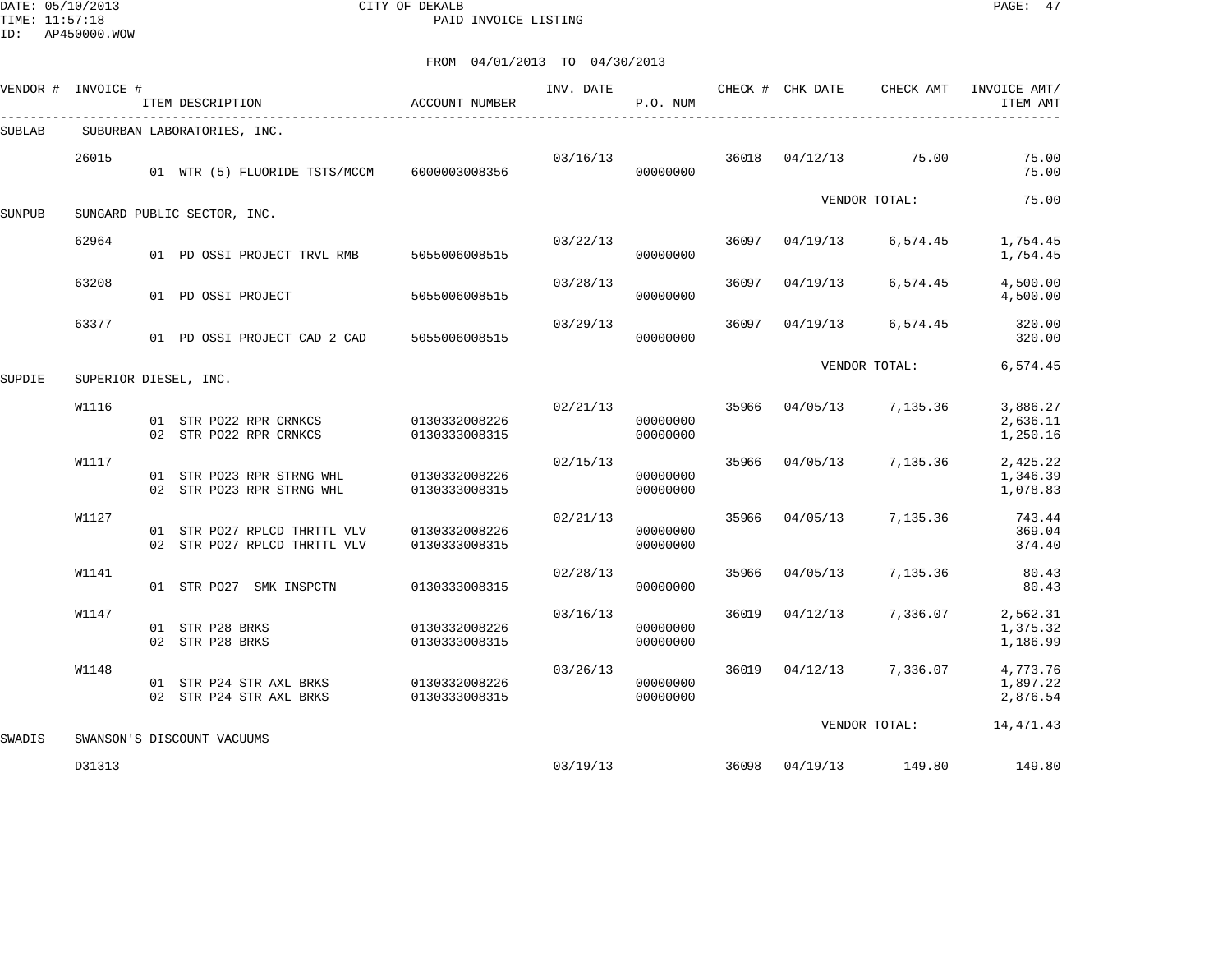DATE: 05/10/2013
TIME: 11:57:18
ID: AP450000.WOW

CITY OF DEKALB
PAID INVOICE LISTING

FROM 04/01/2013 TO 04/30/2013

| VENDOR # | INVOICE # | ITEM DESCRIPTION | ACCOUNT NUMBER | INV. DATE | P.O. NUM | CHECK # | CHK DATE | CHECK AMT | INVOICE AMT/ ITEM AMT |
|---|---|---|---|---|---|---|---|---|---|
| SUBLAB | SUBURBAN LABORATORIES, INC. | | | | | | | | |
| | 26015 | | | 03/16/13 | | 36018 | 04/12/13 | 75.00 | 75.00 |
| | | 01 WTR (5) FLUORIDE TSTS/MCCM | 6000003008356 | | 00000000 | | | | 75.00 |
| | | | | | | | VENDOR TOTAL: | | 75.00 |
| SUNPUB | SUNGARD PUBLIC SECTOR, INC. | | | | | | | | |
| | 62964 | | | 03/22/13 | | 36097 | 04/19/13 | 6,574.45 | 1,754.45 |
| | | 01 PD OSSI PROJECT TRVL RMB | 5055006008515 | | 00000000 | | | | 1,754.45 |
| | 63208 | | | 03/28/13 | | 36097 | 04/19/13 | 6,574.45 | 4,500.00 |
| | | 01 PD OSSI PROJECT | 5055006008515 | | 00000000 | | | | 4,500.00 |
| | 63377 | | | 03/29/13 | | 36097 | 04/19/13 | 6,574.45 | 320.00 |
| | | 01 PD OSSI PROJECT CAD 2 CAD | 5055006008515 | | 00000000 | | | | 320.00 |
| | | | | | | | VENDOR TOTAL: | | 6,574.45 |
| SUPDIE | SUPERIOR DIESEL, INC. | | | | | | | | |
| | W1116 | | | 02/21/13 | | 35966 | 04/05/13 | 7,135.36 | 3,886.27 |
| | | 01 STR PO22 RPR CRNKCS | 0130332008226 | | 00000000 | | | | 2,636.11 |
| | | 02 STR PO22 RPR CRNKCS | 0130333008315 | | 00000000 | | | | 1,250.16 |
| | W1117 | | | 02/15/13 | | 35966 | 04/05/13 | 7,135.36 | 2,425.22 |
| | | 01 STR PO23 RPR STRNG WHL | 0130332008226 | | 00000000 | | | | 1,346.39 |
| | | 02 STR PO23 RPR STRNG WHL | 0130333008315 | | 00000000 | | | | 1,078.83 |
| | W1127 | | | 02/21/13 | | 35966 | 04/05/13 | 7,135.36 | 743.44 |
| | | 01 STR PO27 RPLCD THRTTL VLV | 0130332008226 | | 00000000 | | | | 369.04 |
| | | 02 STR PO27 RPLCD THRTTL VLV | 0130333008315 | | 00000000 | | | | 374.40 |
| | W1141 | | | 02/28/13 | | 35966 | 04/05/13 | 7,135.36 | 80.43 |
| | | 01 STR PO27 SMK INSPCTN | 0130333008315 | | 00000000 | | | | 80.43 |
| | W1147 | | | 03/16/13 | | 36019 | 04/12/13 | 7,336.07 | 2,562.31 |
| | | 01 STR P28 BRKS | 0130332008226 | | 00000000 | | | | 1,375.32 |
| | | 02 STR P28 BRKS | 0130333008315 | | 00000000 | | | | 1,186.99 |
| | W1148 | | | 03/26/13 | | 36019 | 04/12/13 | 7,336.07 | 4,773.76 |
| | | 01 STR P24 STR AXL BRKS | 0130332008226 | | 00000000 | | | | 1,897.22 |
| | | 02 STR P24 STR AXL BRKS | 0130333008315 | | 00000000 | | | | 2,876.54 |
| | | | | | | | VENDOR TOTAL: | | 14,471.43 |
| SWADIS | SWANSON'S DISCOUNT VACUUMS | | | | | | | | |
| | D31313 | | | 03/19/13 | | 36098 | 04/19/13 | 149.80 | 149.80 |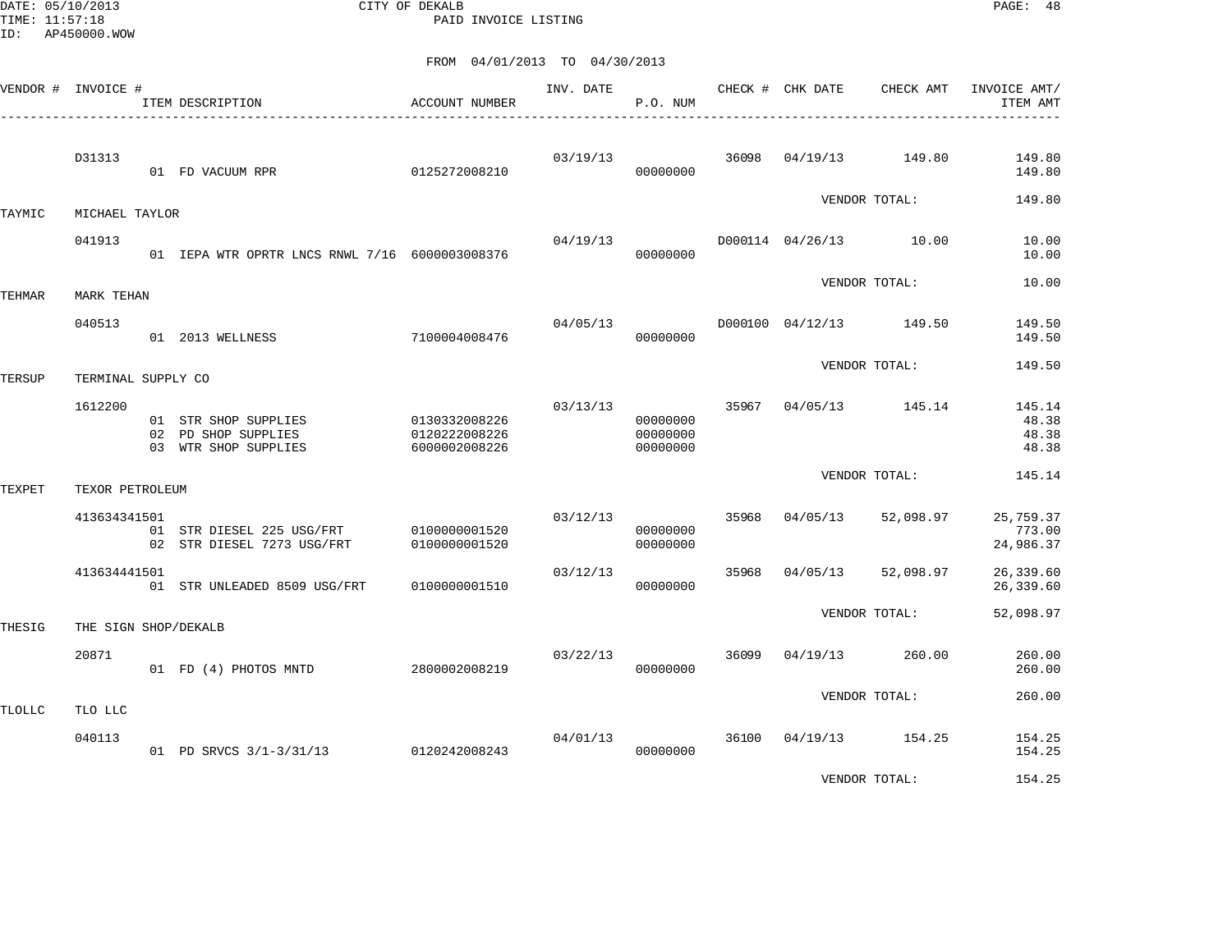CITY OF DEKALB
PAID INVOICE LISTING

DATE: 05/10/2013
TIME: 11:57:18
ID: AP450000.WOW

FROM 04/01/2013 TO 04/30/2013

| VENDOR # | INVOICE # | ITEM DESCRIPTION | ACCOUNT NUMBER | INV. DATE | P.O. NUM | CHECK # | CHK DATE | CHECK AMT | INVOICE AMT/ ITEM AMT |
|---|---|---|---|---|---|---|---|---|---|
| | D31313 | | | 03/19/13 | | 36098 | 04/19/13 | 149.80 | 149.80 |
| | | 01 FD VACUUM RPR | 0125272008210 | | 00000000 | | | | 149.80 |
| | | | | | | | VENDOR TOTAL: | | 149.80 |
| TAYMIC | MICHAEL TAYLOR | | | | | | | | |
| | 041913 | | | 04/19/13 | | D000114 | 04/26/13 | 10.00 | 10.00 |
| | | 01 IEPA WTR OPRTR LNCS RNWL 7/16 | 6000003008376 | | 00000000 | | | | 10.00 |
| | | | | | | | VENDOR TOTAL: | | 10.00 |
| TEHMAR | MARK TEHAN | | | | | | | | |
| | 040513 | | | 04/05/13 | | D000100 | 04/12/13 | 149.50 | 149.50 |
| | | 01 2013 WELLNESS | 7100004008476 | | 00000000 | | | | 149.50 |
| | | | | | | | VENDOR TOTAL: | | 149.50 |
| TERSUP | TERMINAL SUPPLY CO | | | | | | | | |
| | 1612200 | | | 03/13/13 | | 35967 | 04/05/13 | 145.14 | 145.14 |
| | | 01 STR SHOP SUPPLIES | 0130332008226 | | 00000000 | | | | 48.38 |
| | | 02 PD SHOP SUPPLIES | 0120222008226 | | 00000000 | | | | 48.38 |
| | | 03 WTR SHOP SUPPLIES | 6000002008226 | | 00000000 | | | | 48.38 |
| | | | | | | | VENDOR TOTAL: | | 145.14 |
| TEXPET | TEXOR PETROLEUM | | | | | | | | |
| | 413634341501 | | | 03/12/13 | | 35968 | 04/05/13 | 52,098.97 | 25,759.37 |
| | | 01 STR DIESEL 225 USG/FRT | 0100000001520 | | 00000000 | | | | 773.00 |
| | | 02 STR DIESEL 7273 USG/FRT | 0100000001520 | | 00000000 | | | | 24,986.37 |
| | 413634441501 | | | 03/12/13 | | 35968 | 04/05/13 | 52,098.97 | 26,339.60 |
| | | 01 STR UNLEADED 8509 USG/FRT | 0100000001510 | | 00000000 | | | | 26,339.60 |
| | | | | | | | VENDOR TOTAL: | | 52,098.97 |
| THESIG | THE SIGN SHOP/DEKALB | | | | | | | | |
| | 20871 | | | 03/22/13 | | 36099 | 04/19/13 | 260.00 | 260.00 |
| | | 01 FD (4) PHOTOS MNTD | 2800002008219 | | 00000000 | | | | 260.00 |
| | | | | | | | VENDOR TOTAL: | | 260.00 |
| TLOLLC | TLO LLC | | | | | | | | |
| | 040113 | | | 04/01/13 | | 36100 | 04/19/13 | 154.25 | 154.25 |
| | | 01 PD SRVCS 3/1-3/31/13 | 0120242008243 | | 00000000 | | | | 154.25 |
| | | | | | | | VENDOR TOTAL: | | 154.25 |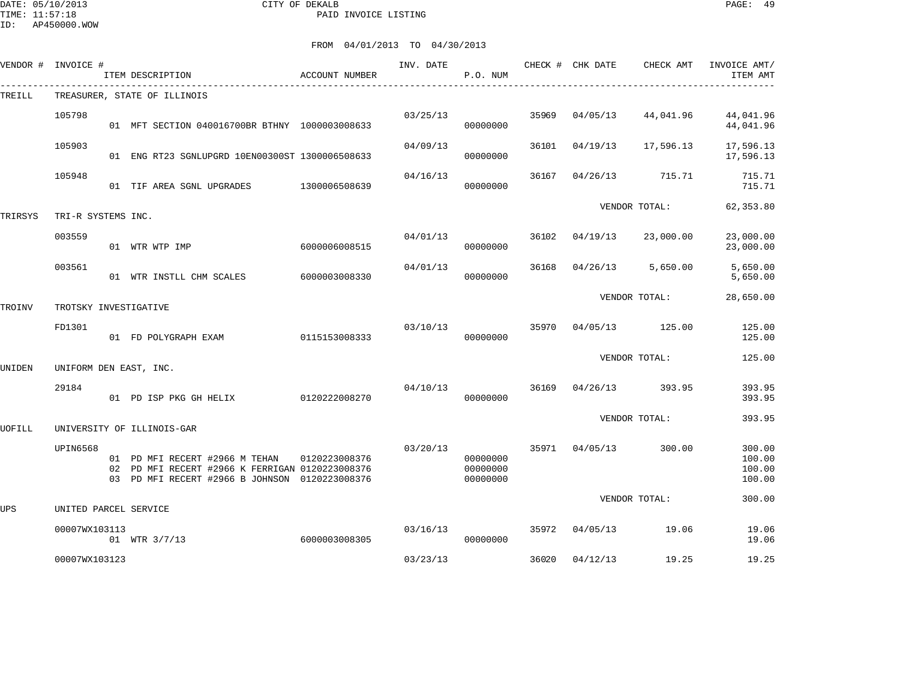DATE: 05/10/2013 CITY OF DEKALB
TIME: 11:57:18 PAID INVOICE LISTING
ID: AP450000.WOW

FROM 04/01/2013 TO 04/30/2013

| VENDOR # | INVOICE # | ITEM DESCRIPTION | ACCOUNT NUMBER | INV. DATE | P.O. NUM | CHECK # | CHK DATE | CHECK AMT | INVOICE AMT/ ITEM AMT |
|---|---|---|---|---|---|---|---|---|---|
| TREILL | TREASURER, STATE OF ILLINOIS | | | | | | | | |
| | 105798 | | | 03/25/13 | | 35969 | 04/05/13 | 44,041.96 | 44,041.96 |
| | | 01 MFT SECTION 040016700BR BTHNY | 1000003008633 | | 00000000 | | | | 44,041.96 |
| | 105903 | | | 04/09/13 | | 36101 | 04/19/13 | 17,596.13 | 17,596.13 |
| | | 01 ENG RT23 SGNLUPGRD 10EN00300ST | 1300006508633 | | 00000000 | | | | 17,596.13 |
| | 105948 | | | 04/16/13 | | 36167 | 04/26/13 | 715.71 | 715.71 |
| | | 01 TIF AREA SGNL UPGRADES | 1300006508639 | | 00000000 | | | | 715.71 |
| | | | | | | | VENDOR TOTAL: | | 62,353.80 |
| TRIRSYS | TRI-R SYSTEMS INC. | | | | | | | | |
| | 003559 | | | 04/01/13 | | 36102 | 04/19/13 | 23,000.00 | 23,000.00 |
| | | 01 WTR WTP IMP | 6000006008515 | | 00000000 | | | | 23,000.00 |
| | 003561 | | | 04/01/13 | | 36168 | 04/26/13 | 5,650.00 | 5,650.00 |
| | | 01 WTR INSTLL CHM SCALES | 6000003008330 | | 00000000 | | | | 5,650.00 |
| | | | | | | | VENDOR TOTAL: | | 28,650.00 |
| TROINV | TROTSKY INVESTIGATIVE | | | | | | | | |
| | FD1301 | | | 03/10/13 | | 35970 | 04/05/13 | 125.00 | 125.00 |
| | | 01 FD POLYGRAPH EXAM | 0115153008333 | | 00000000 | | | | 125.00 |
| | | | | | | | VENDOR TOTAL: | | 125.00 |
| UNIDEN | UNIFORM DEN EAST, INC. | | | | | | | | |
| | 29184 | | | 04/10/13 | | 36169 | 04/26/13 | 393.95 | 393.95 |
| | | 01 PD ISP PKG GH HELIX | 0120222008270 | | 00000000 | | | | 393.95 |
| | | | | | | | VENDOR TOTAL: | | 393.95 |
| UOFILL | UNIVERSITY OF ILLINOIS-GAR | | | | | | | | |
| | UPIN6568 | | | 03/20/13 | | 35971 | 04/05/13 | 300.00 | 300.00 |
| | | 01 PD MFI RECERT #2966 M TEHAN | 0120223008376 | | 00000000 | | | | 100.00 |
| | | 02 PD MFI RECERT #2966 K FERRIGAN | 0120223008376 | | 00000000 | | | | 100.00 |
| | | 03 PD MFI RECERT #2966 B JOHNSON | 0120223008376 | | 00000000 | | | | 100.00 |
| | | | | | | | VENDOR TOTAL: | | 300.00 |
| UPS | UNITED PARCEL SERVICE | | | | | | | | |
| | 00007WX103113 | | | 03/16/13 | | 35972 | 04/05/13 | 19.06 | 19.06 |
| | | 01 WTR 3/7/13 | 6000003008305 | | 00000000 | | | | 19.06 |
| | 00007WX103123 | | | 03/23/13 | | 36020 | 04/12/13 | 19.25 | 19.25 |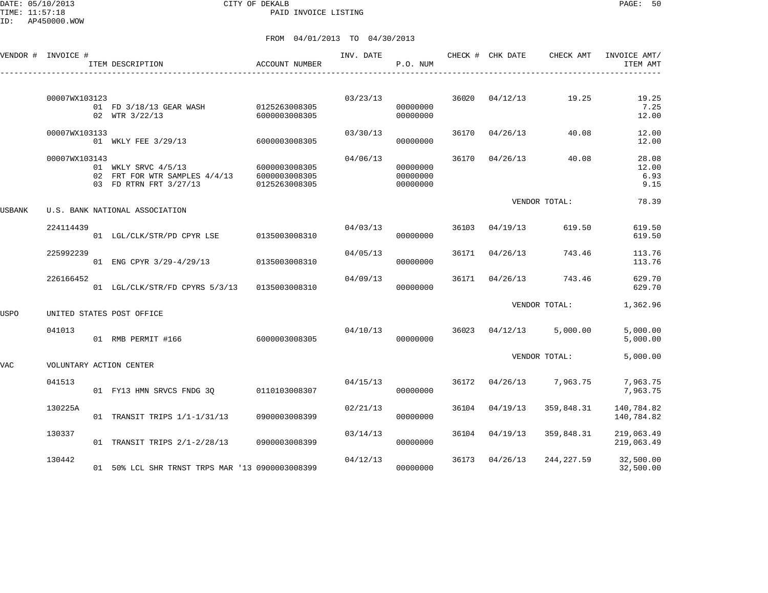CITY OF DEKALB
PAID INVOICE LISTING

DATE: 05/10/2013
TIME: 11:57:18
ID: AP450000.WOW

FROM 04/01/2013 TO 04/30/2013

| VENDOR # | INVOICE # | ITEM DESCRIPTION | ACCOUNT NUMBER | INV. DATE | P.O. NUM | CHECK # | CHK DATE | CHECK AMT | INVOICE AMT/ ITEM AMT |
|---|---|---|---|---|---|---|---|---|---|
| | 00007WX103123 | | | 03/23/13 | | 36020 | 04/12/13 | 19.25 | 19.25 |
| | | 01 FD 3/18/13 GEAR WASH | 0125263008305 | | 00000000 | | | | 7.25 |
| | | 02 WTR 3/22/13 | 6000003008305 | | 00000000 | | | | 12.00 |
| | 00007WX103133 | | | 03/30/13 | | 36170 | 04/26/13 | 40.08 | 12.00 |
| | | 01 WKLY FEE 3/29/13 | 6000003008305 | | 00000000 | | | | 12.00 |
| | 00007WX103143 | | | 04/06/13 | | 36170 | 04/26/13 | 40.08 | 28.08 |
| | | 01 WKLY SRVC 4/5/13 | 6000003008305 | | 00000000 | | | | 12.00 |
| | | 02 FRT FOR WTR SAMPLES 4/4/13 | 6000003008305 | | 00000000 | | | | 6.93 |
| | | 03 FD RTRN FRT 3/27/13 | 0125263008305 | | 00000000 | | | | 9.15 |
| | | | | | | | | VENDOR TOTAL: | 78.39 |
| USBANK | U.S. BANK NATIONAL ASSOCIATION | | | | | | | | |
| | 224114439 | | | 04/03/13 | | 36103 | 04/19/13 | 619.50 | 619.50 |
| | | 01 LGL/CLK/STR/PD CPYR LSE | 0135003008310 | | 00000000 | | | | 619.50 |
| | 225992239 | | | 04/05/13 | | 36171 | 04/26/13 | 743.46 | 113.76 |
| | | 01 ENG CPYR 3/29-4/29/13 | 0135003008310 | | 00000000 | | | | 113.76 |
| | 226166452 | | | 04/09/13 | | 36171 | 04/26/13 | 743.46 | 629.70 |
| | | 01 LGL/CLK/STR/FD CPYRS 5/3/13 | 0135003008310 | | 00000000 | | | | 629.70 |
| | | | | | | | | VENDOR TOTAL: | 1,362.96 |
| USPO | UNITED STATES POST OFFICE | | | | | | | | |
| | 041013 | | | 04/10/13 | | 36023 | 04/12/13 | 5,000.00 | 5,000.00 |
| | | 01 RMB PERMIT #166 | 6000003008305 | | 00000000 | | | | 5,000.00 |
| | | | | | | | | VENDOR TOTAL: | 5,000.00 |
| VAC | VOLUNTARY ACTION CENTER | | | | | | | | |
| | 041513 | | | 04/15/13 | | 36172 | 04/26/13 | 7,963.75 | 7,963.75 |
| | | 01 FY13 HMN SRVCS FNDG 3Q | 0110103008307 | | 00000000 | | | | 7,963.75 |
| | 130225A | | | 02/21/13 | | 36104 | 04/19/13 | 359,848.31 | 140,784.82 |
| | | 01 TRANSIT TRIPS 1/1-1/31/13 | 0900003008399 | | 00000000 | | | | 140,784.82 |
| | 130337 | | | 03/14/13 | | 36104 | 04/19/13 | 359,848.31 | 219,063.49 |
| | | 01 TRANSIT TRIPS 2/1-2/28/13 | 0900003008399 | | 00000000 | | | | 219,063.49 |
| | 130442 | | | 04/12/13 | | 36173 | 04/26/13 | 244,227.59 | 32,500.00 |
| | | 01 50% LCL SHR TRNST TRPS MAR '13 | 0900003008399 | | 00000000 | | | | 32,500.00 |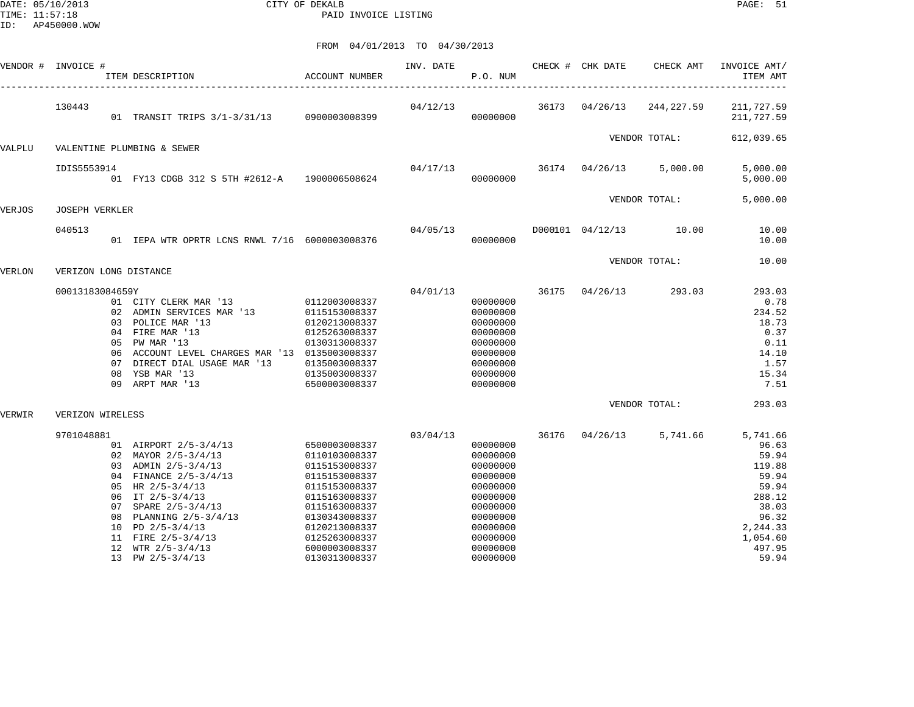CITY OF DEKALB
PAID INVOICE LISTING

DATE: 05/10/2013
TIME: 11:57:18
ID: AP450000.WOW

FROM 04/01/2013 TO 04/30/2013

| VENDOR # | INVOICE # | ITEM DESCRIPTION | ACCOUNT NUMBER | INV. DATE | P.O. NUM | CHECK # | CHK DATE | CHECK AMT | INVOICE AMT/ ITEM AMT |
|---|---|---|---|---|---|---|---|---|---|
| | 130443 | | | 04/12/13 | | 36173 | 04/26/13 | 244,227.59 | 211,727.59 |
| | | 01 TRANSIT TRIPS 3/1-3/31/13 | 0900003008399 | | 00000000 | | | | 211,727.59 |
| | | | | | | | | VENDOR TOTAL: | 612,039.65 |
| VALPLU | VALENTINE PLUMBING & SEWER | | | | | | | | |
| | IDIS5553914 | | | 04/17/13 | | 36174 | 04/26/13 | 5,000.00 | 5,000.00 |
| | | 01 FY13 CDGB 312 S 5TH #2612-A | 1900006508624 | | 00000000 | | | | 5,000.00 |
| | | | | | | | | VENDOR TOTAL: | 5,000.00 |
| VERJOS | JOSEPH VERKLER | | | | | | | | |
| | 040513 | | | 04/05/13 | | D000101 | 04/12/13 | 10.00 | 10.00 |
| | | 01 IEPA WTR OPRTR LCNS RNWL 7/16 | 6000003008376 | | 00000000 | | | | 10.00 |
| | | | | | | | | VENDOR TOTAL: | 10.00 |
| VERLON | VERIZON LONG DISTANCE | | | | | | | | |
| | 00013183084659Y | | | 04/01/13 | | 36175 | 04/26/13 | 293.03 | 293.03 |
| | | 01 CITY CLERK MAR '13 | 0112003008337 | | 00000000 | | | | 0.78 |
| | | 02 ADMIN SERVICES MAR '13 | 0115153008337 | | 00000000 | | | | 234.52 |
| | | 03 POLICE MAR '13 | 0120213008337 | | 00000000 | | | | 18.73 |
| | | 04 FIRE MAR '13 | 0125263008337 | | 00000000 | | | | 0.37 |
| | | 05 PW MAR '13 | 0130313008337 | | 00000000 | | | | 0.11 |
| | | 06 ACCOUNT LEVEL CHARGES MAR '13 | 0135003008337 | | 00000000 | | | | 14.10 |
| | | 07 DIRECT DIAL USAGE MAR '13 | 0135003008337 | | 00000000 | | | | 1.57 |
| | | 08 YSB MAR '13 | 0135003008337 | | 00000000 | | | | 15.34 |
| | | 09 ARPT MAR '13 | 6500003008337 | | 00000000 | | | | 7.51 |
| | | | | | | | | VENDOR TOTAL: | 293.03 |
| VERWIR | VERIZON WIRELESS | | | | | | | | |
| | 9701048881 | | | 03/04/13 | | 36176 | 04/26/13 | 5,741.66 | 5,741.66 |
| | | 01 AIRPORT 2/5-3/4/13 | 6500003008337 | | 00000000 | | | | 96.63 |
| | | 02 MAYOR 2/5-3/4/13 | 0110103008337 | | 00000000 | | | | 59.94 |
| | | 03 ADMIN 2/5-3/4/13 | 0115153008337 | | 00000000 | | | | 119.88 |
| | | 04 FINANCE 2/5-3/4/13 | 0115153008337 | | 00000000 | | | | 59.94 |
| | | 05 HR 2/5-3/4/13 | 0115153008337 | | 00000000 | | | | 59.94 |
| | | 06 IT 2/5-3/4/13 | 0115153008337 | | 00000000 | | | | 288.12 |
| | | 07 SPARE 2/5-3/4/13 | 0115163008337 | | 00000000 | | | | 38.03 |
| | | 08 PLANNING 2/5-3/4/13 | 0130343008337 | | 00000000 | | | | 96.32 |
| | | 10 PD 2/5-3/4/13 | 0120213008337 | | 00000000 | | | | 2,244.33 |
| | | 11 FIRE 2/5-3/4/13 | 0125263008337 | | 00000000 | | | | 1,054.60 |
| | | 12 WTR 2/5-3/4/13 | 6000003008337 | | 00000000 | | | | 497.95 |
| | | 13 PW 2/5-3/4/13 | 0130313008337 | | 00000000 | | | | 59.94 |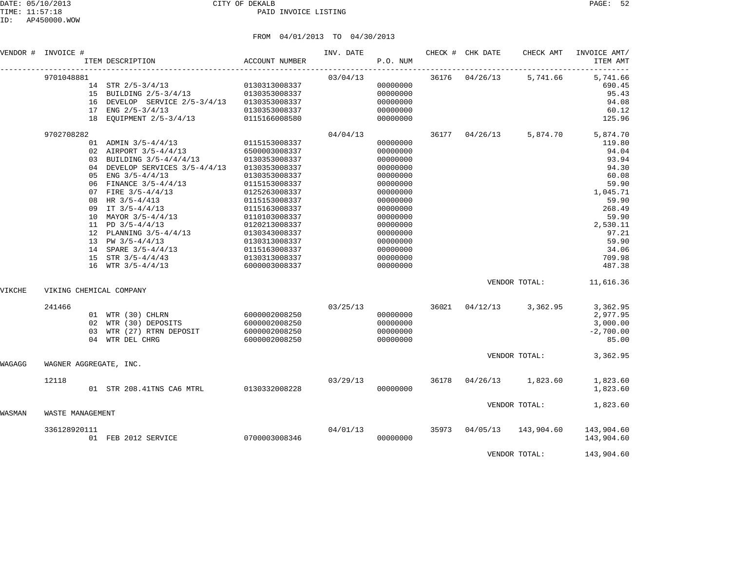FROM 04/01/2013 TO 04/30/2013

| VENDOR # | INVOICE # | ITEM DESCRIPTION | ACCOUNT NUMBER | INV. DATE | P.O. NUM | CHECK # | CHK DATE | CHECK AMT | INVOICE AMT/ ITEM AMT |
|---|---|---|---|---|---|---|---|---|---|
| | 9701048881 | | | 03/04/13 | | 36176 | 04/26/13 | 5,741.66 | 5,741.66 |
| | | 14 STR 2/5-3/4/13 | 0130313008337 | | 00000000 | | | | 690.45 |
| | | 15 BUILDING 2/5-3/4/13 | 0130353008337 | | 00000000 | | | | 95.43 |
| | | 16 DEVELOP SERVICE 2/5-3/4/13 | 0130353008337 | | 00000000 | | | | 94.08 |
| | | 17 ENG 2/5-3/4/13 | 0130353008337 | | 00000000 | | | | 60.12 |
| | | 18 EQUIPMENT 2/5-3/4/13 | 0115166008580 | | 00000000 | | | | 125.96 |
| | 9702708282 | | | 04/04/13 | | 36177 | 04/26/13 | 5,874.70 | 5,874.70 |
| | | 01 ADMIN 3/5-4/4/13 | 0115153008337 | | 00000000 | | | | 119.80 |
| | | 02 AIRPORT 3/5-4/4/13 | 6500003008337 | | 00000000 | | | | 94.04 |
| | | 03 BUILDING 3/5-4/4/4/13 | 0130353008337 | | 00000000 | | | | 93.94 |
| | | 04 DEVELOP SERVICES 3/5-4/4/13 | 0130353008337 | | 00000000 | | | | 94.30 |
| | | 05 ENG 3/5-4/4/13 | 0130353008337 | | 00000000 | | | | 60.08 |
| | | 06 FINANCE 3/5-4/4/13 | 0115153008337 | | 00000000 | | | | 59.90 |
| | | 07 FIRE 3/5-4/4/13 | 0125263008337 | | 00000000 | | | | 1,045.71 |
| | | 08 HR 3/5-4/413 | 0115153008337 | | 00000000 | | | | 59.90 |
| | | 09 IT 3/5-4/4/13 | 0115163008337 | | 00000000 | | | | 268.49 |
| | | 10 MAYOR 3/5-4/4/13 | 0110103008337 | | 00000000 | | | | 59.90 |
| | | 11 PD 3/5-4/4/13 | 0120213008337 | | 00000000 | | | | 2,530.11 |
| | | 12 PLANNING 3/5-4/4/13 | 0130343008337 | | 00000000 | | | | 97.21 |
| | | 13 PW 3/5-4/4/13 | 0130313008337 | | 00000000 | | | | 59.90 |
| | | 14 SPARE 3/5-4/4/13 | 0115163008337 | | 00000000 | | | | 34.06 |
| | | 15 STR 3/5-4/4/43 | 0130313008337 | | 00000000 | | | | 709.98 |
| | | 16 WTR 3/5-4/4/13 | 6000003008337 | | 00000000 | | | | 487.38 |
| | | | | | | | | VENDOR TOTAL: | 11,616.36 |
| VIKCHE | VIKING CHEMICAL COMPANY | | | | | | | | |
| | 241466 | | | 03/25/13 | | 36021 | 04/12/13 | 3,362.95 | 3,362.95 |
| | | 01 WTR (30) CHLRN | 6000002008250 | | 00000000 | | | | 2,977.95 |
| | | 02 WTR (30) DEPOSITS | 6000002008250 | | 00000000 | | | | 3,000.00 |
| | | 03 WTR (27) RTRN DEPOSIT | 6000002008250 | | 00000000 | | | | -2,700.00 |
| | | 04 WTR DEL CHRG | 6000002008250 | | 00000000 | | | | 85.00 |
| | | | | | | | | VENDOR TOTAL: | 3,362.95 |
| WAGAGG | WAGNER AGGREGATE, INC. | | | | | | | | |
| | 12118 | | | 03/29/13 | | 36178 | 04/26/13 | 1,823.60 | 1,823.60 |
| | | 01 STR 208.41TNS CA6 MTRL | 0130332008228 | | 00000000 | | | | 1,823.60 |
| | | | | | | | | VENDOR TOTAL: | 1,823.60 |
| WASMAN | WASTE MANAGEMENT | | | | | | | | |
| | 336128920111 | | | 04/01/13 | | 35973 | 04/05/13 | 143,904.60 | 143,904.60 |
| | | 01 FEB 2012 SERVICE | 0700003008346 | | 00000000 | | | | 143,904.60 |
| | | | | | | | | VENDOR TOTAL: | 143,904.60 |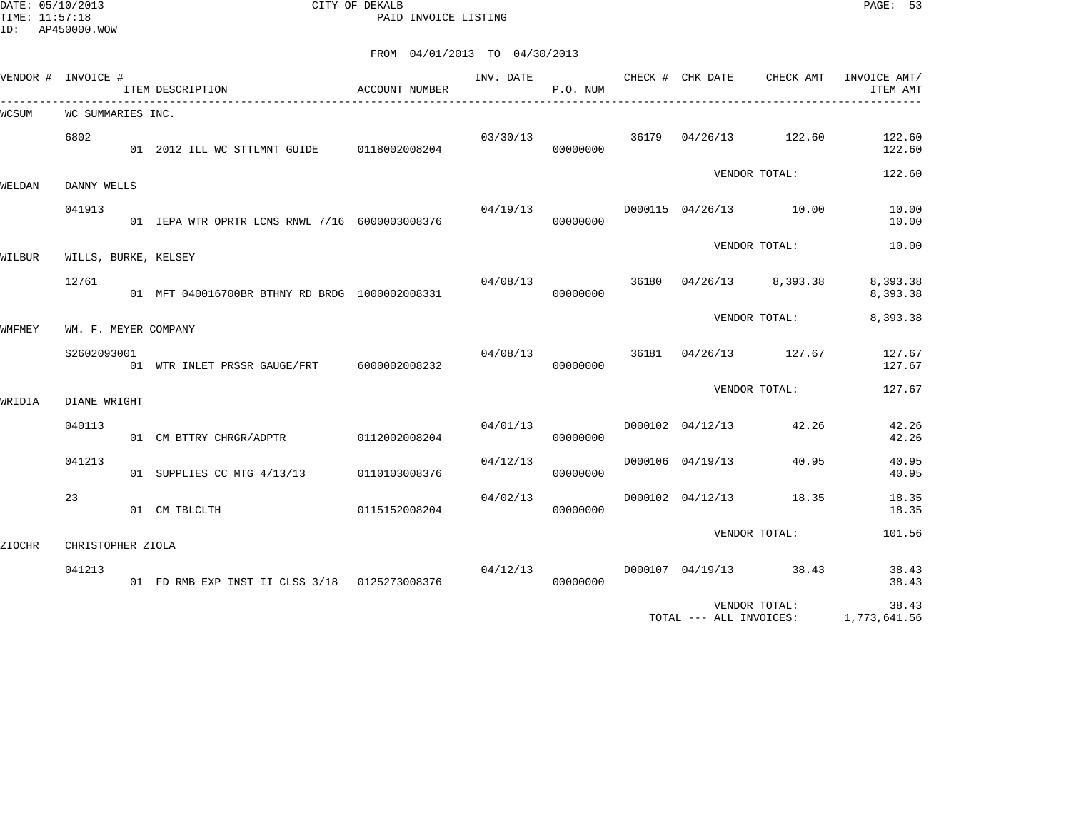DATE: 05/10/2013
TIME: 11:57:18
ID: AP450000.WOW

CITY OF DEKALB
PAID INVOICE LISTING

FROM 04/01/2013 TO 04/30/2013

| VENDOR # | INVOICE # | ITEM DESCRIPTION | ACCOUNT NUMBER | INV. DATE | P.O. NUM | CHECK # | CHK DATE | CHECK AMT | INVOICE AMT/ ITEM AMT |
|---|---|---|---|---|---|---|---|---|---|
| WCSUM | WC SUMMARIES INC. | | | | | | | | |
| | 6802 | | | 03/30/13 | | 36179 | 04/26/13 | 122.60 | 122.60 |
| | | 01 2012 ILL WC STTLMNT GUIDE | 0118002008204 | | 00000000 | | | | 122.60 |
| | | | | | | | | VENDOR TOTAL: | 122.60 |
| WELDAN | DANNY WELLS | | | | | | | | |
| | 041913 | | | 04/19/13 | | D000115 | 04/26/13 | 10.00 | 10.00 |
| | | 01 IEPA WTR OPRTR LCNS RNWL 7/16 | 6000003008376 | | 00000000 | | | | 10.00 |
| | | | | | | | | VENDOR TOTAL: | 10.00 |
| WILBUR | WILLS, BURKE, KELSEY | | | | | | | | |
| | 12761 | | | 04/08/13 | | 36180 | 04/26/13 | 8,393.38 | 8,393.38 |
| | | 01 MFT 040016700BR BTHNY RD BRDG | 1000002008331 | | 00000000 | | | | 8,393.38 |
| | | | | | | | | VENDOR TOTAL: | 8,393.38 |
| WMFMEY | WM. F. MEYER COMPANY | | | | | | | | |
| | S2602093001 | | | 04/08/13 | | 36181 | 04/26/13 | 127.67 | 127.67 |
| | | 01 WTR INLET PRSSR GAUGE/FRT | 6000002008232 | | 00000000 | | | | 127.67 |
| | | | | | | | | VENDOR TOTAL: | 127.67 |
| WRIDIA | DIANE WRIGHT | | | | | | | | |
| | 040113 | | | 04/01/13 | | D000102 | 04/12/13 | 42.26 | 42.26 |
| | | 01 CM BTTRY CHRGR/ADPTR | 0112002008204 | | 00000000 | | | | 42.26 |
| | 041213 | | | 04/12/13 | | D000106 | 04/19/13 | 40.95 | 40.95 |
| | | 01 SUPPLIES CC MTG 4/13/13 | 0110103008376 | | 00000000 | | | | 40.95 |
| | 23 | | | 04/02/13 | | D000102 | 04/12/13 | 18.35 | 18.35 |
| | | 01 CM TBLCLTH | 0115152008204 | | 00000000 | | | | 18.35 |
| | | | | | | | | VENDOR TOTAL: | 101.56 |
| ZIOCHR | CHRISTOPHER ZIOLA | | | | | | | | |
| | 041213 | | | 04/12/13 | | D000107 | 04/19/13 | 38.43 | 38.43 |
| | | 01 FD RMB EXP INST II CLSS 3/18 | 0125273008376 | | 00000000 | | | | 38.43 |
| | | | | | | | | VENDOR TOTAL: | 38.43 |
| | | | | | | | TOTAL --- ALL INVOICES: | | 1,773,641.56 |